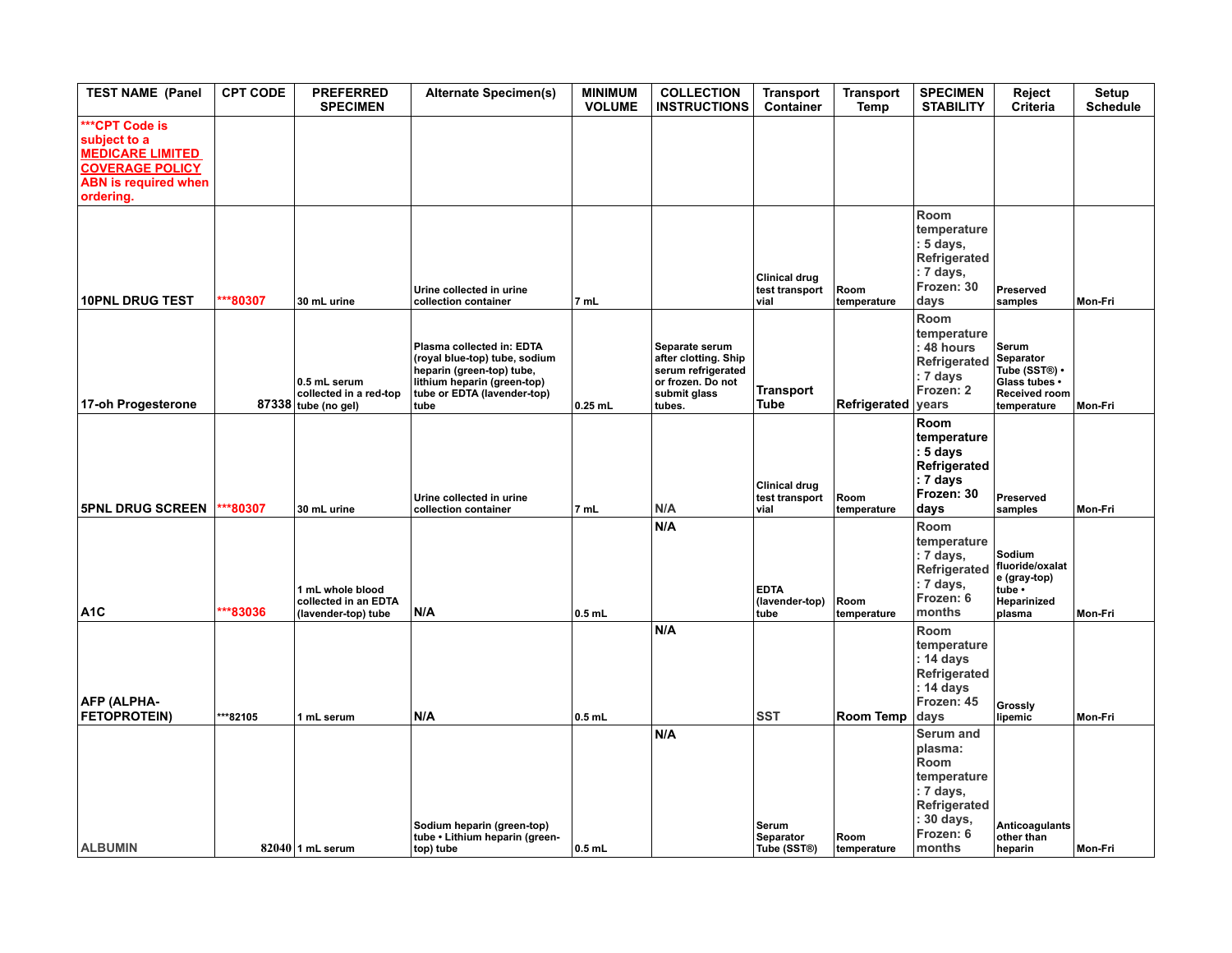| TEST NAME (Panel | CPT CODE | PREFERRED SPECIMEN | Alternate Specimen(s) | MINIMUM VOLUME | COLLECTION INSTRUCTIONS | Transport Container | Transport Temp | SPECIMEN STABILITY | Reject Criteria | Setup Schedule |
|---|---|---|---|---|---|---|---|---|---|---|
| ***CPT Code is subject to a MEDICARE LIMITED COVERAGE POLICY ABN is required when ordering. | | | | | | | | | | |
| 10PNL DRUG TEST | ***80307 | 30 mL urine | Urine collected in urine collection container | 7 mL | | Clinical drug test transport vial | Room temperature | Room temperature: 5 days, Refrigerated: 7 days, Frozen: 30 days | Preserved samples | Mon-Fri |
| 17-oh Progesterone | 87338 | 0.5 mL serum collected in a red-top tube (no gel) | Plasma collected in: EDTA (royal blue-top) tube, sodium heparin (green-top) tube, lithium heparin (green-top) tube or EDTA (lavender-top) tube | 0.25 mL | Separate serum after clotting. Ship serum refrigerated or frozen. Do not submit glass tubes. | Transport Tube | Refrigerated | Room temperature: 48 hours Refrigerated: 7 days Frozen: 2 years | Serum Separator Tube (SST®) • Glass tubes • Received room temperature | Mon-Fri |
| 5PNL DRUG SCREEN | ***80307 | 30 mL urine | Urine collected in urine collection container | 7 mL | N/A | Clinical drug test transport vial | Room temperature | Room temperature: 5 days Refrigerated: 7 days Frozen: 30 days | Preserved samples | Mon-Fri |
| A1C | ***83036 | 1 mL whole blood collected in an EDTA (lavender-top) tube | N/A | 0.5 mL | N/A | EDTA (lavender-top) tube | Room temperature | Room temperature: 7 days, Refrigerated: 7 days, Frozen: 6 months | Sodium fluoride/oxalate (gray-top) tube • Heparinized plasma | Mon-Fri |
| AFP (ALPHA-FETOPROTEIN) | ***82105 | 1 mL serum | N/A | 0.5 mL | N/A | SST | Room Temp | Room temperature: 14 days Refrigerated: 14 days Frozen: 45 days | Grossly lipemic | Mon-Fri |
| ALBUMIN | 82040 | 1 mL serum | Sodium heparin (green-top) tube • Lithium heparin (green-top) tube | 0.5 mL | N/A | Serum Separator Tube (SST®) | Room temperature | Serum and plasma: Room temperature: 7 days, Refrigerated: 30 days, Frozen: 6 months | Anticoagulants other than heparin | Mon-Fri |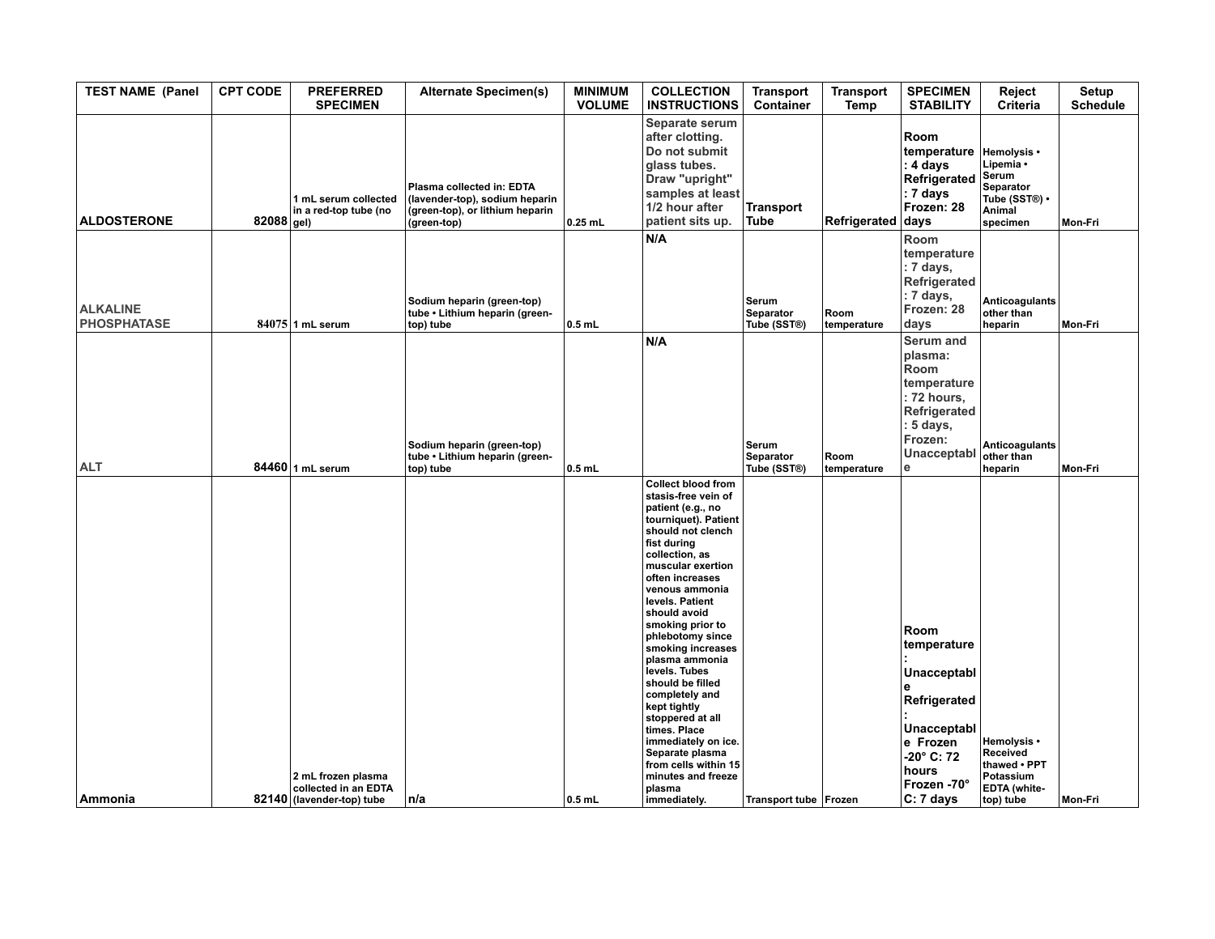| TEST NAME (Panel | CPT CODE | PREFERRED SPECIMEN | Alternate Specimen(s) | MINIMUM VOLUME | COLLECTION INSTRUCTIONS | Transport Container | Transport Temp | SPECIMEN STABILITY | Reject Criteria | Setup Schedule |
|---|---|---|---|---|---|---|---|---|---|---|
| ALDOSTERONE | 82088 | 1 mL serum collected in a red-top tube (no gel) | Plasma collected in: EDTA (lavender-top), sodium heparin (green-top), or lithium heparin (green-top) | 0.25 mL | Separate serum after clotting. Do not submit glass tubes. Draw "upright" samples at least 1/2 hour after patient sits up. | Transport Tube | Refrigerated | Room temperature: 4 days Refrigerated: 7 days Frozen: 28 days | Hemolysis • Lipemia • Serum Separator Tube (SST®) • Animal specimen | Mon-Fri |
| ALKALINE PHOSPHATASE | 84075 | 1 mL serum | Sodium heparin (green-top) tube • Lithium heparin (green-top) tube | 0.5 mL | N/A | Serum Separator Tube (SST®) | Room temperature | Room temperature: 7 days, Refrigerated: 7 days, Frozen: 28 days | Anticoagulants other than heparin | Mon-Fri |
| ALT | 84460 | 1 mL serum | Sodium heparin (green-top) tube • Lithium heparin (green-top) tube | 0.5 mL | N/A | Serum Separator Tube (SST®) | Room temperature | Serum and plasma: Room temperature: 72 hours, Refrigerated: 5 days, Frozen: Unacceptable | Anticoagulants other than heparin | Mon-Fri |
| Ammonia | 82140 | 2 mL frozen plasma collected in an EDTA (lavender-top) tube | n/a | 0.5 mL | Collect blood from stasis-free vein of patient (e.g., no tourniquet). Patient should not clench fist during collection, as muscular exertion often increases venous ammonia levels. Patient should avoid smoking prior to phlebotomy since smoking increases plasma ammonia levels. Tubes should be filled completely and kept tightly stoppered at all times. Place immediately on ice. Separate plasma from cells within 15 minutes and freeze plasma immediately. | Transport tube | Frozen | Room temperature: Unacceptable Refrigerated: Unacceptable Frozen -20° C: 72 hours Frozen -70° C: 7 days | Hemolysis • Received thawed • PPT Potassium EDTA (white-top) tube | Mon-Fri |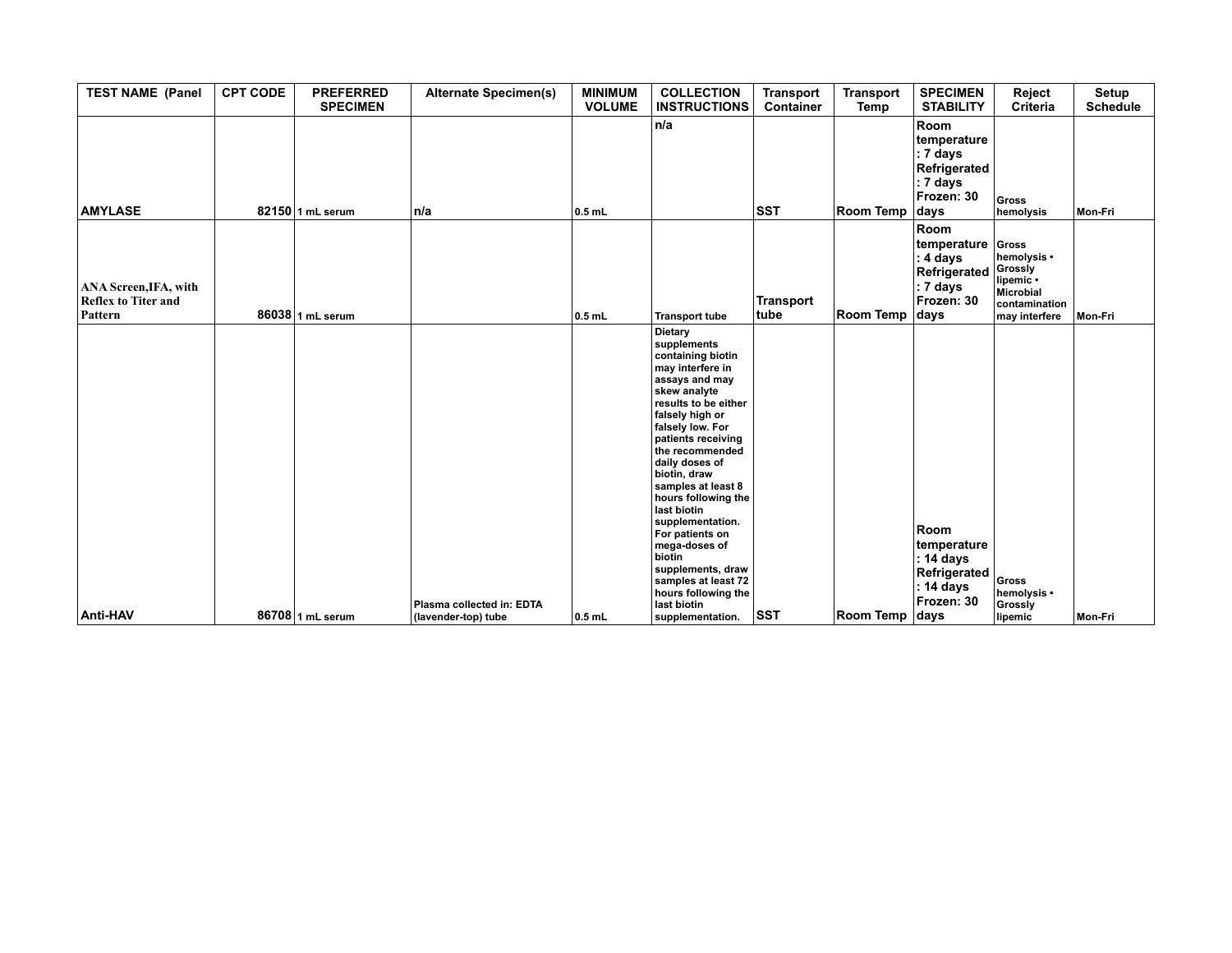| TEST NAME (Panel | CPT CODE | PREFERRED SPECIMEN | Alternate Specimen(s) | MINIMUM VOLUME | COLLECTION INSTRUCTIONS | Transport Container | Transport Temp | SPECIMEN STABILITY | Reject Criteria | Setup Schedule |
|---|---|---|---|---|---|---|---|---|---|---|
| AMYLASE | 82150 | 1 mL serum | n/a | 0.5 mL | n/a | SST | Room Temp | Room temperature : 7 days Refrigerated : 7 days Frozen: 30 days | Gross hemolysis | Mon-Fri |
| ANA Screen,IFA, with Reflex to Titer and Pattern | 86038 | 1 mL serum | | 0.5 mL | Transport tube | Transport tube | Room Temp | Room temperature : 4 days Refrigerated : 7 days Frozen: 30 days | Gross hemolysis • Grossly lipemic • Microbial contamination may interfere | Mon-Fri |
| Anti-HAV | 86708 | 1 mL serum | Plasma collected in: EDTA (lavender-top) tube | 0.5 mL | Dietary supplements containing biotin may interfere in assays and may skew analyte results to be either falsely high or falsely low. For patients receiving the recommended daily doses of biotin, draw samples at least 8 hours following the last biotin supplementation. For patients on mega-doses of biotin supplements, draw samples at least 72 hours following the last biotin supplementation. | SST | Room Temp | Room temperature : 14 days Refrigerated : 14 days Frozen: 30 days | Gross hemolysis • Grossly lipemic | Mon-Fri |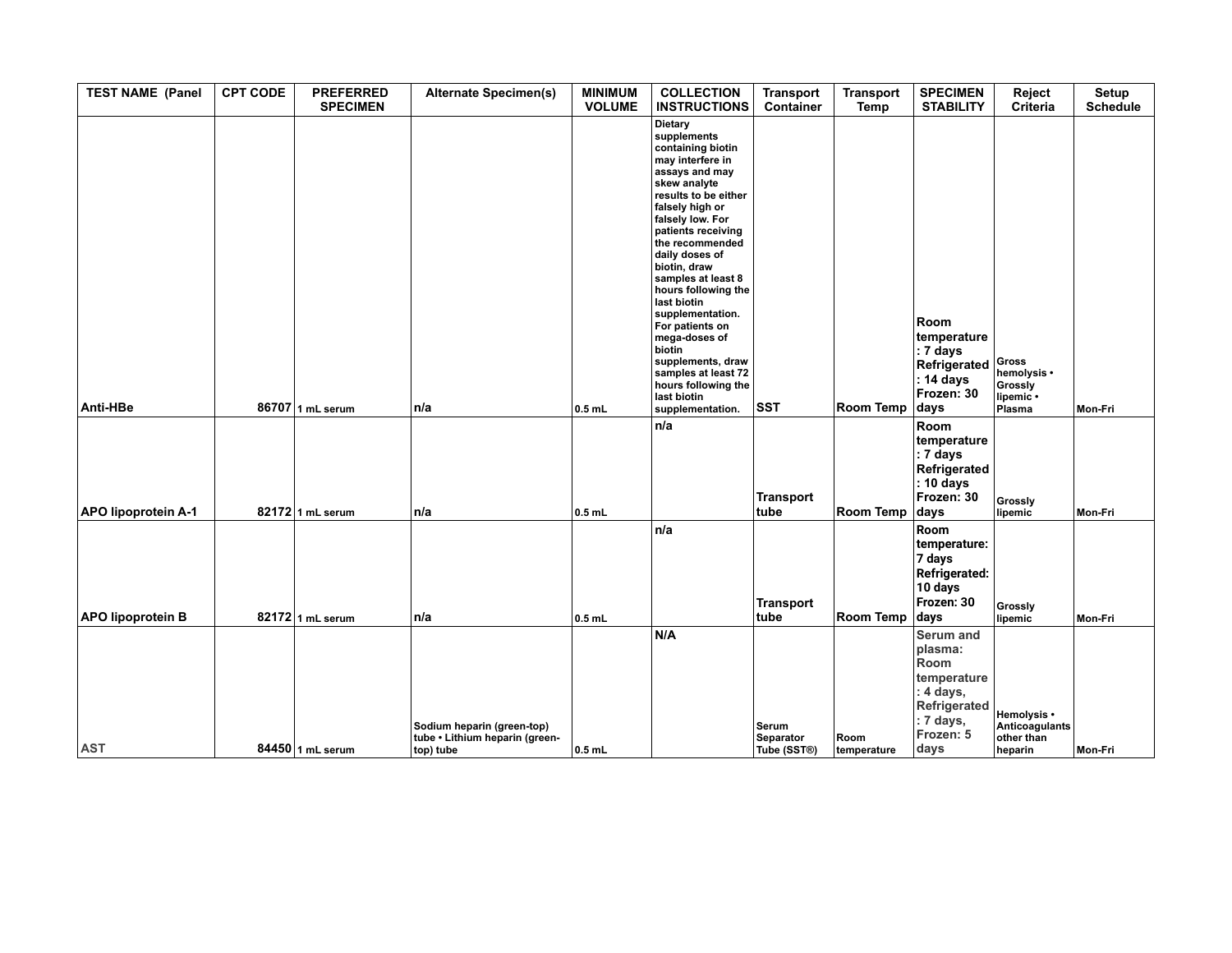| TEST NAME (Panel | CPT CODE | PREFERRED SPECIMEN | Alternate Specimen(s) | MINIMUM VOLUME | COLLECTION INSTRUCTIONS | Transport Container | Transport Temp | SPECIMEN STABILITY | Reject Criteria | Setup Schedule |
|---|---|---|---|---|---|---|---|---|---|---|
| Anti-HBe | 86707 | 1 mL serum | n/a | 0.5 mL | Dietary supplements containing biotin may interfere in assays and may skew analyte results to be either falsely high or falsely low. For patients receiving the recommended daily doses of biotin, draw samples at least 8 hours following the last biotin supplementation. For patients on mega-doses of biotin supplements, draw samples at least 72 hours following the last biotin supplementation. | SST | Room Temp | Room temperature: 7 days Refrigerated: 14 days Frozen: 30 days | Gross hemolysis • Grossly lipemic • Plasma | Mon-Fri |
| APO lipoprotein A-1 | 82172 | 1 mL serum | n/a | 0.5 mL | n/a | Transport tube | Room Temp | Room temperature: 7 days Refrigerated: 10 days Frozen: 30 days | Grossly lipemic | Mon-Fri |
| APO lipoprotein B | 82172 | 1 mL serum | n/a | 0.5 mL | n/a | Transport tube | Room Temp | Room temperature: 7 days Refrigerated: 10 days Frozen: 30 days | Grossly lipemic | Mon-Fri |
| AST | 84450 | 1 mL serum | Sodium heparin (green-top) tube • Lithium heparin (green-top) tube | 0.5 mL | N/A | Serum Separator Tube (SST®) | Room temperature | Serum and plasma: Room temperature: 4 days, Refrigerated: 7 days, Frozen: 5 days | Hemolysis • Anticoagulants other than heparin | Mon-Fri |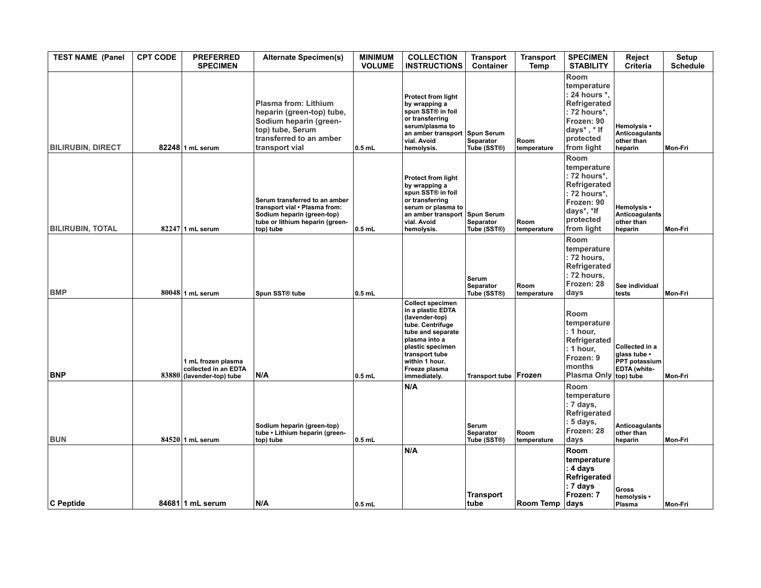| TEST NAME (Panel | CPT CODE | PREFERRED SPECIMEN | Alternate Specimen(s) | MINIMUM VOLUME | COLLECTION INSTRUCTIONS | Transport Container | Transport Temp | SPECIMEN STABILITY | Reject Criteria | Setup Schedule |
|---|---|---|---|---|---|---|---|---|---|---|
| BILIRUBIN, DIRECT | 82248 | 1 mL serum | Plasma from: Lithium heparin (green-top) tube, Sodium heparin (green-top) tube, Serum transferred to an amber transport vial | 0.5 mL | Protect from light by wrapping a spun SST® in foil or transferring serum/plasma to an amber transport vial. Avoid hemolysis. | Spun Serum Separator Tube (SST®) | Room temperature | Room temperature : 24 hours *, Refrigerated : 72 hours*, Frozen: 90 days* , * If protected from light | Hemolysis • Anticoagulants other than heparin | Mon-Fri |
| BILIRUBIN, TOTAL | 82247 | 1 mL serum | Serum transferred to an amber transport vial • Plasma from: Sodium heparin (green-top) tube or lithium heparin (green-top) tube | 0.5 mL | Protect from light by wrapping a spun SST® in foil or transferring serum or plasma to an amber transport vial. Avoid hemolysis. | Spun Serum Separator Tube (SST®) | Room temperature | Room temperature : 72 hours*, Refrigerated : 72 hours*, Frozen: 90 days*, *If protected from light | Hemolysis • Anticoagulants other than heparin | Mon-Fri |
| BMP | 80048 | 1 mL serum | Spun SST® tube | 0.5 mL | | Serum Separator Tube (SST®) | Room temperature | Room temperature : 72 hours, Refrigerated : 72 hours, Frozen: 28 days | See individual tests | Mon-Fri |
| BNP | 83880 | 1 mL frozen plasma collected in an EDTA (lavender-top) tube | N/A | 0.5 mL | Collect specimen in a plastic EDTA (lavender-top) tube. Centrifuge tube and separate plasma into a plastic specimen transport tube within 1 hour. Freeze plasma immediately. | Transport tube | Frozen | Room temperature : 1 hour, Refrigerated : 1 hour, Frozen: 9 months Plasma Only | Collected in a glass tube • PPT potassium EDTA (white-top) tube | Mon-Fri |
| BUN | 84520 | 1 mL serum | Sodium heparin (green-top) tube • Lithium heparin (green-top) tube | 0.5 mL | N/A | Serum Separator Tube (SST®) | Room temperature | Room temperature : 7 days, Refrigerated : 5 days, Frozen: 28 days | Anticoagulants other than heparin | Mon-Fri |
| C Peptide | 84681 | 1 mL serum | N/A | 0.5 mL | N/A | Transport tube | Room Temp | Room temperature : 4 days Refrigerated : 7 days Frozen: 7 days | Gross hemolysis • Plasma | Mon-Fri |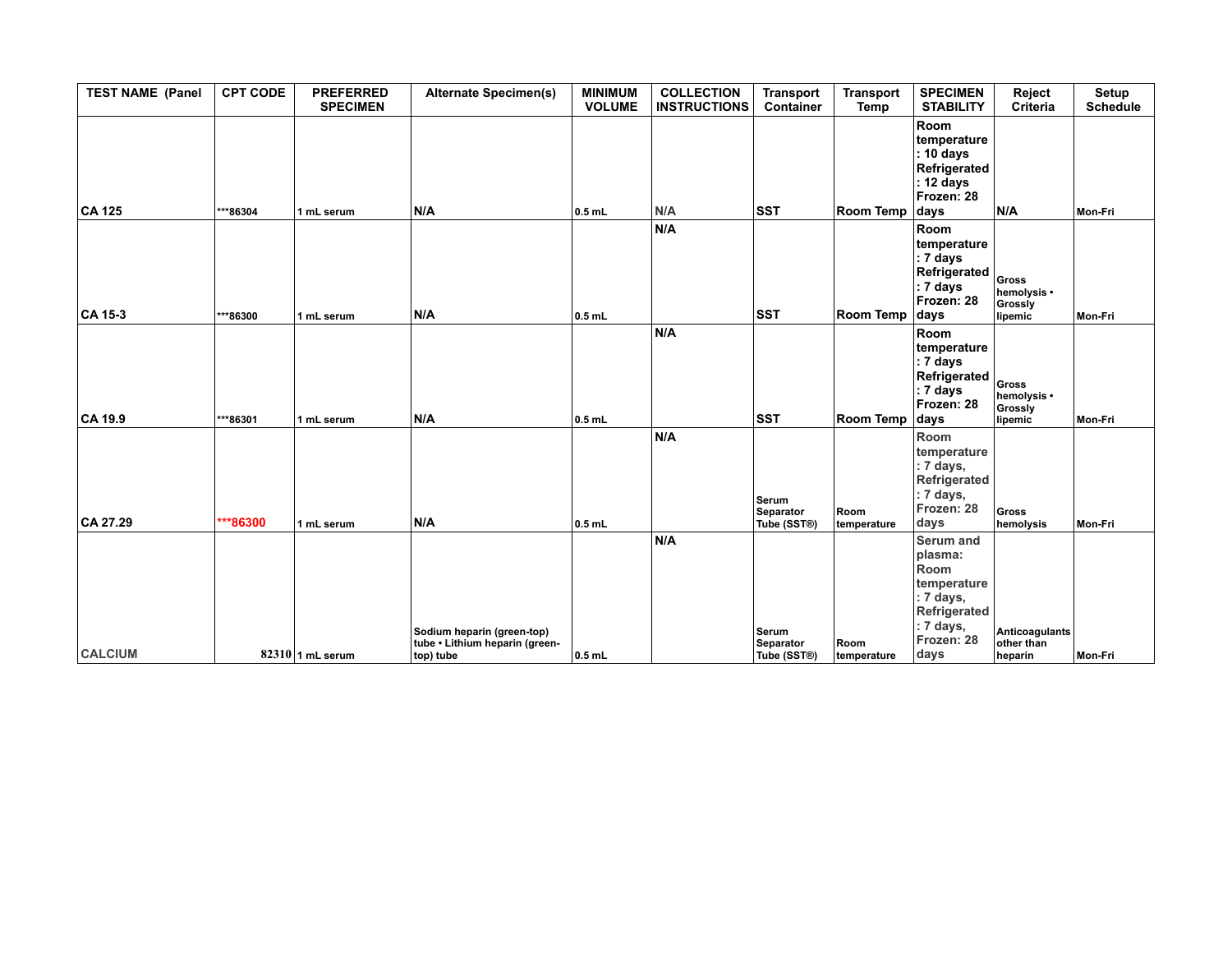| TEST NAME (Panel | CPT CODE | PREFERRED SPECIMEN | Alternate Specimen(s) | MINIMUM VOLUME | COLLECTION INSTRUCTIONS | Transport Container | Transport Temp | SPECIMEN STABILITY | Reject Criteria | Setup Schedule |
|---|---|---|---|---|---|---|---|---|---|---|
| CA 125 | ***86304 | 1 mL serum | N/A | 0.5 mL | N/A | SST | Room Temp | Room temperature: 10 days Refrigerated: 12 days Frozen: 28 days | N/A | Mon-Fri |
| CA 15-3 | ***86300 | 1 mL serum | N/A | 0.5 mL | N/A | SST | Room Temp | Room temperature: 7 days Refrigerated: 7 days Frozen: 28 days | Gross hemolysis • Grossly lipemic | Mon-Fri |
| CA 19.9 | ***86301 | 1 mL serum | N/A | 0.5 mL | N/A | SST | Room Temp | Room temperature: 7 days Refrigerated: 7 days Frozen: 28 days | Gross hemolysis • Grossly lipemic | Mon-Fri |
| CA 27.29 | ***86300 | 1 mL serum | N/A | 0.5 mL | N/A | Serum Separator Tube (SST®) | Room temperature | Room temperature: 7 days, Refrigerated: 7 days, Frozen: 28 days | Gross hemolysis | Mon-Fri |
| CALCIUM | 82310 | 1 mL serum | Sodium heparin (green-top) tube • Lithium heparin (green-top) tube | 0.5 mL | N/A | Serum Separator Tube (SST®) | Room temperature | Serum and plasma: Room temperature: 7 days, Refrigerated: 7 days, Frozen: 28 days | Anticoagulants other than heparin | Mon-Fri |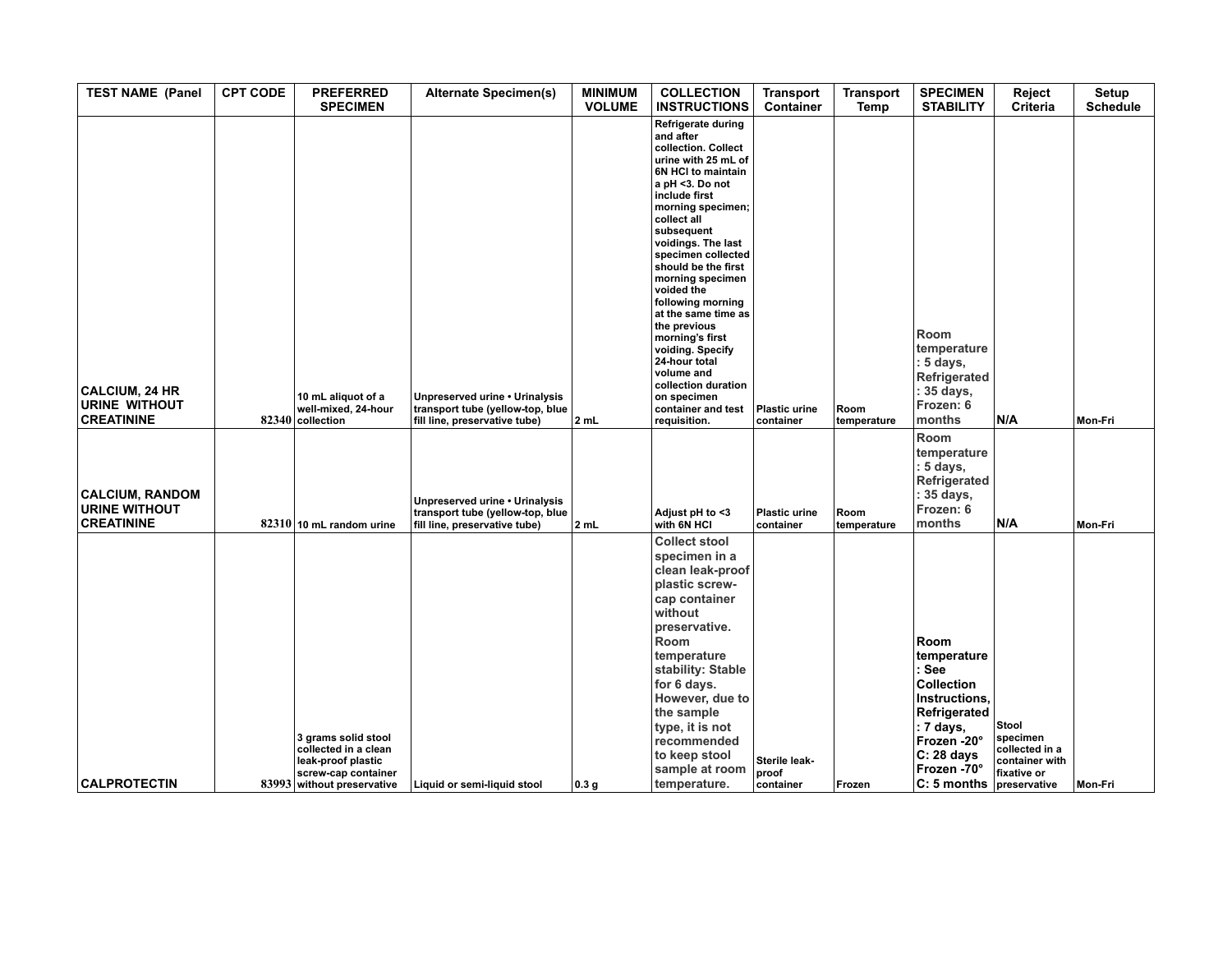| TEST NAME (Panel | CPT CODE | PREFERRED SPECIMEN | Alternate Specimen(s) | MINIMUM VOLUME | COLLECTION INSTRUCTIONS | Transport Container | Transport Temp | SPECIMEN STABILITY | Reject Criteria | Setup Schedule |
|---|---|---|---|---|---|---|---|---|---|---|
| CALCIUM, 24 HR URINE WITHOUT CREATININE | 82340 | 10 mL aliquot of a well-mixed, 24-hour collection | Unpreserved urine • Urinalysis transport tube (yellow-top, blue fill line, preservative tube) | 2 mL | Refrigerate during and after collection. Collect urine with 25 mL of 6N HCl to maintain a pH <3. Do not include first morning specimen; collect all subsequent voidings. The last specimen collected should be the first morning specimen voided the following morning at the same time as the previous morning's first voiding. Specify 24-hour total volume and collection duration on specimen container and test requisition. | Plastic urine container | Room temperature | Room temperature : 5 days, Refrigerated : 35 days, Frozen: 6 months | N/A | Mon-Fri |
| CALCIUM, RANDOM URINE WITHOUT CREATININE | 82310 | 10 mL random urine | Unpreserved urine • Urinalysis transport tube (yellow-top, blue fill line, preservative tube) | 2 mL | Adjust pH to <3 with 6N HCl | Plastic urine container | Room temperature | Room temperature : 5 days, Refrigerated : 35 days, Frozen: 6 months | N/A | Mon-Fri |
| CALPROTECTIN | 83993 | 3 grams solid stool collected in a clean leak-proof plastic screw-cap container without preservative | Liquid or semi-liquid stool | 0.3 g | Collect stool specimen in a clean leak-proof plastic screw-cap container without preservative. Room temperature stability: Stable for 6 days. However, due to the sample type, it is not recommended to keep stool sample at room temperature. | Sterile leak-proof container | Frozen | Room temperature : See Collection Instructions, Refrigerated : 7 days, Frozen -20° C: 28 days Frozen -70° C: 5 months | Stool specimen collected in a container with fixative or preservative | Mon-Fri |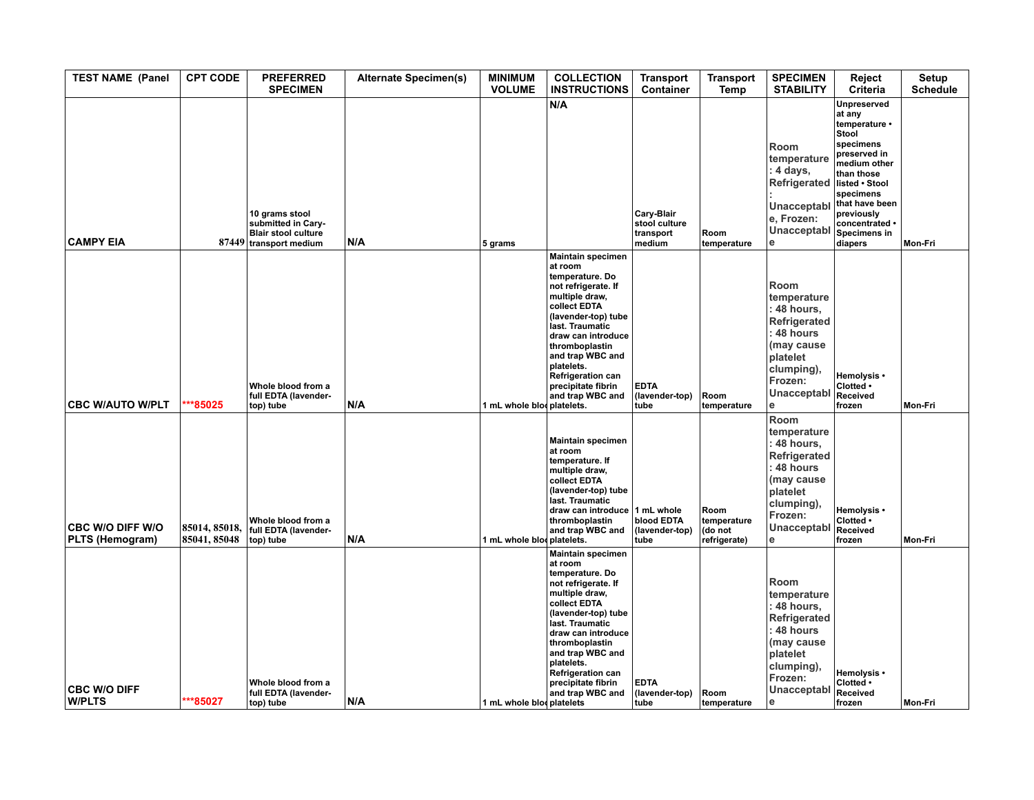| TEST NAME (Panel | CPT CODE | PREFERRED SPECIMEN | Alternate Specimen(s) | MINIMUM VOLUME | COLLECTION INSTRUCTIONS | Transport Container | Transport Temp | SPECIMEN STABILITY | Reject Criteria | Setup Schedule |
|---|---|---|---|---|---|---|---|---|---|---|
| CAMPY EIA | 87449 | 10 grams stool submitted in Cary-Blair stool culture transport medium | N/A | 5 grams | N/A | Cary-Blair stool culture transport medium | Room temperature | Room temperature: 4 days, Refrigerated: Unacceptable, Frozen: Unacceptable | Unpreserved at any temperature • Stool specimens preserved in medium other than those listed • Stool specimens that have been previously concentrated • Specimens in diapers | Mon-Fri |
| CBC W/AUTO W/PLT | ***85025 | Whole blood from a full EDTA (lavender-top) tube | N/A | 1 mL whole blo | Maintain specimen at room temperature. Do not refrigerate. If multiple draw, collect EDTA (lavender-top) tube last. Traumatic draw can introduce thromboplastin and trap WBC and platelets. Refrigeration can precipitate fibrin and trap WBC and platelets. | EDTA (lavender-top) tube | Room temperature | Room temperature: 48 hours, Refrigerated: 48 hours (may cause platelet clumping), Frozen: Unacceptable | Hemolysis • Clotted • Received frozen | Mon-Fri |
| CBC W/O DIFF W/O PLTS (Hemogram) | 85014, 85018, 85041, 85048 | Whole blood from a full EDTA (lavender-top) tube | N/A | 1 mL whole blo | Maintain specimen at room temperature. If multiple draw, collect EDTA (lavender-top) tube last. Traumatic draw can introduce thromboplastin and trap WBC and platelets. | 1 mL whole blood EDTA (lavender-top) tube | Room temperature (do not refrigerate) | Room temperature: 48 hours, Refrigerated: 48 hours (may cause platelet clumping), Frozen: Unacceptable | Hemolysis • Clotted • Received frozen | Mon-Fri |
| CBC W/O DIFF W/PLTS | ***85027 | Whole blood from a full EDTA (lavender-top) tube | N/A | 1 mL whole blo | Maintain specimen at room temperature. Do not refrigerate. If multiple draw, collect EDTA (lavender-top) tube last. Traumatic draw can introduce thromboplastin and trap WBC and platelets. Refrigeration can precipitate fibrin and trap WBC and platelets | EDTA (lavender-top) tube | Room temperature | Room temperature: 48 hours, Refrigerated: 48 hours (may cause platelet clumping), Frozen: Unacceptable | Hemolysis • Clotted • Received frozen | Mon-Fri |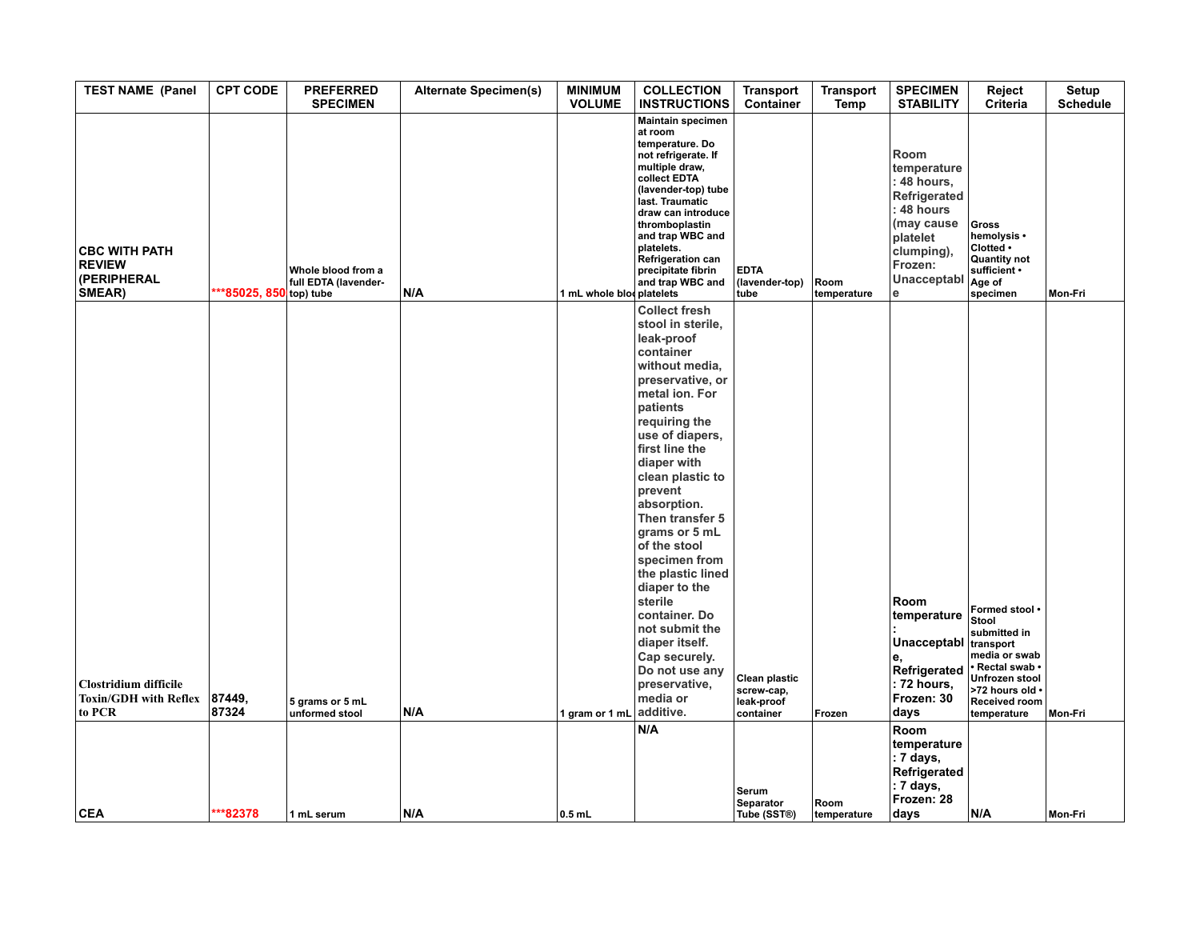| TEST NAME (Panel | CPT CODE | PREFERRED SPECIMEN | Alternate Specimen(s) | MINIMUM VOLUME | COLLECTION INSTRUCTIONS | Transport Container | Transport Temp | SPECIMEN STABILITY | Reject Criteria | Setup Schedule |
|---|---|---|---|---|---|---|---|---|---|---|
| CBC WITH PATH REVIEW (PERIPHERAL SMEAR) | ***85025, 850 | Whole blood from a full EDTA (lavender-top) tube | N/A | 1 mL whole blo | Maintain specimen at room temperature. Do not refrigerate. If multiple draw, collect EDTA (lavender-top) tube last. Traumatic draw can introduce thromboplastin and trap WBC and platelets. Refrigeration can precipitate fibrin and trap WBC and platelets | EDTA (lavender-top) tube | Room temperature | Room temperature : 48 hours, Refrigerated : 48 hours (may cause platelet clumping), Frozen: Unacceptable | Gross hemolysis • Clotted • Quantity not sufficient • Age of specimen | Mon-Fri |
| Clostridium difficile Toxin/GDH with Reflex to PCR | 87449, 87324 | 5 grams or 5 mL unformed stool | N/A | 1 gram or 1 mL | Collect fresh stool in sterile, leak-proof container without media, preservative, or metal ion. For patients requiring the use of diapers, first line the diaper with clean plastic to prevent absorption. Then transfer 5 grams or 5 mL of the stool specimen from the plastic lined diaper to the sterile container. Do not submit the diaper itself. Cap securely. Do not use any preservative, media or additive. | Clean plastic screw-cap, leak-proof container | Frozen | Room temperature : Unacceptable, Refrigerated : 72 hours, Frozen: 30 days | Formed stool • Stool submitted in transport media or swab • Rectal swab • Unfrozen stool >72 hours old • Received room temperature | Mon-Fri |
| CEA | ***82378 | 1 mL serum | N/A | 0.5 mL | N/A | Serum Separator Tube (SST®) | Room temperature | Room temperature : 7 days, Refrigerated : 7 days, Frozen: 28 days | N/A | Mon-Fri |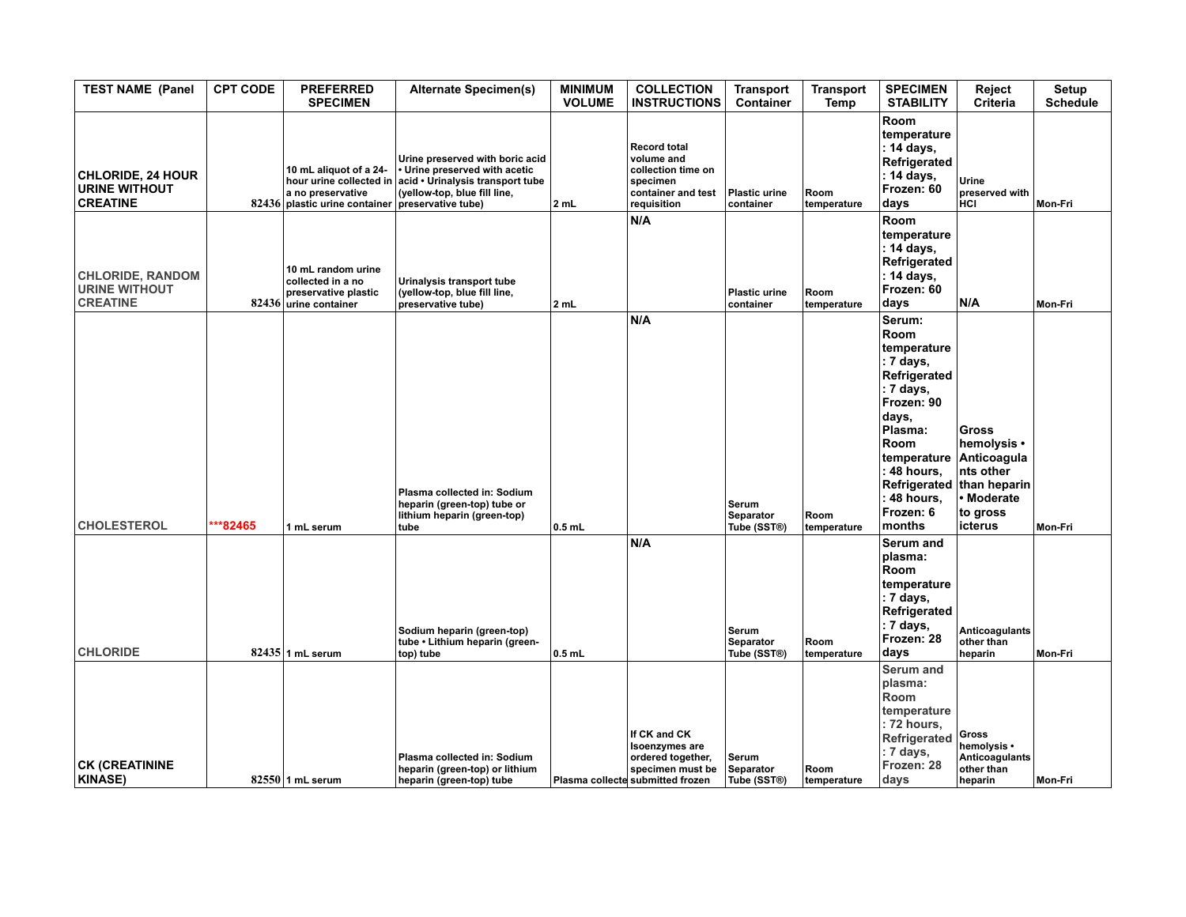| TEST NAME (Panel | CPT CODE | PREFERRED SPECIMEN | Alternate Specimen(s) | MINIMUM VOLUME | COLLECTION INSTRUCTIONS | Transport Container | Transport Temp | SPECIMEN STABILITY | Reject Criteria | Setup Schedule |
|---|---|---|---|---|---|---|---|---|---|---|
| **CHLORIDE, 24 HOUR URINE WITHOUT CREATINE** | 82436 | 10 mL aliquot of a 24-hour urine collected in a no preservative plastic urine container | Urine preserved with boric acid • Urine preserved with acetic acid • Urinalysis transport tube (yellow-top, blue fill line, preservative tube) | 2 mL | Record total volume and collection time on specimen container and test requisition | Plastic urine container | Room temperature | Room temperature: 14 days, Refrigerated: 14 days, Frozen: 60 days | Urine preserved with HCl | Mon-Fri |
| CHLORIDE, RANDOM URINE WITHOUT CREATINE | 82436 | 10 mL random urine collected in a no preservative plastic urine container | Urinalysis transport tube (yellow-top, blue fill line, preservative tube) | 2 mL | N/A | Plastic urine container | Room temperature | Room temperature: 14 days, Refrigerated: 14 days, Frozen: 60 days | N/A | Mon-Fri |
| CHOLESTEROL | ***82465 | 1 mL serum | Plasma collected in: Sodium heparin (green-top) tube or lithium heparin (green-top) tube | 0.5 mL | N/A | Serum Separator Tube (SST®) | Room temperature | Serum: Room temperature: 7 days, Refrigerated: 7 days, Frozen: 90 days, Plasma: Room temperature: 48 hours, Refrigerated: 48 hours, Frozen: 6 months | Gross hemolysis • Anticoagulants other than heparin • Moderate to gross icterus | Mon-Fri |
| CHLORIDE | 82435 | 1 mL serum | Sodium heparin (green-top) tube • Lithium heparin (green-top) tube | 0.5 mL | N/A | Serum Separator Tube (SST®) | Room temperature | Serum and plasma: Room temperature: 7 days, Refrigerated: 7 days, Frozen: 28 days | Anticoagulants other than heparin | Mon-Fri |
| **CK (CREATININE KINASE)** | 82550 | 1 mL serum | Plasma collected in: Sodium heparin (green-top) or lithium heparin (green-top) tube | Plasma collecte | If CK and CK Isoenzymes are ordered together, specimen must be submitted frozen | Serum Separator Tube (SST®) | Room temperature | Serum and plasma: Room temperature: 72 hours, Refrigerated: 7 days, Frozen: 28 days | Gross hemolysis • Anticoagulants other than heparin | Mon-Fri |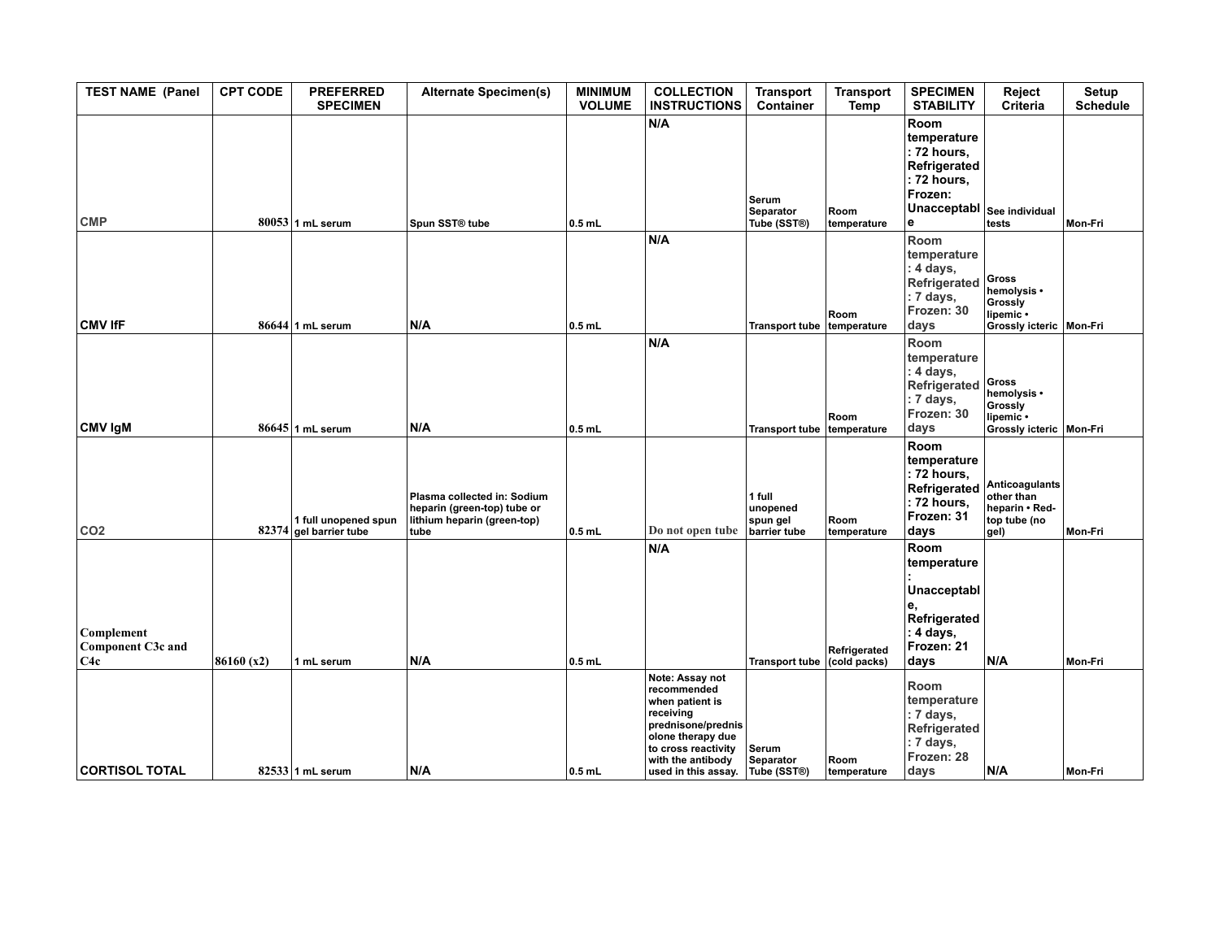| TEST NAME (Panel | CPT CODE | PREFERRED SPECIMEN | Alternate Specimen(s) | MINIMUM VOLUME | COLLECTION INSTRUCTIONS | Transport Container | Transport Temp | SPECIMEN STABILITY | Reject Criteria | Setup Schedule |
|---|---|---|---|---|---|---|---|---|---|---|
| CMP | 80053 | 1 mL serum | Spun SST® tube | 0.5 mL | N/A | Serum Separator Tube (SST®) | Room temperature | Room temperature: 72 hours, Refrigerated: 72 hours, Frozen: Unacceptable | See individual tests | Mon-Fri |
| CMV IfF | 86644 | 1 mL serum | N/A | 0.5 mL | N/A | Transport tube | Room temperature | Room temperature: 4 days, Refrigerated: 7 days, Frozen: 30 days | Gross hemolysis • Grossly lipemic • Grossly icteric | Mon-Fri |
| CMV IgM | 86645 | 1 mL serum | N/A | 0.5 mL | N/A | Transport tube | Room temperature | Room temperature: 4 days, Refrigerated: 7 days, Frozen: 30 days | Gross hemolysis • Grossly lipemic • Grossly icteric | Mon-Fri |
| CO2 | 82374 | 1 full unopened spun gel barrier tube | Plasma collected in: Sodium heparin (green-top) tube or lithium heparin (green-top) tube | 0.5 mL | Do not open tube | 1 full unopened spun gel barrier tube | Room temperature | Room temperature: 72 hours, Refrigerated: 72 hours, Frozen: 31 days | Anticoagulants other than heparin • Red-top tube (no gel) | Mon-Fri |
| Complement Component C3c and C4c | 86160 (x2) | 1 mL serum | N/A | 0.5 mL | N/A | Transport tube | Refrigerated (cold packs) | Room temperature: Unacceptable, Refrigerated: 4 days, Frozen: 21 days | N/A | Mon-Fri |
| CORTISOL TOTAL | 82533 | 1 mL serum | N/A | 0.5 mL | Note: Assay not recommended when patient is receiving prednisone/prednisolone therapy due to cross reactivity with the antibody used in this assay. | Serum Separator Tube (SST®) | Room temperature | Room temperature: 7 days, Refrigerated: 7 days, Frozen: 28 days | N/A | Mon-Fri |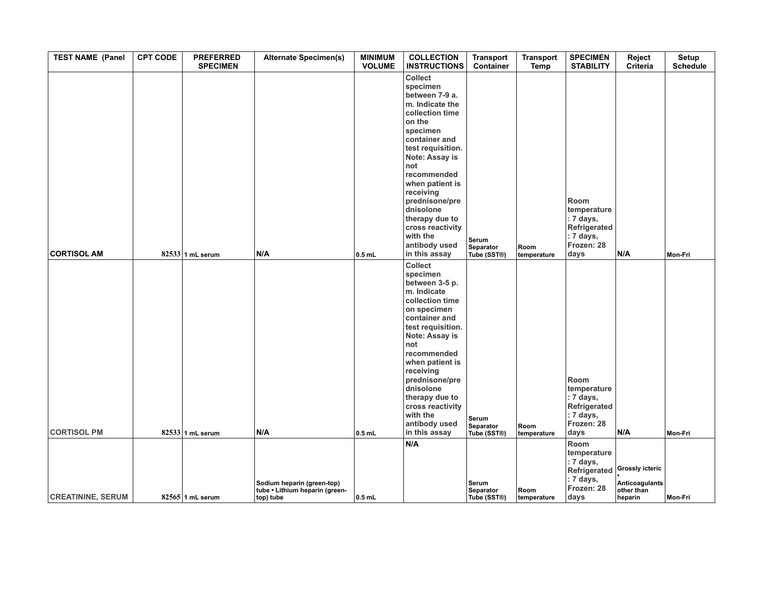| TEST NAME (Panel | CPT CODE | PREFERRED SPECIMEN | Alternate Specimen(s) | MINIMUM VOLUME | COLLECTION INSTRUCTIONS | Transport Container | Transport Temp | SPECIMEN STABILITY | Reject Criteria | Setup Schedule |
|---|---|---|---|---|---|---|---|---|---|---|
| **CORTISOL AM** | 82533 | 1 mL serum | N/A | 0.5 mL | Collect specimen between 7-9 a. m. Indicate the collection time on the specimen container and test requisition. Note: Assay is not recommended when patient is receiving prednisone/prednisolone therapy due to cross reactivity with the antibody used in this assay | Serum Separator Tube (SST®) | Room temperature | Room temperature: 7 days, Refrigerated: 7 days, Frozen: 28 days | N/A | Mon-Fri |
| **CORTISOL PM** | 82533 | 1 mL serum | N/A | 0.5 mL | Collect specimen between 3-5 p. m. Indicate collection time on specimen container and test requisition. Note: Assay is not recommended when patient is receiving prednisone/prednisolone therapy due to cross reactivity with the antibody used in this assay | Serum Separator Tube (SST®) | Room temperature | Room temperature: 7 days, Refrigerated: 7 days, Frozen: 28 days | N/A | Mon-Fri |
| **CREATININE, SERUM** | 82565 | 1 mL serum | Sodium heparin (green-top) tube • Lithium heparin (green-top) tube | 0.5 mL | N/A | Serum Separator Tube (SST®) | Room temperature | Room temperature: 7 days, Refrigerated: 7 days, Frozen: 28 days | Grossly icteric • Anticoagulants other than heparin | Mon-Fri |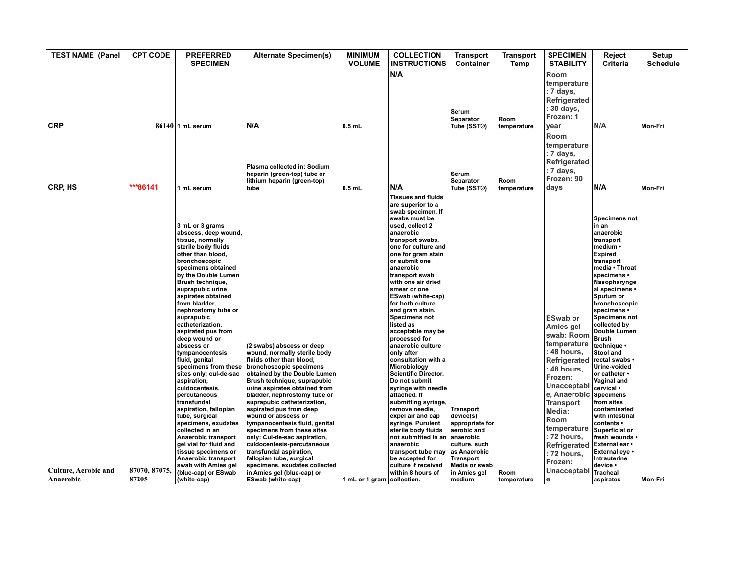| TEST NAME (Panel | CPT CODE | PREFERRED SPECIMEN | Alternate Specimen(s) | MINIMUM VOLUME | COLLECTION INSTRUCTIONS | Transport Container | Transport Temp | SPECIMEN STABILITY | Reject Criteria | Setup Schedule |
|---|---|---|---|---|---|---|---|---|---|---|
| CRP | 86140 | 1 mL serum | N/A | 0.5 mL | N/A | Serum Separator Tube (SST®) | Room temperature | Room temperature: 7 days, Refrigerated: 30 days, Frozen: 1 year | N/A | Mon-Fri |
| CRP, HS | ***86141 | 1 mL serum | Plasma collected in: Sodium heparin (green-top) tube or lithium heparin (green-top) tube | 0.5 mL | N/A | Serum Separator Tube (SST®) | Room temperature | Room temperature: 7 days, Refrigerated: 7 days, Frozen: 90 days | N/A | Mon-Fri |
| Culture, Aerobic and Anaerobic | 87070, 87075, 87205 | 3 mL or 3 grams abscess, deep wound, tissue, normally sterile body fluids other than blood, bronchoscopic specimens obtained by the Double Lumen Brush technique, suprapubic urine aspirates obtained from bladder, nephrostomy tube or suprapubic catheterization, aspirated pus from deep wound or abscess or tympanocentesis fluid, genital specimens from these sites only: cul-de-sac aspiration, culdocentesis, percutaneous transfundal aspiration, fallopian tube, surgical specimens, exudates collected in an Anaerobic transport gel vial for fluid and tissue specimens or Anaerobic transport swab with Amies gel (blue-cap) or ESwab (white-cap) | (2 swabs) abscess or deep wound, normally sterile body fluids other than blood, bronchoscopic specimens obtained by the Double Lumen Brush technique, suprapubic urine aspirates obtained from bladder, nephrostomy tube or suprapubic catheterization, aspirated pus from deep wound or abscess or tympanocentesis fluid, genital specimens from these sites only: Cul-de-sac aspiration, culdocentesis-percutaneous transfundal aspiration, fallopian tube, surgical specimens, exudates collected in Amies gel (blue-cap) or ESwab (white-cap) | 1 mL or 1 gram | Tissues and fluids are superior to a swab specimen. If swabs must be used, collect 2 anaerobic transport swabs, one for culture and one for gram stain or submit one anaerobic transport swab with one air dried smear or one ESwab (white-cap) for both culture and gram stain. Specimens not listed as acceptable may be processed for anaerobic culture only after consultation with a Microbiology Scientific Director. Do not submit syringe with needle attached. If submitting syringe, remove needle, expel air and cap syringe. Purulent sterile body fluids not submitted in an anaerobic transport tube may be accepted for culture if received within 8 hours of collection. | Transport device(s) appropriate for aerobic and anaerobic culture, such as Anaerobic Transport Media or swab in Amies gel medium | Room temperature | ESwab or Amies gel swab: Room temperature: 48 hours, Refrigerated: 48 hours, Frozen: Unacceptable, Anaerobic Transport Media: Room temperature: 72 hours, Refrigerated: 72 hours, Frozen: Unacceptable | Specimens not in an anaerobic transport medium • Expired transport media • Throat specimens • Nasopharyngeal specimens • Sputum or bronchoscopic specimens • Specimens not collected by Double Lumen Brush technique • Stool and rectal swabs • Urine-voided or catheter • Vaginal and cervical • Specimens from sites contaminated with intestinal contents • Superficial or fresh wounds • External ear • External eye • Intrauterine device • Tracheal aspirates | Mon-Fri |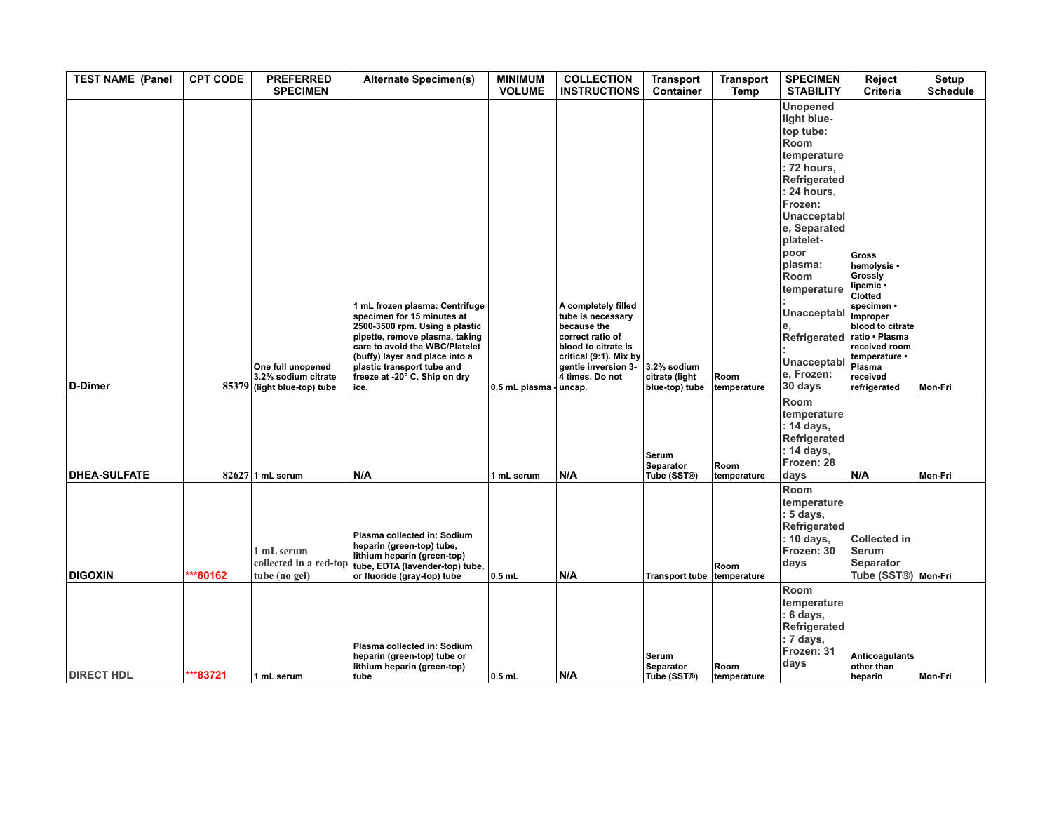| TEST NAME (Panel | CPT CODE | PREFERRED SPECIMEN | Alternate Specimen(s) | MINIMUM VOLUME | COLLECTION INSTRUCTIONS | Transport Container | Transport Temp | SPECIMEN STABILITY | Reject Criteria | Setup Schedule |
|---|---|---|---|---|---|---|---|---|---|---|
| D-Dimer | 85379 | One full unopened 3.2% sodium citrate (light blue-top) tube | 1 mL frozen plasma: Centrifuge specimen for 15 minutes at 2500-3500 rpm. Using a plastic pipette, remove plasma, taking care to avoid the WBC/Platelet (buffy) layer and place into a plastic transport tube and freeze at -20° C. Ship on dry ice. | 0.5 mL plasma - | A completely filled tube is necessary because the correct ratio of blood to citrate is critical (9:1). Mix by gentle inversion 3-4 times. Do not uncap. | 3.2% sodium citrate (light blue-top) tube | Room temperature | Unopened light blue-top tube: Room temperature: 72 hours, Refrigerated: 24 hours, Frozen: Unacceptable, Separated platelet-poor plasma: Room temperature: Unacceptable, Refrigerated: Unacceptable, Frozen: 30 days | Gross hemolysis • Grossly lipemic • Clotted specimen • Improper blood to citrate ratio • Plasma received room temperature • Plasma received refrigerated | Mon-Fri |
| DHEA-SULFATE | 82627 | 1 mL serum | N/A | 1 mL serum | N/A | Serum Separator Tube (SST®) | Room temperature | Room temperature: 14 days, Refrigerated: 14 days, Frozen: 28 days | N/A | Mon-Fri |
| DIGOXIN | ***80162 | 1 mL serum collected in a red-top tube (no gel) | Plasma collected in: Sodium heparin (green-top) tube, lithium heparin (green-top) tube, EDTA (lavender-top) tube, or fluoride (gray-top) tube | 0.5 mL | N/A | Transport tube | Room temperature | Room temperature: 5 days, Refrigerated: 10 days, Frozen: 30 days | Collected in Serum Separator Tube (SST®) | Mon-Fri |
| DIRECT HDL | ***83721 | 1 mL serum | Plasma collected in: Sodium heparin (green-top) tube or lithium heparin (green-top) tube | 0.5 mL | N/A | Serum Separator Tube (SST®) | Room temperature | Room temperature: 6 days, Refrigerated: 7 days, Frozen: 31 days | Anticoagulants other than heparin | Mon-Fri |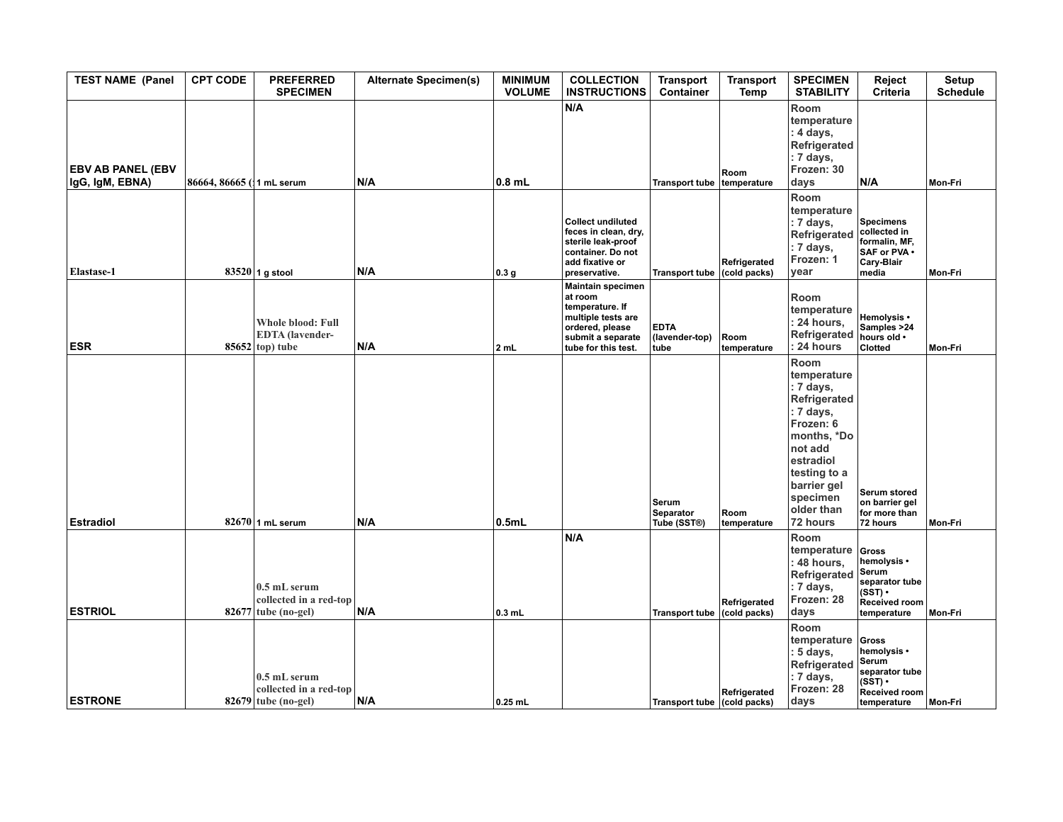| TEST NAME (Panel | CPT CODE | PREFERRED SPECIMEN | Alternate Specimen(s) | MINIMUM VOLUME | COLLECTION INSTRUCTIONS | Transport Container | Transport Temp | SPECIMEN STABILITY | Reject Criteria | Setup Schedule |
|---|---|---|---|---|---|---|---|---|---|---|
| EBV AB PANEL (EBV IgG, IgM, EBNA) | 86664, 86665 (: | 1 mL serum | N/A | 0.8 mL | N/A | Transport tube | Room temperature | Room temperature : 4 days, Refrigerated : 7 days, Frozen: 30 days | N/A | Mon-Fri |
| Elastase-1 | 83520 | 1 g stool | N/A | 0.3 g | Collect undiluted feces in clean, dry, sterile leak-proof container. Do not add fixative or preservative. | Transport tube | Refrigerated (cold packs) | Room temperature : 7 days, Refrigerated : 7 days, Frozen: 1 year | Specimens collected in formalin, MF, SAF or PVA • Cary-Blair media | Mon-Fri |
| ESR | 85652 | Whole blood: Full EDTA (lavender-top) tube | N/A | 2 mL | Maintain specimen at room temperature. If multiple tests are ordered, please submit a separate tube for this test. | EDTA (lavender-top) tube | Room temperature | Room temperature : 24 hours, Refrigerated : 24 hours | Hemolysis • Samples >24 hours old • Clotted | Mon-Fri |
| Estradiol | 82670 | 1 mL serum | N/A | 0.5mL | | Serum Separator Tube (SST®) | Room temperature | Room temperature : 7 days, Refrigerated : 7 days, Frozen: 6 months, *Do not add estradiol testing to a barrier gel specimen older than 72 hours | Serum stored on barrier gel for more than 72 hours | Mon-Fri |
| ESTRIOL | 82677 | 0.5 mL serum collected in a red-top tube (no-gel) | N/A | 0.3 mL | N/A | Transport tube | Refrigerated (cold packs) | Room temperature : 48 hours, Refrigerated : 7 days, Frozen: 28 days | Gross hemolysis • Serum separator tube (SST) • Received room temperature | Mon-Fri |
| ESTRONE | 82679 | 0.5 mL serum collected in a red-top tube (no-gel) | N/A | 0.25 mL | | Transport tube | Refrigerated (cold packs) | Room temperature : 5 days, Refrigerated : 7 days, Frozen: 28 days | Gross hemolysis • Serum separator tube (SST) • Received room temperature | Mon-Fri |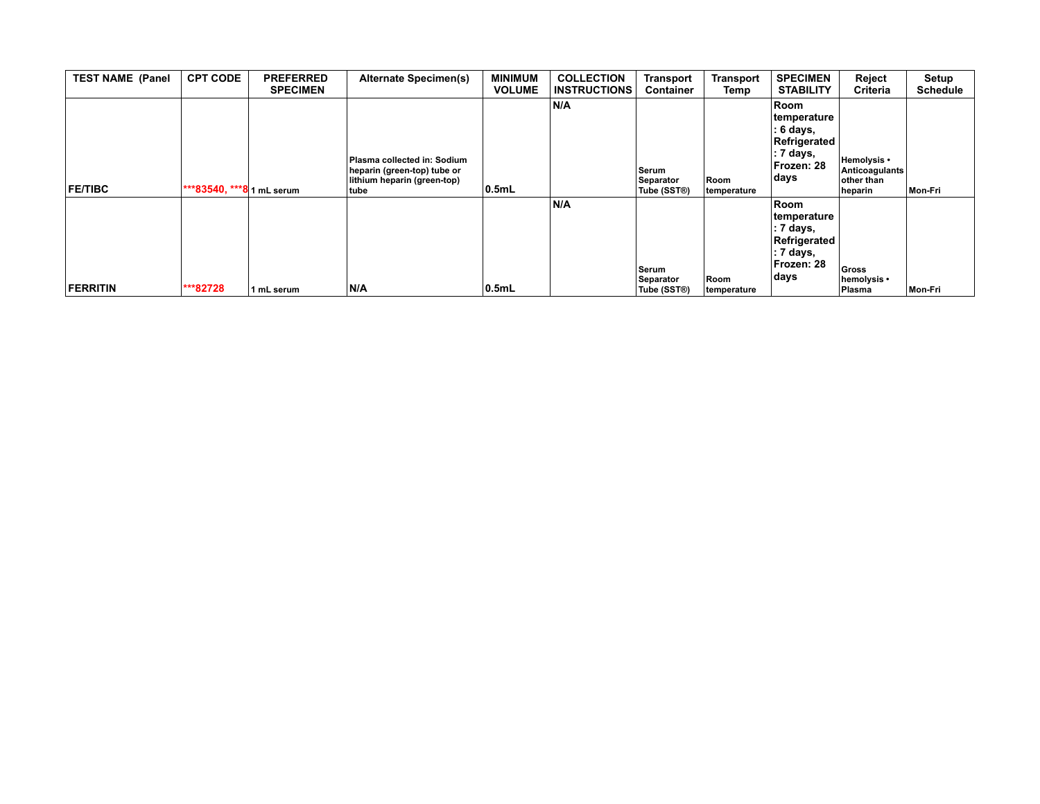| TEST NAME (Panel | CPT CODE | PREFERRED SPECIMEN | Alternate Specimen(s) | MINIMUM VOLUME | COLLECTION INSTRUCTIONS | Transport Container | Transport Temp | SPECIMEN STABILITY | Reject Criteria | Setup Schedule |
|---|---|---|---|---|---|---|---|---|---|---|
| FE/TIBC | ***83540, ***8 | 1 mL serum | Plasma collected in: Sodium heparin (green-top) tube or lithium heparin (green-top) tube | 0.5mL | N/A | Serum Separator Tube (SST®) | Room temperature | Room temperature: 6 days, Refrigerated: 7 days, Frozen: 28 days | Hemolysis • Anticoagulants other than heparin | Mon-Fri |
| FERRITIN | ***82728 | 1 mL serum | N/A | 0.5mL | N/A | Serum Separator Tube (SST®) | Room temperature | Room temperature: 7 days, Refrigerated: 7 days, Frozen: 28 days | Gross hemolysis • Plasma | Mon-Fri |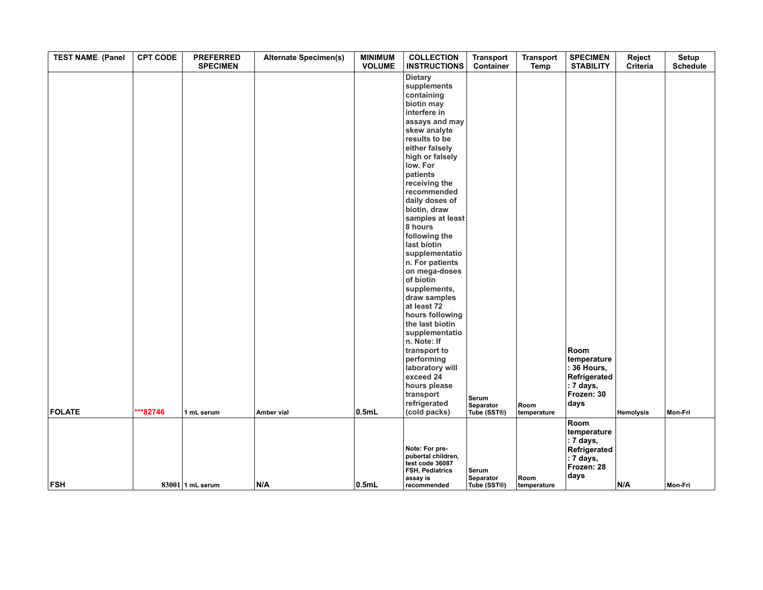| TEST NAME (Panel | CPT CODE | PREFERRED SPECIMEN | Alternate Specimen(s) | MINIMUM VOLUME | COLLECTION INSTRUCTIONS | Transport Container | Transport Temp | SPECIMEN STABILITY | Reject Criteria | Setup Schedule |
|---|---|---|---|---|---|---|---|---|---|---|
| FOLATE | ***82746 | 1 mL serum | Amber vial | 0.5mL | Dietary supplements containing biotin may interfere in assays and may skew analyte results to be either falsely high or falsely low. For patients receiving the recommended daily doses of biotin, draw samples at least 8 hours following the last biotin supplementation. For patients on mega-doses of biotin supplements, draw samples at least 72 hours following the last biotin supplementation. Note: If transport to performing laboratory will exceed 24 hours please transport refrigerated (cold packs) | Serum Separator Tube (SST®) | Room temperature | Room temperature: 36 Hours, Refrigerated: 7 days, Frozen: 30 days | Hemolysis | Mon-Fri |
| FSH | 83001 | 1 mL serum | N/A | 0.5mL | Note: For pre-pubertal children, test code 36087 FSH, Pediatrics assay is recommended | Serum Separator Tube (SST®) | Room temperature | Room temperature: 7 days, Refrigerated: 7 days, Frozen: 28 days | N/A | Mon-Fri |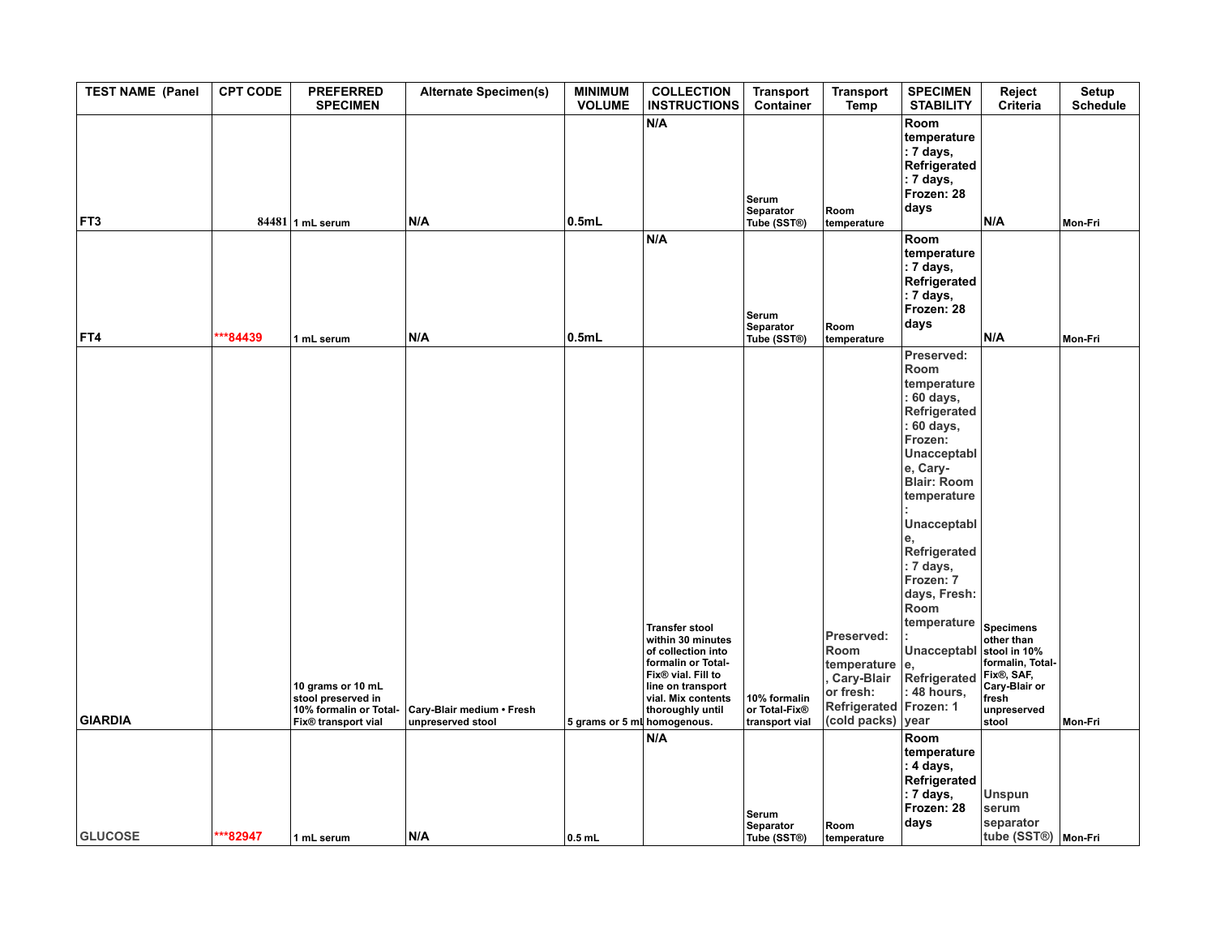| TEST NAME (Panel | CPT CODE | PREFERRED SPECIMEN | Alternate Specimen(s) | MINIMUM VOLUME | COLLECTION INSTRUCTIONS | Transport Container | Transport Temp | SPECIMEN STABILITY | Reject Criteria | Setup Schedule |
|---|---|---|---|---|---|---|---|---|---|---|
| FT3 | 84481 | 1 mL serum | N/A | 0.5mL | N/A | Serum Separator Tube (SST®) | Room temperature | Room temperature: 7 days, Refrigerated: 7 days, Frozen: 28 days | N/A | Mon-Fri |
| FT4 | ***84439 | 1 mL serum | N/A | 0.5mL | N/A | Serum Separator Tube (SST®) | Room temperature | Room temperature: 7 days, Refrigerated: 7 days, Frozen: 28 days | N/A | Mon-Fri |
| GIARDIA | | 10 grams or 10 mL stool preserved in 10% formalin or Total-Fix® transport vial | Cary-Blair medium • Fresh unpreserved stool | 5 grams or 5 mL | Transfer stool within 30 minutes of collection into formalin or Total-Fix® vial. Fill to line on transport vial. Mix contents thoroughly until homogenous. | 10% formalin or Total-Fix® transport vial | Preserved: Room temperature, Cary-Blair or fresh: Refrigerated (cold packs) | Preserved: Room temperature: 60 days, Refrigerated: 60 days, Frozen: Unacceptable, Cary-Blair: Room temperature: Unacceptable, Refrigerated: 7 days, Frozen: 7 days, Fresh: Room temperature: Unacceptable, Refrigerated: 48 hours, Frozen: 1 year | Specimens other than stool in 10% formalin, Total-Fix®, SAF, Cary-Blair or fresh unpreserved stool | Mon-Fri |
| GLUCOSE | ***82947 | 1 mL serum | N/A | 0.5 mL | N/A | Serum Separator Tube (SST®) | Room temperature | Room temperature: 4 days, Refrigerated: 7 days, Frozen: 28 days | Unspun serum separator tube (SST®) | Mon-Fri |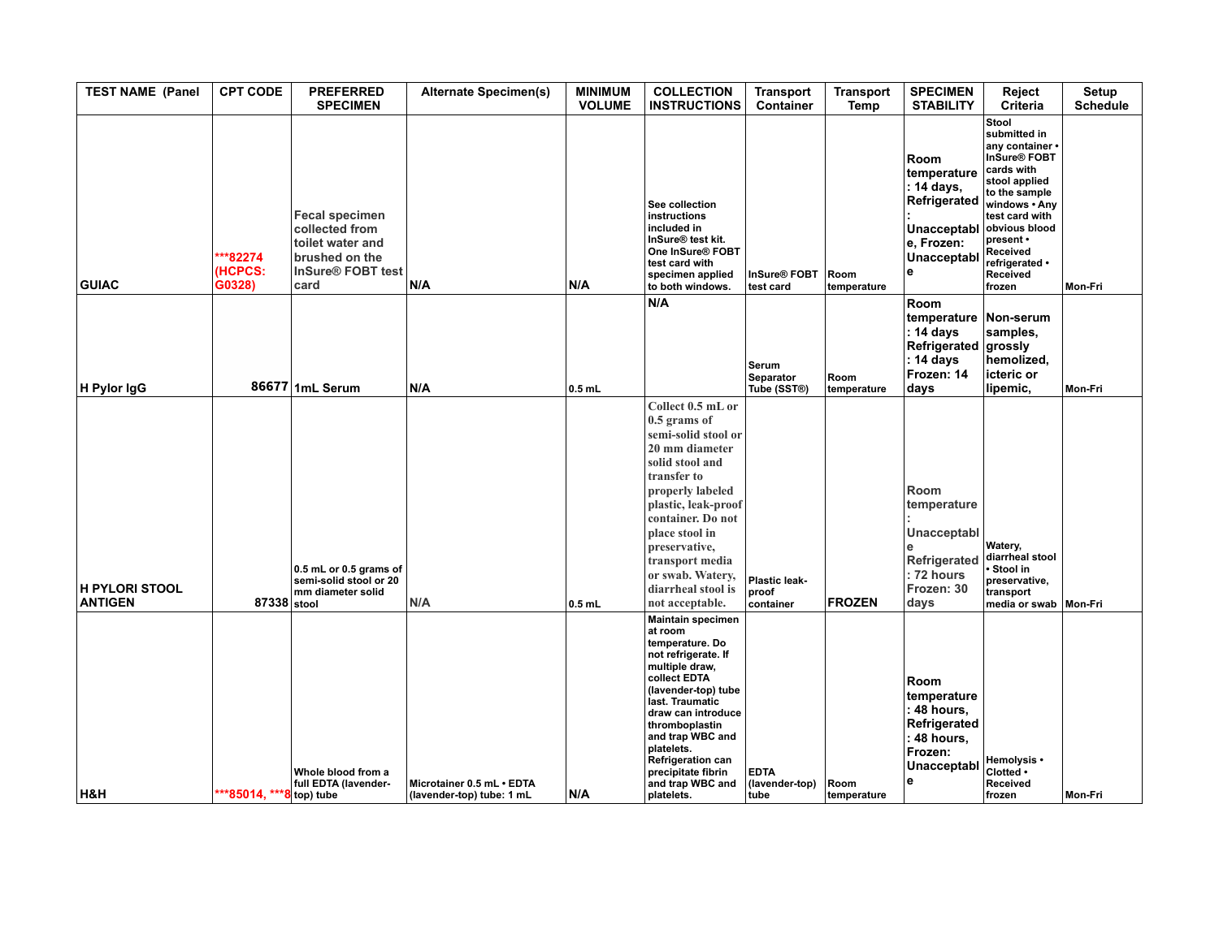| TEST NAME (Panel | CPT CODE | PREFERRED SPECIMEN | Alternate Specimen(s) | MINIMUM VOLUME | COLLECTION INSTRUCTIONS | Transport Container | Transport Temp | SPECIMEN STABILITY | Reject Criteria | Setup Schedule |
|---|---|---|---|---|---|---|---|---|---|---|
| GUIAC | ***82274 (HCPCS: G0328) | Fecal specimen collected from toilet water and brushed on the InSure® FOBT test card | N/A | N/A | See collection instructions included in InSure® test kit. One InSure® FOBT test card with specimen applied to both windows. | InSure® FOBT test card | Room temperature | Room temperature: 14 days, Refrigerated: Unacceptable, Frozen: Unacceptable | Stool submitted in any container • InSure® FOBT cards with stool applied to the sample windows • Any test card with obvious blood present • Received refrigerated • Received frozen | Mon-Fri |
| H Pylor IgG | 86677 | 1mL Serum | N/A | 0.5 mL | N/A | Serum Separator Tube (SST®) | Room temperature | Room temperature: 14 days Refrigerated: 14 days Frozen: 14 days | Non-serum samples, grossly hemolized, icteric or lipemic, | Mon-Fri |
| H PYLORI STOOL ANTIGEN | 87338 | 0.5 mL or 0.5 grams of semi-solid stool or 20 mm diameter solid stool | N/A | 0.5 mL | Collect 0.5 mL or 0.5 grams of semi-solid stool or 20 mm diameter solid stool and transfer to properly labeled plastic, leak-proof container. Do not place stool in preservative, transport media or swab. Watery, diarrheal stool is not acceptable. | Plastic leak-proof container | FROZEN | Room temperature: Unacceptable Refrigerated: 72 hours Frozen: 30 days | Watery, diarrheal stool • Stool in preservative, transport media or swab | Mon-Fri |
| H&H | ***85014, ***8 | Whole blood from a full EDTA (lavender-top) tube | Microtainer 0.5 mL • EDTA (lavender-top) tube: 1 mL | N/A | Maintain specimen at room temperature. Do not refrigerate. If multiple draw, collect EDTA (lavender-top) tube last. Traumatic draw can introduce thromboplastin and trap WBC and platelets. Refrigeration can precipitate fibrin and trap WBC and platelets. | EDTA (lavender-top) tube | Room temperature | Room temperature: 48 hours, Refrigerated: 48 hours, Frozen: Unacceptable | Hemolysis • Clotted • Received frozen | Mon-Fri |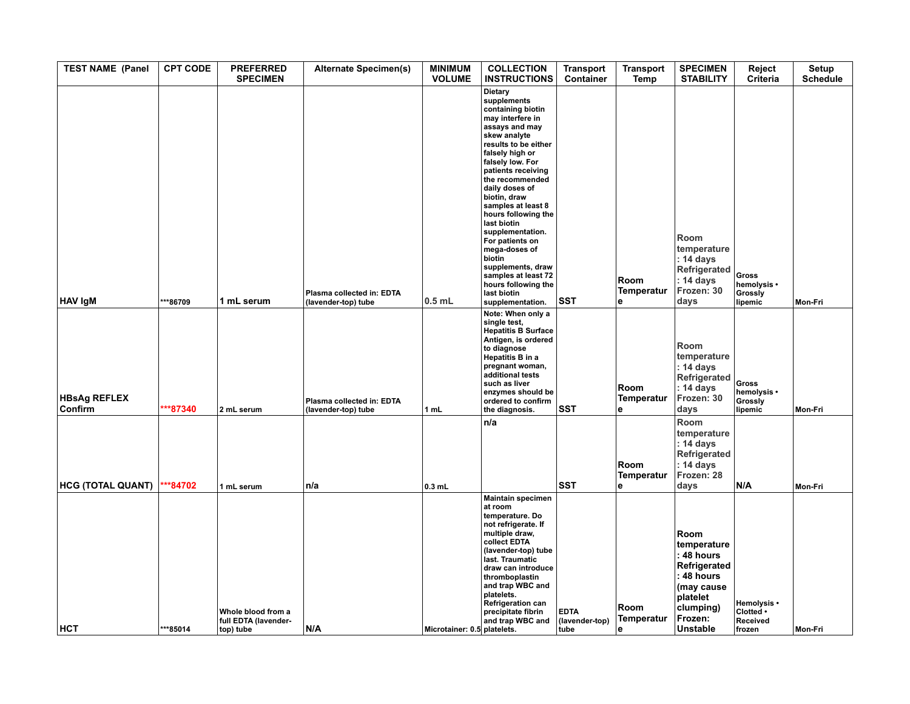| TEST NAME (Panel | CPT CODE | PREFERRED SPECIMEN | Alternate Specimen(s) | MINIMUM VOLUME | COLLECTION INSTRUCTIONS | Transport Container | Transport Temp | SPECIMEN STABILITY | Reject Criteria | Setup Schedule |
|---|---|---|---|---|---|---|---|---|---|---|
| HAV IgM | ***86709 | 1 mL serum | Plasma collected in: EDTA (lavender-top) tube | 0.5 mL | Dietary supplements containing biotin may interfere in assays and may skew analyte results to be either falsely high or falsely low. For patients receiving the recommended daily doses of biotin, draw samples at least 8 hours following the last biotin supplementation. For patients on mega-doses of biotin supplements, draw samples at least 72 hours following the last biotin supplementation. | SST | Room Temperature | Room temperature: 14 days Refrigerated: 14 days Frozen: 30 days | Gross hemolysis • Grossly lipemic | Mon-Fri |
| HBsAg REFLEX Confirm | ***87340 | 2 mL serum | Plasma collected in: EDTA (lavender-top) tube | 1 mL | Note: When only a single test, Hepatitis B Surface Antigen, is ordered to diagnose Hepatitis B in a pregnant woman, additional tests such as liver enzymes should be ordered to confirm the diagnosis. | SST | Room Temperature | Room temperature: 14 days Refrigerated: 14 days Frozen: 30 days | Gross hemolysis • Grossly lipemic | Mon-Fri |
| HCG (TOTAL QUANT) | ***84702 | 1 mL serum | n/a | 0.3 mL | n/a | SST | Room Temperature | Room temperature: 14 days Refrigerated: 14 days Frozen: 28 days | N/A | Mon-Fri |
| HCT | ***85014 | Whole blood from a full EDTA (lavender-top) tube | N/A | Microtainer: 0.5 | Maintain specimen at room temperature. Do not refrigerate. If multiple draw, collect EDTA (lavender-top) tube last. Traumatic draw can introduce thromboplastin and trap WBC and platelets. Refrigeration can precipitate fibrin and trap WBC and platelets. | EDTA (lavender-top) tube | Room Temperature | Room temperature: 48 hours Refrigerated: 48 hours (may cause platelet clumping) Frozen: Unstable | Hemolysis • Clotted • Received frozen | Mon-Fri |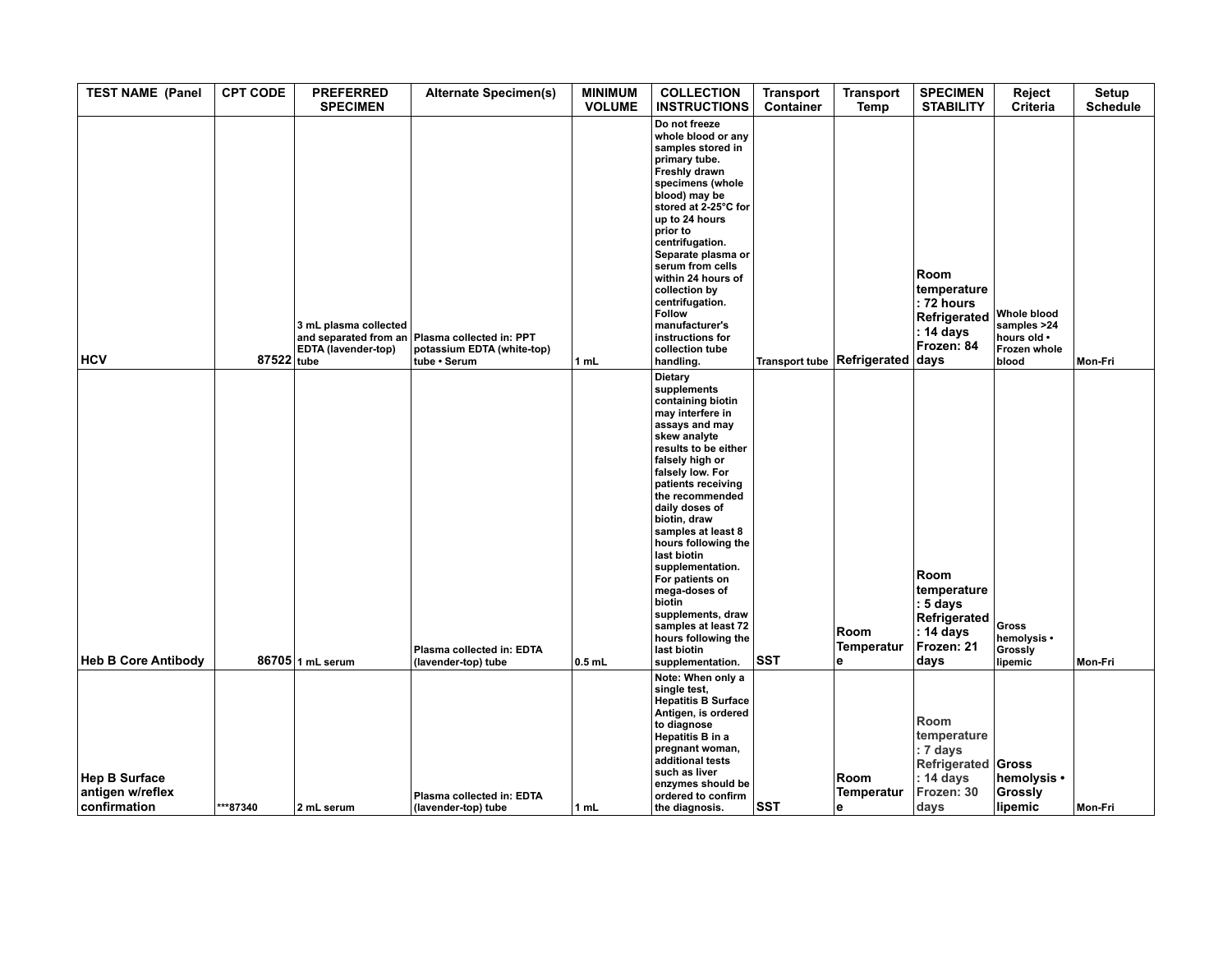| TEST NAME (Panel | CPT CODE | PREFERRED SPECIMEN | Alternate Specimen(s) | MINIMUM VOLUME | COLLECTION INSTRUCTIONS | Transport Container | Transport Temp | SPECIMEN STABILITY | Reject Criteria | Setup Schedule |
|---|---|---|---|---|---|---|---|---|---|---|
| HCV | 87522 | 3 mL plasma collected and separated from an EDTA (lavender-top) tube | Plasma collected in: PPT potassium EDTA (white-top) tube • Serum | 1 mL | Do not freeze whole blood or any samples stored in primary tube. Freshly drawn specimens (whole blood) may be stored at 2-25°C for up to 24 hours prior to centrifugation. Separate plasma or serum from cells within 24 hours of collection by centrifugation. Follow manufacturer's instructions for collection tube handling. | Transport tube | Refrigerated | Room temperature : 72 hours Refrigerated : 14 days Frozen: 84 days | Whole blood samples >24 hours old • Frozen whole blood | Mon-Fri |
| Heb B Core Antibody | 86705 | 1 mL serum | Plasma collected in: EDTA (lavender-top) tube | 0.5 mL | Dietary supplements containing biotin may interfere in assays and may skew analyte results to be either falsely high or falsely low. For patients receiving the recommended daily doses of biotin, draw samples at least 8 hours following the last biotin supplementation. For patients on mega-doses of biotin supplements, draw samples at least 72 hours following the last biotin supplementation. | SST | Room Temperature | Room temperature : 5 days Refrigerated : 14 days Frozen: 21 days | Gross hemolysis • Grossly lipemic | Mon-Fri |
| Hep B Surface antigen w/reflex confirmation | ***87340 | 2 mL serum | Plasma collected in: EDTA (lavender-top) tube | 1 mL | Note: When only a single test, Hepatitis B Surface Antigen, is ordered to diagnose Hepatitis B in a pregnant woman, additional tests such as liver enzymes should be ordered to confirm the diagnosis. | SST | Room Temperature | Room temperature : 7 days Refrigerated : 14 days Frozen: 30 days | Gross hemolysis • Grossly lipemic | Mon-Fri |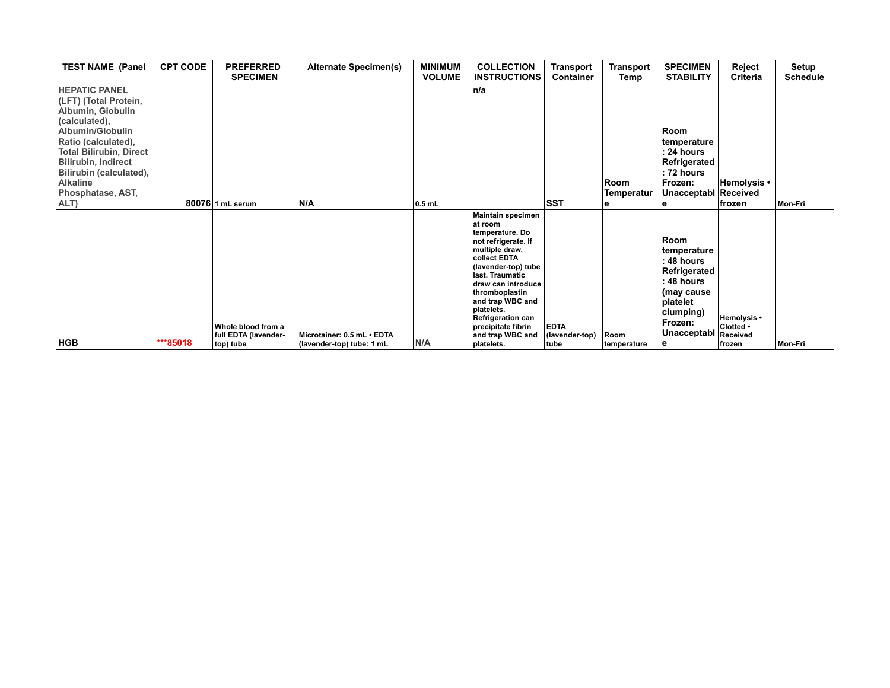| TEST NAME (Panel | CPT CODE | PREFERRED SPECIMEN | Alternate Specimen(s) | MINIMUM VOLUME | COLLECTION INSTRUCTIONS | Transport Container | Transport Temp | SPECIMEN STABILITY | Reject Criteria | Setup Schedule |
|---|---|---|---|---|---|---|---|---|---|---|
| HEPATIC PANEL (LFT) (Total Protein, Albumin, Globulin (calculated), Albumin/Globulin Ratio (calculated), Total Bilirubin, Direct Bilirubin, Indirect Bilirubin (calculated), Alkaline Phosphatase, AST, ALT) | 80076 | 1 mL serum | N/A | 0.5 mL | n/a | SST | Room Temperature | Room temperature: 24 hours Refrigerated: 72 hours Frozen: Unacceptable | Hemolysis • Received frozen | Mon-Fri |
| HGB | ***85018 | Whole blood from a full EDTA (lavender-top) tube | Microtainer: 0.5 mL • EDTA (lavender-top) tube: 1 mL | N/A | Maintain specimen at room temperature. Do not refrigerate. If multiple draw, collect EDTA (lavender-top) tube last. Traumatic draw can introduce thromboplastin and trap WBC and platelets. Refrigeration can precipitate fibrin and trap WBC and platelets. | EDTA (lavender-top) tube | Room temperature | Room temperature: 48 hours Refrigerated: 48 hours (may cause platelet clumping) Frozen: Unacceptable | Hemolysis • Clotted • Received frozen | Mon-Fri |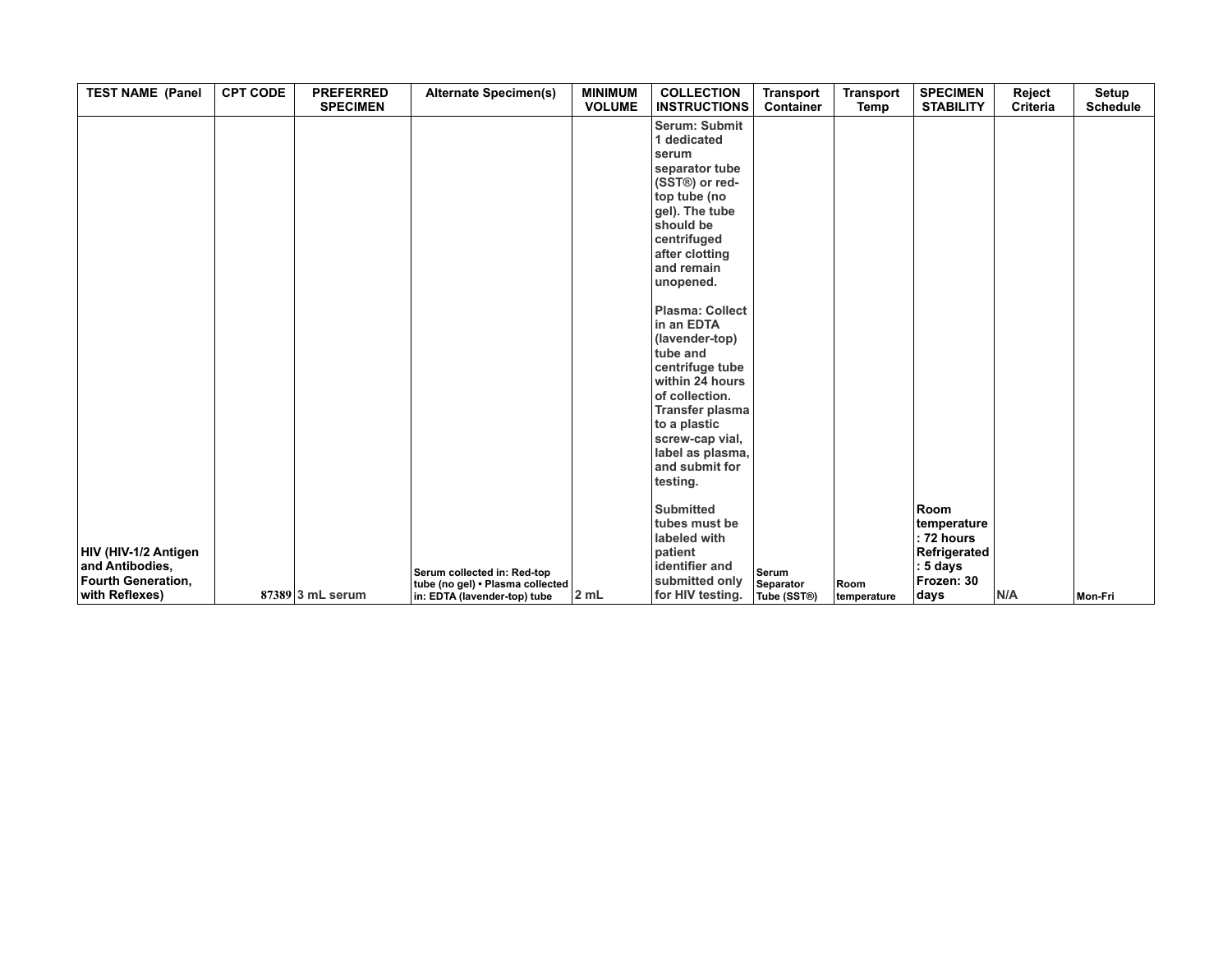| TEST NAME (Panel | CPT CODE | PREFERRED SPECIMEN | Alternate Specimen(s) | MINIMUM VOLUME | COLLECTION INSTRUCTIONS | Transport Container | Transport Temp | SPECIMEN STABILITY | Reject Criteria | Setup Schedule |
|---|---|---|---|---|---|---|---|---|---|---|
| HIV (HIV-1/2 Antigen and Antibodies, Fourth Generation, with Reflexes) | 87389 | 3 mL serum | Serum collected in: Red-top tube (no gel) • Plasma collected in: EDTA (lavender-top) tube | 2 mL | Serum: Submit 1 dedicated serum separator tube (SST®) or red-top tube (no gel). The tube should be centrifuged after clotting and remain unopened.<br><br>Plasma: Collect in an EDTA (lavender-top) tube and centrifuge tube within 24 hours of collection. Transfer plasma to a plastic screw-cap vial, label as plasma, and submit for testing.<br><br>Submitted tubes must be labeled with patient identifier and submitted only for HIV testing. | Serum Separator Tube (SST®) | Room temperature | Room temperature: 72 hours Refrigerated: 5 days Frozen: 30 days | N/A | Mon-Fri |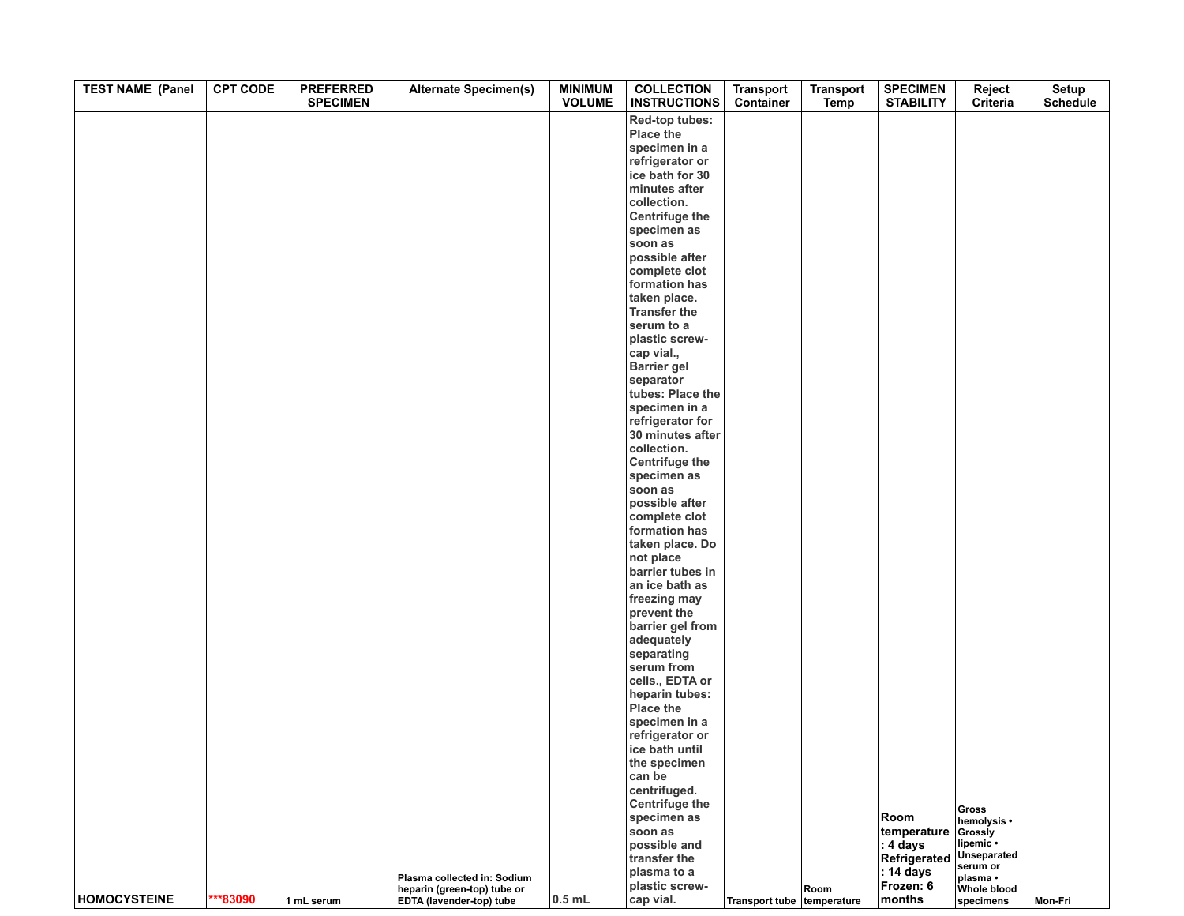| TEST NAME (Panel | CPT CODE | PREFERRED SPECIMEN | Alternate Specimen(s) | MINIMUM VOLUME | COLLECTION INSTRUCTIONS | Transport Container | Transport Temp | SPECIMEN STABILITY | Reject Criteria | Setup Schedule |
|---|---|---|---|---|---|---|---|---|---|---|
| HOMOCYSTEINE | ***83090 | 1 mL serum | Plasma collected in: Sodium heparin (green-top) tube or EDTA (lavender-top) tube | 0.5 mL | Red-top tubes: Place the specimen in a refrigerator or ice bath for 30 minutes after collection. Centrifuge the specimen as soon as possible after complete clot formation has taken place. Transfer the serum to a plastic screw-cap vial., Barrier gel separator tubes: Place the specimen in a refrigerator for 30 minutes after collection. Centrifuge the specimen as soon as possible after complete clot formation has taken place. Do not place barrier tubes in an ice bath as freezing may prevent the barrier gel from adequately separating serum from cells., EDTA or heparin tubes: Place the specimen in a refrigerator or ice bath until the specimen can be centrifuged. Centrifuge the specimen as soon as possible and transfer the plasma to a plastic screw-cap vial. | Transport tube | Room temperature | Room temperature : 4 days Refrigerated : 14 days Frozen: 6 months | Gross hemolysis • Grossly lipemic • Unseparated serum or plasma • Whole blood specimens | Mon-Fri |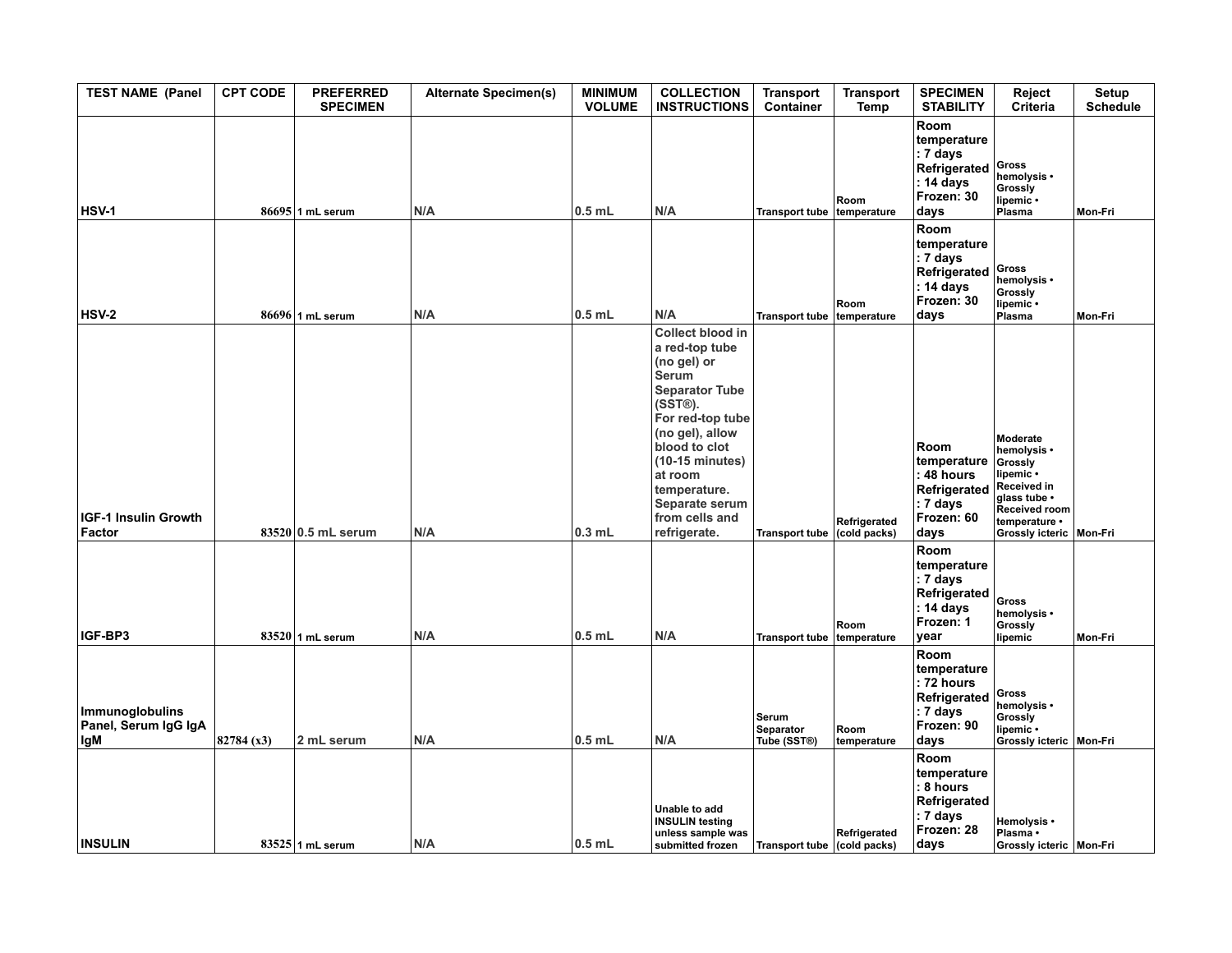| TEST NAME (Panel | CPT CODE | PREFERRED SPECIMEN | Alternate Specimen(s) | MINIMUM VOLUME | COLLECTION INSTRUCTIONS | Transport Container | Transport Temp | SPECIMEN STABILITY | Reject Criteria | Setup Schedule |
|---|---|---|---|---|---|---|---|---|---|---|
| HSV-1 | 86695 | 1 mL serum | N/A | 0.5 mL | N/A | Transport tube | Room temperature | Room temperature : 7 days Refrigerated : 14 days Frozen: 30 days | Gross hemolysis • Grossly lipemic • Plasma | Mon-Fri |
| HSV-2 | 86696 | 1 mL serum | N/A | 0.5 mL | N/A | Transport tube | Room temperature | Room temperature : 7 days Refrigerated : 14 days Frozen: 30 days | Gross hemolysis • Grossly lipemic • Plasma | Mon-Fri |
| IGF-1 Insulin Growth Factor | 83520 | 0.5 mL serum | N/A | 0.3 mL | Collect blood in a red-top tube (no gel) or Serum Separator Tube (SST®). For red-top tube (no gel), allow blood to clot (10-15 minutes) at room temperature. Separate serum from cells and refrigerate. | Transport tube | Refrigerated (cold packs) | Room temperature : 48 hours Refrigerated : 7 days Frozen: 60 days | Moderate hemolysis • Grossly lipemic • Received in glass tube • Received room temperature • Grossly icteric | Mon-Fri |
| IGF-BP3 | 83520 | 1 mL serum | N/A | 0.5 mL | N/A | Transport tube | Room temperature | Room temperature : 7 days Refrigerated : 14 days Frozen: 1 year | Gross hemolysis • Grossly lipemic | Mon-Fri |
| Immunoglobulins Panel, Serum IgG IgA IgM | 82784 (x3) | 2 mL serum | N/A | 0.5 mL | N/A | Serum Separator Tube (SST®) | Room temperature | Room temperature : 72 hours Refrigerated : 7 days Frozen: 90 days | Gross hemolysis • Grossly lipemic • Grossly icteric | Mon-Fri |
| INSULIN | 83525 | 1 mL serum | N/A | 0.5 mL | Unable to add INSULIN testing unless sample was submitted frozen | Transport tube | Refrigerated (cold packs) | Room temperature : 8 hours Refrigerated : 7 days Frozen: 28 days | Hemolysis • Plasma • Grossly icteric | Mon-Fri |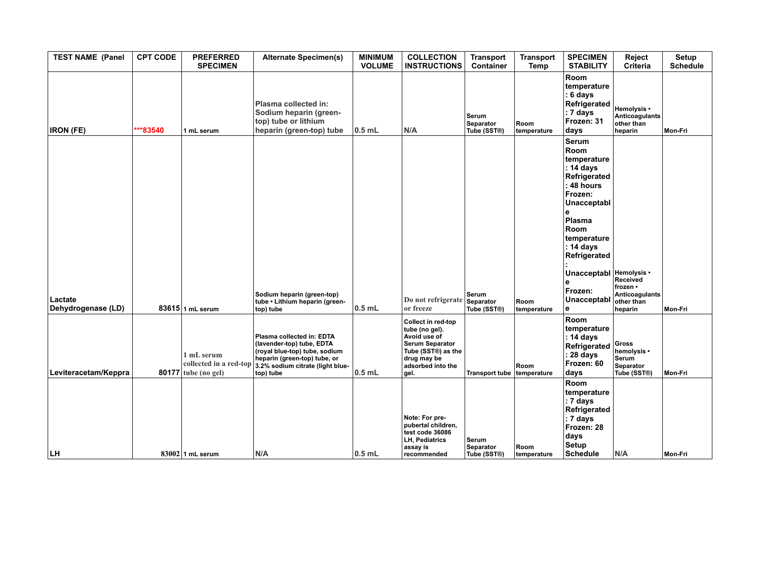| TEST NAME (Panel | CPT CODE | PREFERRED SPECIMEN | Alternate Specimen(s) | MINIMUM VOLUME | COLLECTION INSTRUCTIONS | Transport Container | Transport Temp | SPECIMEN STABILITY | Reject Criteria | Setup Schedule |
|---|---|---|---|---|---|---|---|---|---|---|
| IRON (FE) | ***83540 | 1 mL serum | Plasma collected in: Sodium heparin (green-top) tube or lithium heparin (green-top) tube | 0.5 mL | N/A | Serum Separator Tube (SST®) | Room temperature | Room temperature: 6 days Refrigerated: 7 days Frozen: 31 days | Hemolysis • Anticoagulants other than heparin | Mon-Fri |
| Lactate Dehydrogenase (LD) | 83615 | 1 mL serum | Sodium heparin (green-top) tube • Lithium heparin (green-top) tube | 0.5 mL | Do not refrigerate or freeze | Serum Separator Tube (SST®) | Room temperature | Serum Room temperature: 14 days Refrigerated: 48 hours Frozen: Unacceptable Plasma Room temperature: 14 days Refrigerated: Unacceptable Frozen: Unacceptable | Hemolysis • Received frozen • Anticoagulants other than heparin | Mon-Fri |
| Leviteracetam/Keppra | 80177 | 1 mL serum collected in a red-top tube (no gel) | Plasma collected in: EDTA (lavender-top) tube, EDTA (royal blue-top) tube, sodium heparin (green-top) tube, or 3.2% sodium citrate (light blue-top) tube | 0.5 mL | Collect in red-top tube (no gel). Avoid use of Serum Separator Tube (SST®) as the drug may be adsorbed into the gel. | Transport tube | Room temperature | Room temperature: 14 days Refrigerated: 28 days Frozen: 60 days | Gross hemolysis • Serum Separator Tube (SST®) | Mon-Fri |
| LH | 83002 | 1 mL serum | N/A | 0.5 mL | Note: For pre-pubertal children, test code 36086 LH, Pediatrics assay is recommended | Serum Separator Tube (SST®) | Room temperature | Room temperature: 7 days Refrigerated: 7 days Frozen: 28 days Setup Schedule | N/A | Mon-Fri |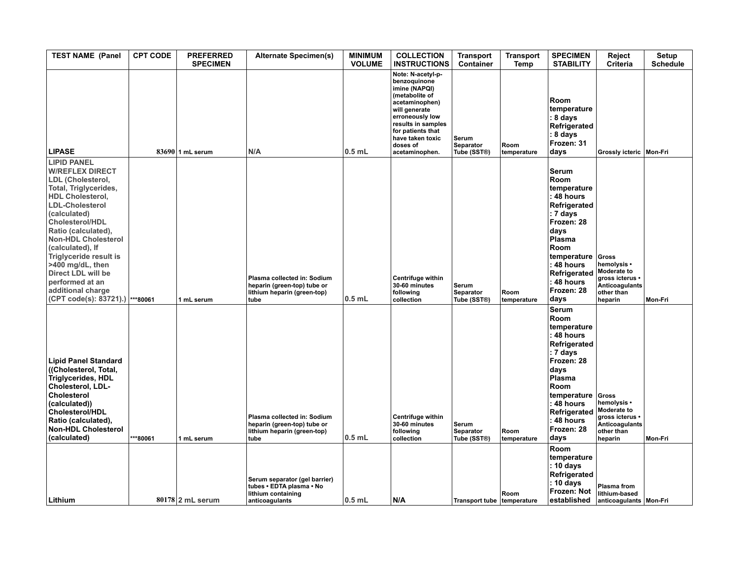| TEST NAME (Panel | CPT CODE | PREFERRED SPECIMEN | Alternate Specimen(s) | MINIMUM VOLUME | COLLECTION INSTRUCTIONS | Transport Container | Transport Temp | SPECIMEN STABILITY | Reject Criteria | Setup Schedule |
|---|---|---|---|---|---|---|---|---|---|---|
| **LIPASE** | 83690 | 1 mL serum | N/A | 0.5 mL | Note: N-acetyl-p-benzoquinone imine (NAPQI) (metabolite of acetaminophen) will generate erroneously low results in samples for patients that have taken toxic doses of acetaminophen. | Serum Separator Tube (SST®) | Room temperature | Room temperature: 8 days Refrigerated: 8 days Frozen: 31 days | Grossly icteric | Mon-Fri |
| **LIPID PANEL W/REFLEX DIRECT LDL (Cholesterol, Total, Triglycerides, HDL Cholesterol, LDL-Cholesterol (calculated) Cholesterol/HDL Ratio (calculated), Non-HDL Cholesterol (calculated), If Triglyceride result is >400 mg/dL, then Direct LDL will be performed at an additional charge (CPT code(s): 83721).)** | ***80061 | 1 mL serum | Plasma collected in: Sodium heparin (green-top) tube or lithium heparin (green-top) tube | 0.5 mL | Centrifuge within 30-60 minutes following collection | Serum Separator Tube (SST®) | Room temperature | Serum Room temperature: 48 hours Refrigerated: 7 days Frozen: 28 days Plasma Room temperature: 48 hours Refrigerated: 48 hours Frozen: 28 days | Gross hemolysis • Moderate to gross icterus • Anticoagulants other than heparin | Mon-Fri |
| **Lipid Panel Standard ((Cholesterol, Total, Triglycerides, HDL Cholesterol, LDL-Cholesterol (calculated)) Cholesterol/HDL Ratio (calculated), Non-HDL Cholesterol (calculated)** | ***80061 | 1 mL serum | Plasma collected in: Sodium heparin (green-top) tube or lithium heparin (green-top) tube | 0.5 mL | Centrifuge within 30-60 minutes following collection | Serum Separator Tube (SST®) | Room temperature | Serum Room temperature: 48 hours Refrigerated: 7 days Frozen: 28 days Plasma Room temperature: 48 hours Refrigerated: 48 hours Frozen: 28 days | Gross hemolysis • Moderate to gross icterus • Anticoagulants other than heparin | Mon-Fri |
| **Lithium** | 80178 | 2 mL serum | Serum separator (gel barrier) tubes • EDTA plasma • No lithium containing anticoagulants | 0.5 mL | N/A | Transport tube | Room temperature | Room temperature: 10 days Refrigerated: 10 days Frozen: Not established | Plasma from lithium-based anticoagulants | Mon-Fri |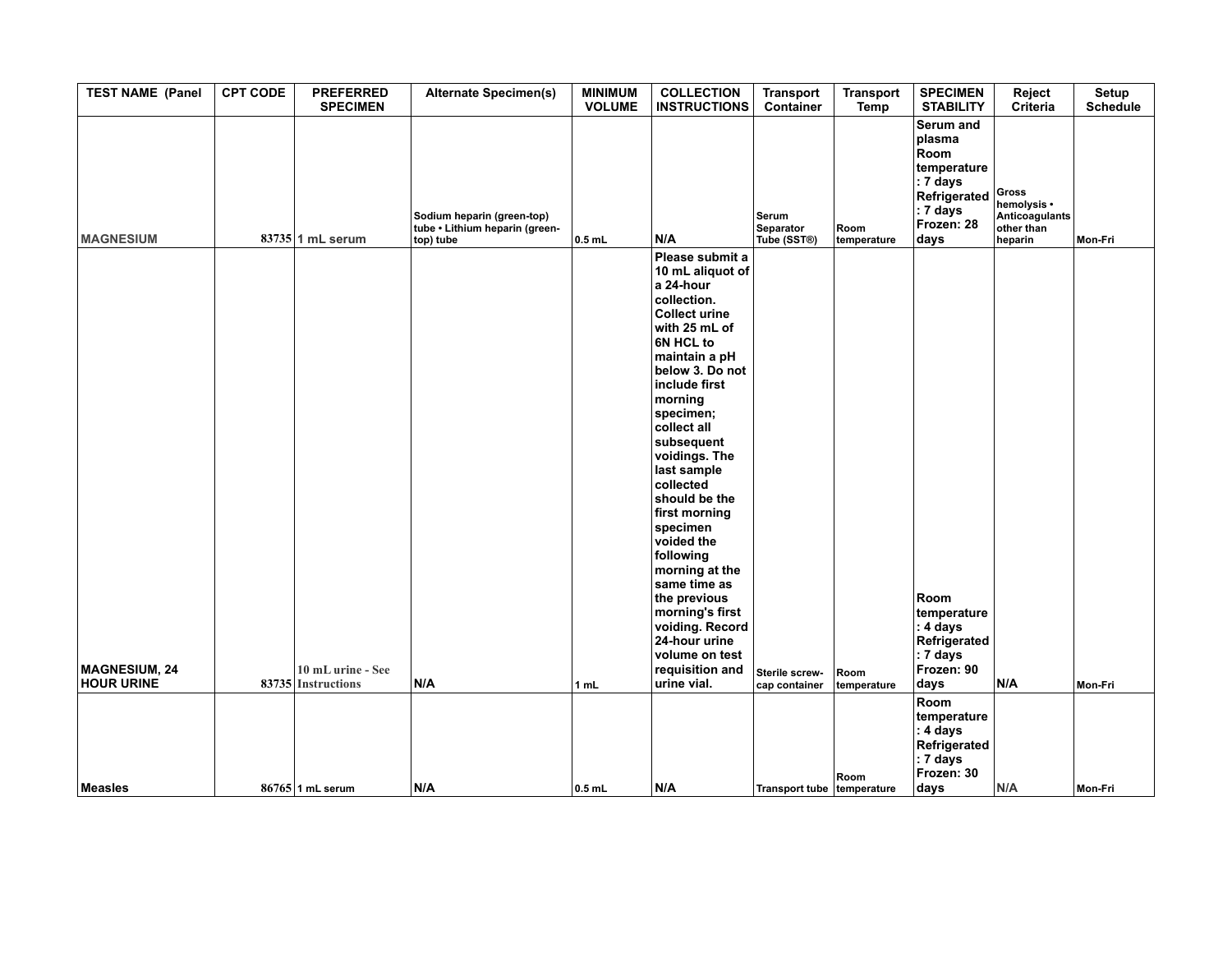| TEST NAME (Panel | CPT CODE | PREFERRED SPECIMEN | Alternate Specimen(s) | MINIMUM VOLUME | COLLECTION INSTRUCTIONS | Transport Container | Transport Temp | SPECIMEN STABILITY | Reject Criteria | Setup Schedule |
|---|---|---|---|---|---|---|---|---|---|---|
| MAGNESIUM | 83735 | 1 mL serum | Sodium heparin (green-top) tube • Lithium heparin (green-top) tube | 0.5 mL | N/A | Serum Separator Tube (SST®) | Room temperature | Serum and plasma Room temperature: 7 days Refrigerated: 7 days Frozen: 28 days | Gross hemolysis • Anticoagulants other than heparin | Mon-Fri |
| MAGNESIUM, 24 HOUR URINE | 83735 | 10 mL urine - See Instructions | N/A | 1 mL | Please submit a 10 mL aliquot of a 24-hour collection. Collect urine with 25 mL of 6N HCL to maintain a pH below 3. Do not include first morning specimen; collect all subsequent voidings. The last sample collected should be the first morning specimen voided the following morning at the same time as the previous morning's first voiding. Record 24-hour urine volume on test requisition and urine vial. | Sterile screw-cap container | Room temperature | Room temperature: 4 days Refrigerated: 7 days Frozen: 90 days | N/A | Mon-Fri |
| Measles | 86765 | 1 mL serum | N/A | 0.5 mL | N/A | Transport tube | Room temperature | Room temperature: 4 days Refrigerated: 7 days Frozen: 30 days | N/A | Mon-Fri |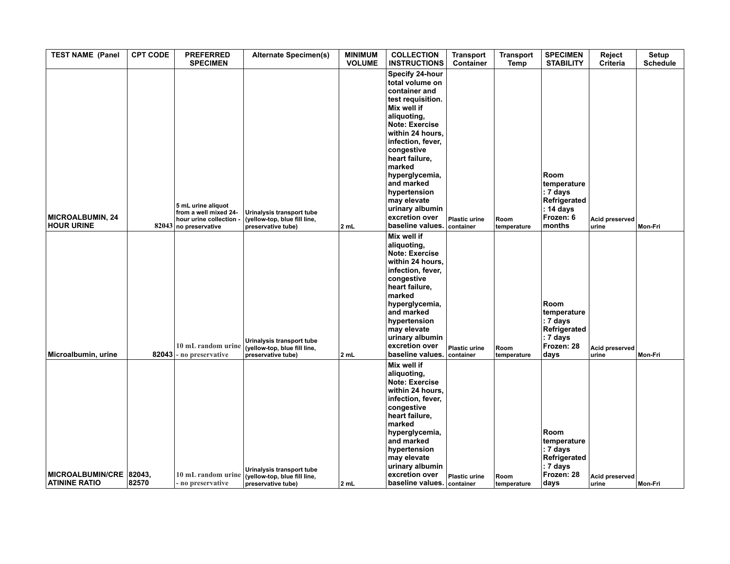| TEST NAME (Panel | CPT CODE | PREFERRED SPECIMEN | Alternate Specimen(s) | MINIMUM VOLUME | COLLECTION INSTRUCTIONS | Transport Container | Transport Temp | SPECIMEN STABILITY | Reject Criteria | Setup Schedule |
|---|---|---|---|---|---|---|---|---|---|---|
| MICROALBUMIN, 24 HOUR URINE | 82043 | 5 mL urine aliquot from a well mixed 24-hour urine collection - no preservative | Urinalysis transport tube (yellow-top, blue fill line, preservative tube) | 2 mL | Specify 24-hour total volume on container and test requisition. Mix well if aliquoting, Note: Exercise within 24 hours, infection, fever, congestive heart failure, marked hyperglycemia, and marked hypertension may elevate urinary albumin excretion over baseline values. | Plastic urine container | Room temperature | Room temperature : 7 days Refrigerated : 14 days Frozen: 6 months | Acid preserved urine | Mon-Fri |
| Microalbumin, urine | 82043 | 10 mL random urine - no preservative | Urinalysis transport tube (yellow-top, blue fill line, preservative tube) | 2 mL | Mix well if aliquoting, Note: Exercise within 24 hours, infection, fever, congestive heart failure, marked hyperglycemia, and marked hypertension may elevate urinary albumin excretion over baseline values. | Plastic urine container | Room temperature | Room temperature : 7 days Refrigerated : 7 days Frozen: 28 days | Acid preserved urine | Mon-Fri |
| MICROALBUMIN/CREATININE RATIO | 82043, 82570 | 10 mL random urine - no preservative | Urinalysis transport tube (yellow-top, blue fill line, preservative tube) | 2 mL | Mix well if aliquoting, Note: Exercise within 24 hours, infection, fever, congestive heart failure, marked hyperglycemia, and marked hypertension may elevate urinary albumin excretion over baseline values. | Plastic urine container | Room temperature | Room temperature : 7 days Refrigerated : 7 days Frozen: 28 days | Acid preserved urine | Mon-Fri |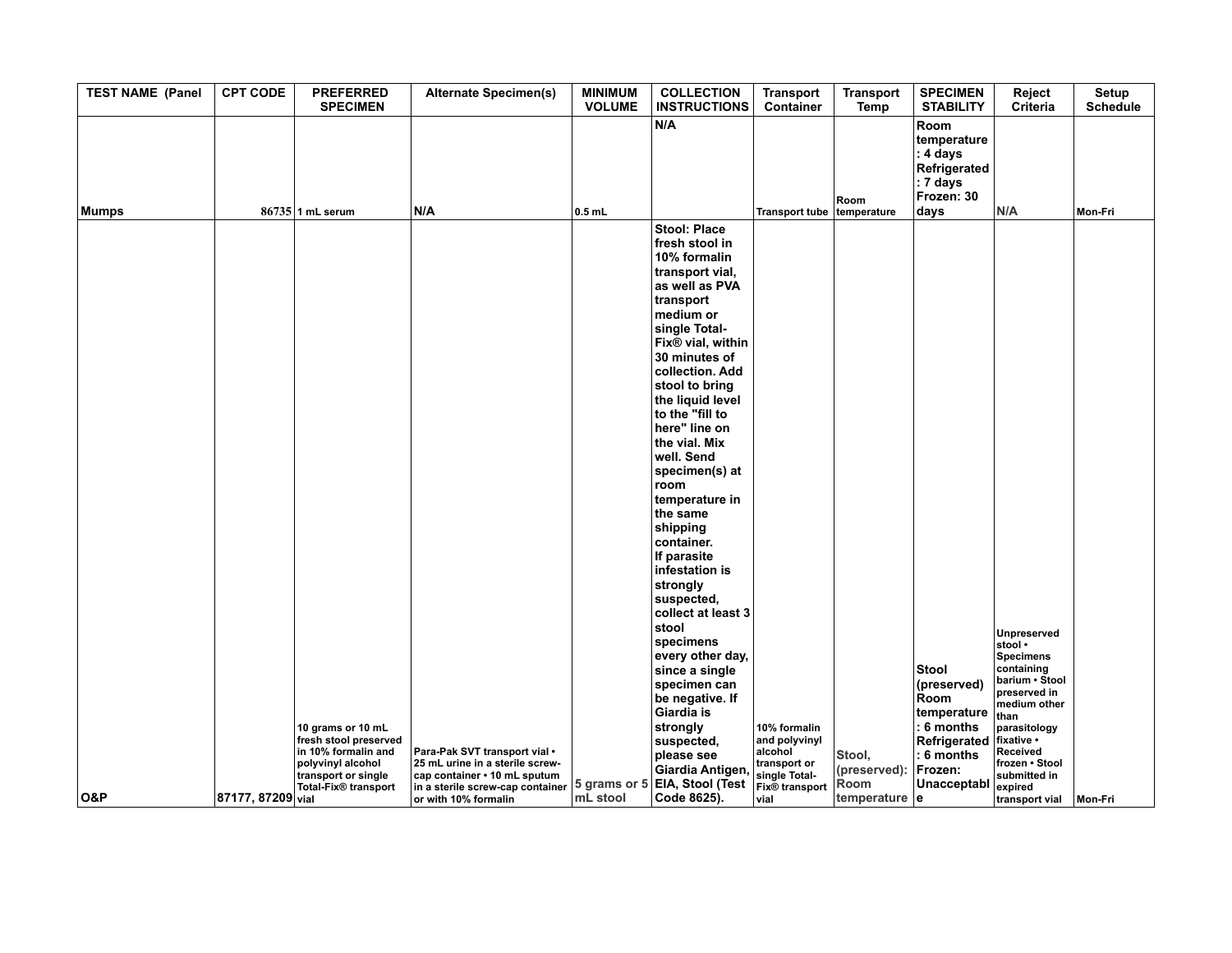| TEST NAME (Panel | CPT CODE | PREFERRED SPECIMEN | Alternate Specimen(s) | MINIMUM VOLUME | COLLECTION INSTRUCTIONS | Transport Container | Transport Temp | SPECIMEN STABILITY | Reject Criteria | Setup Schedule |
|---|---|---|---|---|---|---|---|---|---|---|
| Mumps | 86735 | 1 mL serum | N/A | 0.5 mL | N/A | Transport tube | Room temperature | Room temperature : 4 days Refrigerated : 7 days Frozen: 30 days | N/A | Mon-Fri |
| O&P | 87177, 87209 | 10 grams or 10 mL fresh stool preserved in 10% formalin and polyvinyl alcohol transport or single Total-Fix® transport vial | Para-Pak SVT transport vial • 25 mL urine in a sterile screw-cap container • 10 mL sputum in a sterile screw-cap container or with 10% formalin | 5 grams or 5 mL stool | Stool: Place fresh stool in 10% formalin transport vial, as well as PVA transport medium or single Total-Fix® vial, within 30 minutes of collection. Add stool to bring the liquid level to the "fill to here" line on the vial. Mix well. Send specimen(s) at room temperature in the same shipping container. If parasite infestation is strongly suspected, collect at least 3 stool specimens every other day, since a single specimen can be negative. If Giardia is strongly suspected, please see Giardia Antigen, EIA, Stool (Test Code 8625). | 10% formalin and polyvinyl alcohol transport or single Total-Fix® transport vial | Stool, (preserved): Room temperature | Stool (preserved) Room temperature : 6 months Refrigerated : 6 months Frozen: Unacceptable | Unpreserved stool • Specimens containing barium • Stool preserved in medium other than parasitology fixative • Received frozen • Stool submitted in expired transport vial | Mon-Fri |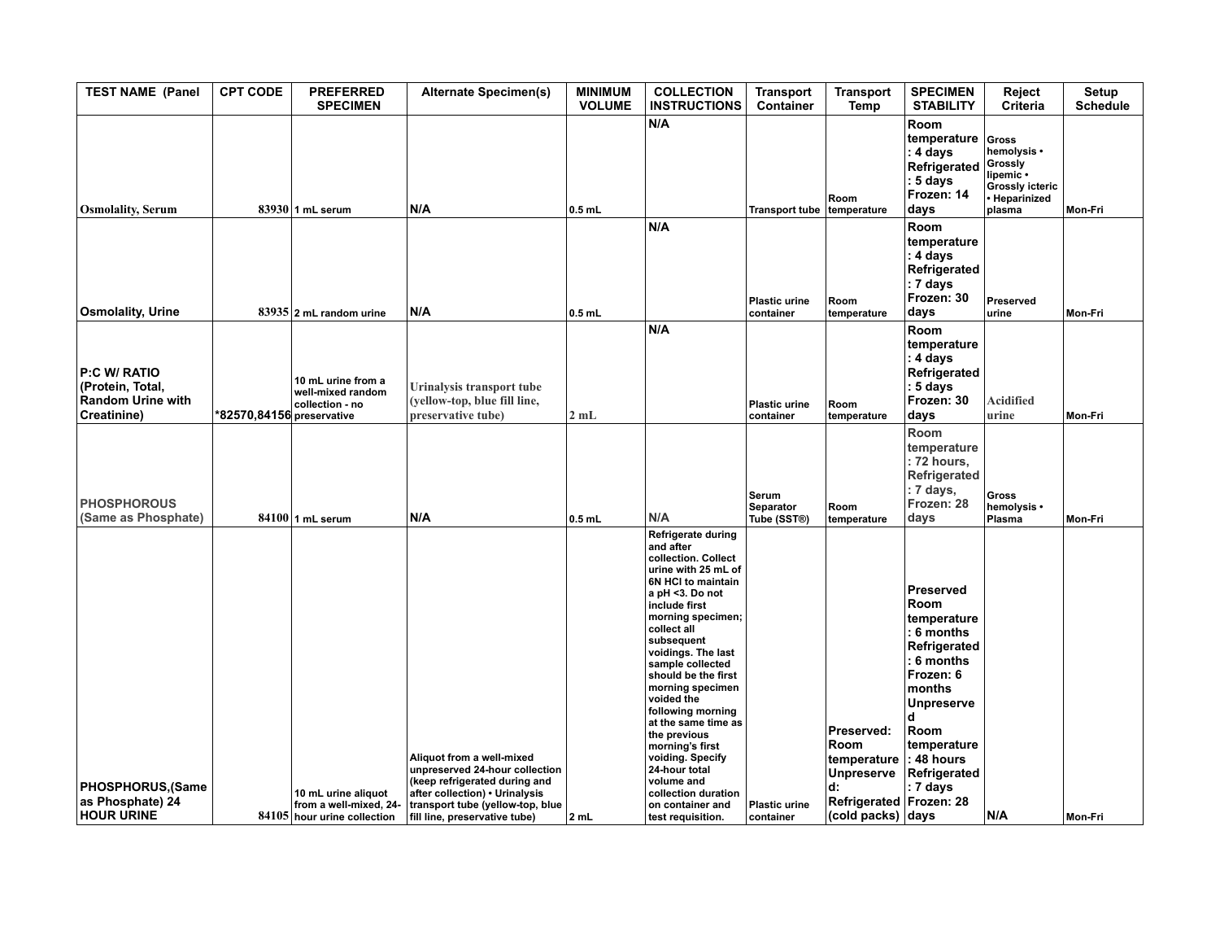| TEST NAME (Panel | CPT CODE | PREFERRED SPECIMEN | Alternate Specimen(s) | MINIMUM VOLUME | COLLECTION INSTRUCTIONS | Transport Container | Transport Temp | SPECIMEN STABILITY | Reject Criteria | Setup Schedule |
|---|---|---|---|---|---|---|---|---|---|---|
| Osmolality, Serum | 83930 | 1 mL serum | N/A | 0.5 mL | N/A | Transport tube | Room temperature | Room temperature: 4 days Refrigerated: 5 days Frozen: 14 days | Gross hemolysis • Grossly lipemic • Grossly icteric • Heparinized plasma | Mon-Fri |
| Osmolality, Urine | 83935 | 2 mL random urine | N/A | 0.5 mL | N/A | Plastic urine container | Room temperature | Room temperature: 4 days Refrigerated: 7 days Frozen: 30 days | Preserved urine | Mon-Fri |
| P:C W/ RATIO (Protein, Total, Random Urine with Creatinine) | *82570,84156 | 10 mL urine from a well-mixed random collection - no preservative | Urinalysis transport tube (yellow-top, blue fill line, preservative tube) | 2 mL | N/A | Plastic urine container | Room temperature | Room temperature: 4 days Refrigerated: 5 days Frozen: 30 days | Acidified urine | Mon-Fri |
| PHOSPHOROUS (Same as Phosphate) | 84100 | 1 mL serum | N/A | 0.5 mL | N/A | Serum Separator Tube (SST®) | Room temperature | Room temperature: 72 hours, Refrigerated: 7 days, Frozen: 28 days | Gross hemolysis • Plasma | Mon-Fri |
| PHOSPHORUS,(Same as Phosphate) 24 HOUR URINE | 84105 | 10 mL urine aliquot from a well-mixed, 24-hour urine collection | Aliquot from a well-mixed unpreserved 24-hour collection (keep refrigerated during and after collection) • Urinalysis transport tube (yellow-top, blue fill line, preservative tube) | 2 mL | Refrigerate during and after collection. Collect urine with 25 mL of 6N HCl to maintain a pH <3. Do not include first morning specimen; collect all subsequent voidings. The last sample collected should be the first morning specimen voided the following morning at the same time as the previous morning's first voiding. Specify 24-hour total volume and collection duration on container and test requisition. | Plastic urine container | Preserved: Room temperature Unpreserved: Refrigerated (cold packs) | Preserved Room temperature: 6 months Refrigerated: 6 months Frozen: 6 months Unpreserved Room temperature: 48 hours Refrigerated: 7 days Frozen: 28 days | N/A | Mon-Fri |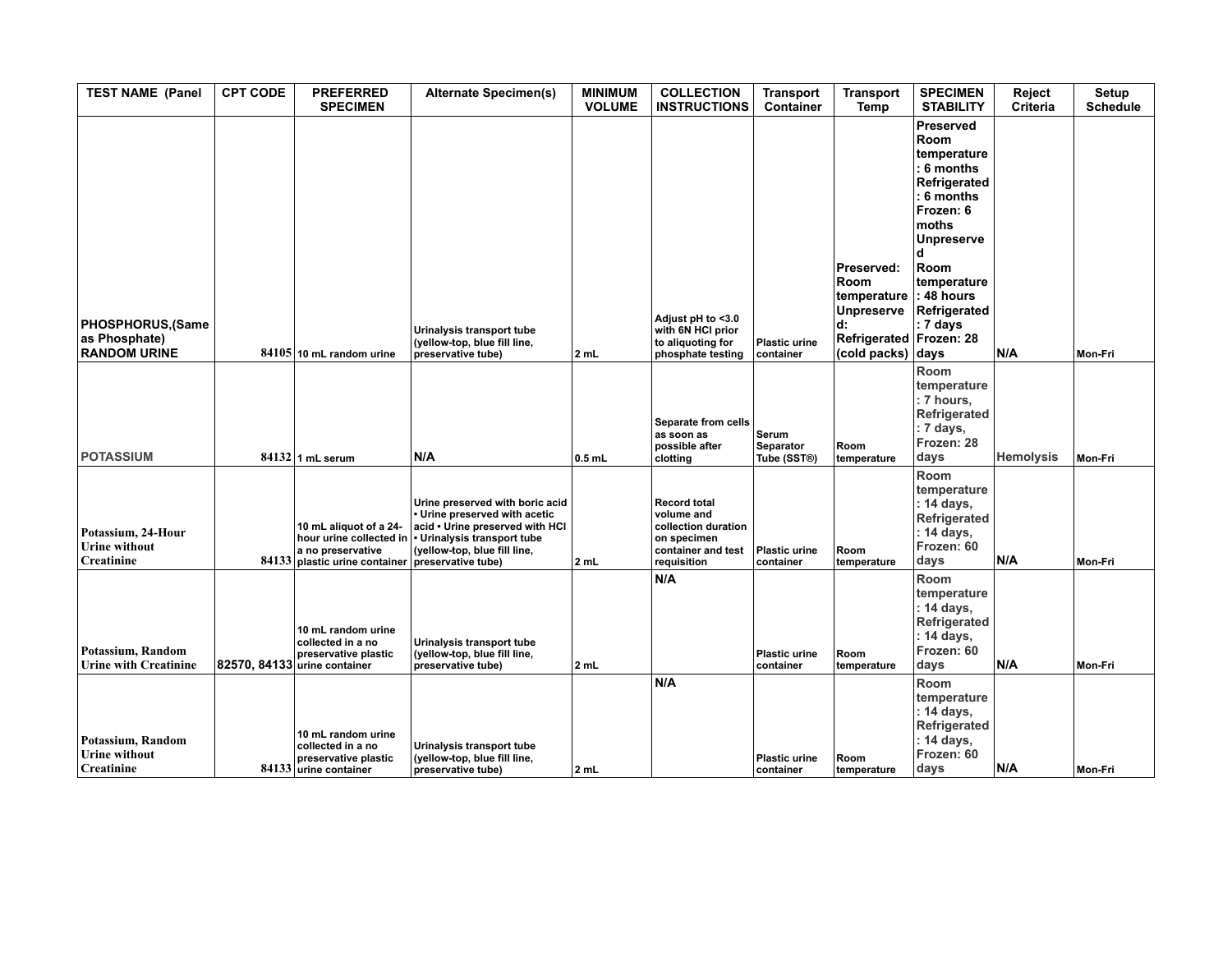| TEST NAME (Panel | CPT CODE | PREFERRED SPECIMEN | Alternate Specimen(s) | MINIMUM VOLUME | COLLECTION INSTRUCTIONS | Transport Container | Transport Temp | SPECIMEN STABILITY | Reject Criteria | Setup Schedule |
|---|---|---|---|---|---|---|---|---|---|---|
| PHOSPHORUS,(Same as Phosphate) RANDOM URINE | 84105 | 10 mL random urine | Urinalysis transport tube (yellow-top, blue fill line, preservative tube) | 2 mL | Adjust pH to <3.0 with 6N HCl prior to aliquoting for phosphate testing | Plastic urine container | Preserved: Room temperature Unpreserved: Refrigerated (cold packs) | Preserved Room temperature: 6 months Refrigerated: 6 months Frozen: 6 moths Unpreserved Room temperature: 48 hours Refrigerated: 7 days Frozen: 28 days | N/A | Mon-Fri |
| POTASSIUM | 84132 | 1 mL serum | N/A | 0.5 mL | Separate from cells as soon as possible after clotting | Serum Separator Tube (SST®) | Room temperature | Room temperature: 7 hours, Refrigerated: 7 days, Frozen: 28 days | Hemolysis | Mon-Fri |
| Potassium, 24-Hour Urine without Creatinine | 84133 | 10 mL aliquot of a 24-hour urine collected in a no preservative plastic urine container | Urine preserved with boric acid • Urine preserved with acetic acid • Urine preserved with HCl • Urinalysis transport tube (yellow-top, blue fill line, preservative tube) | 2 mL | Record total volume and collection duration on specimen container and test requisition | Plastic urine container | Room temperature | Room temperature: 14 days, Refrigerated: 14 days, Frozen: 60 days | N/A | Mon-Fri |
| Potassium, Random Urine with Creatinine | 82570, 84133 | 10 mL random urine collected in a no preservative plastic urine container | Urinalysis transport tube (yellow-top, blue fill line, preservative tube) | 2 mL | N/A | Plastic urine container | Room temperature | Room temperature: 14 days, Refrigerated: 14 days, Frozen: 60 days | N/A | Mon-Fri |
| Potassium, Random Urine without Creatinine | 84133 | 10 mL random urine collected in a no preservative plastic urine container | Urinalysis transport tube (yellow-top, blue fill line, preservative tube) | 2 mL | N/A | Plastic urine container | Room temperature | Room temperature: 14 days, Refrigerated: 14 days, Frozen: 60 days | N/A | Mon-Fri |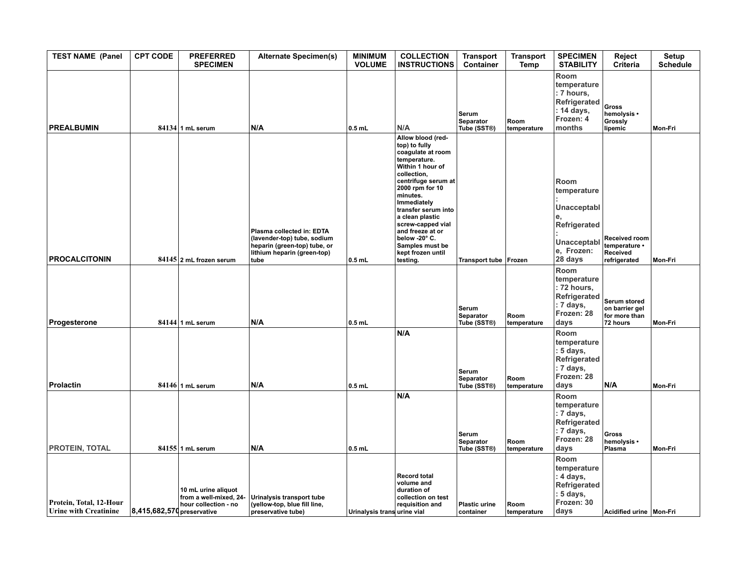| TEST NAME (Panel | CPT CODE | PREFERRED SPECIMEN | Alternate Specimen(s) | MINIMUM VOLUME | COLLECTION INSTRUCTIONS | Transport Container | Transport Temp | SPECIMEN STABILITY | Reject Criteria | Setup Schedule |
|---|---|---|---|---|---|---|---|---|---|---|
| PREALBUMIN | 84134 | 1 mL serum | N/A | 0.5 mL | N/A | Serum Separator Tube (SST®) | Room temperature | Room temperature: 7 hours, Refrigerated: 14 days, Frozen: 4 months | Gross hemolysis • Grossly lipemic | Mon-Fri |
| PROCALCITONIN | 84145 | 2 mL frozen serum | Plasma collected in: EDTA (lavender-top) tube, sodium heparin (green-top) tube, or lithium heparin (green-top) tube | 0.5 mL | Allow blood (red-top) to fully coagulate at room temperature. Within 1 hour of collection, centrifuge serum at 2000 rpm for 10 minutes. Immediately transfer serum into a clean plastic screw-capped vial and freeze at or below -20° C. Samples must be kept frozen until testing. | Transport tube | Frozen | Room temperature: Unacceptable, Refrigerated: Unacceptable, Frozen: 28 days | Received room temperature • Received refrigerated | Mon-Fri |
| Progesterone | 84144 | 1 mL serum | N/A | 0.5 mL | | Serum Separator Tube (SST®) | Room temperature | Room temperature: 72 hours, Refrigerated: 7 days, Frozen: 28 days | Serum stored on barrier gel for more than 72 hours | Mon-Fri |
| Prolactin | 84146 | 1 mL serum | N/A | 0.5 mL | N/A | Serum Separator Tube (SST®) | Room temperature | Room temperature: 5 days, Refrigerated: 7 days, Frozen: 28 days | N/A | Mon-Fri |
| PROTEIN, TOTAL | 84155 | 1 mL serum | N/A | 0.5 mL | N/A | Serum Separator Tube (SST®) | Room temperature | Room temperature: 7 days, Refrigerated: 7 days, Frozen: 28 days | Gross hemolysis • Plasma | Mon-Fri |
| Protein, Total, 12-Hour Urine with Creatinine | 8,415,682,570 | 10 mL urine aliquot from a well-mixed, 24-hour collection - no preservative | Urinalysis transport tube (yellow-top, blue fill line, preservative tube) | Urinalysis trans | Record total volume and duration of collection on test requisition and urine vial | Plastic urine container | Room temperature | Room temperature: 4 days, Refrigerated: 5 days, Frozen: 30 days | Acidified urine | Mon-Fri |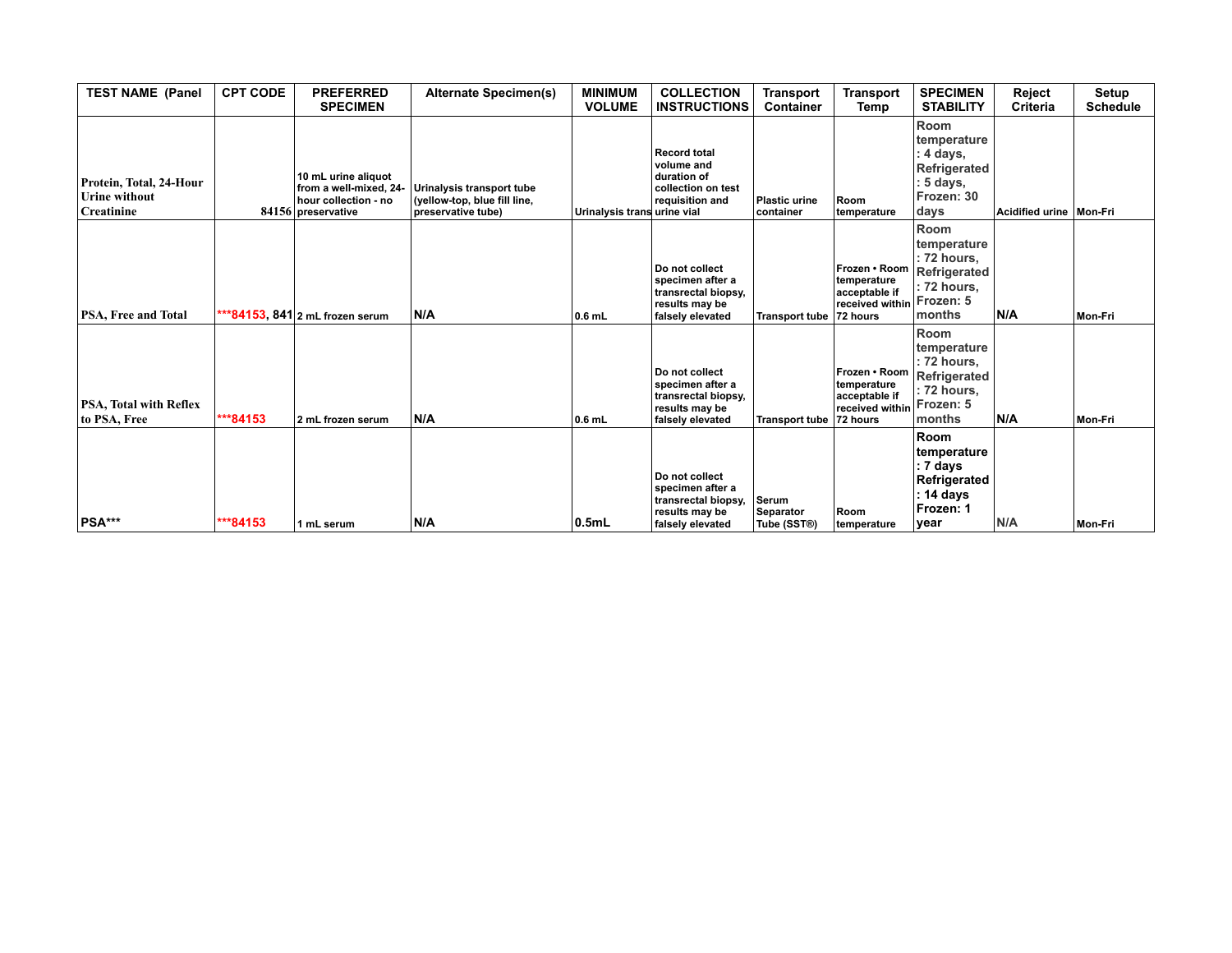| TEST NAME (Panel | CPT CODE | PREFERRED SPECIMEN | Alternate Specimen(s) | MINIMUM VOLUME | COLLECTION INSTRUCTIONS | Transport Container | Transport Temp | SPECIMEN STABILITY | Reject Criteria | Setup Schedule |
|---|---|---|---|---|---|---|---|---|---|---|
| Protein, Total, 24-Hour Urine without Creatinine | 84156 | 10 mL urine aliquot from a well-mixed, 24-hour collection - no preservative | Urinalysis transport tube (yellow-top, blue fill line, preservative tube) | Urinalysis trans | Record total volume and duration of collection on test requisition and urine vial | Plastic urine container | Room temperature | Room temperature : 4 days, Refrigerated : 5 days, Frozen: 30 days | Acidified urine | Mon-Fri |
| PSA, Free and Total | ***84153, 841 | 2 mL frozen serum | N/A | 0.6 mL | Do not collect specimen after a transrectal biopsy, results may be falsely elevated | Transport tube | Frozen • Room temperature acceptable if received within 72 hours | Room temperature : 72 hours, Refrigerated : 72 hours, Frozen: 5 months | N/A | Mon-Fri |
| PSA, Total with Reflex to PSA, Free | ***84153 | 2 mL frozen serum | N/A | 0.6 mL | Do not collect specimen after a transrectal biopsy, results may be falsely elevated | Transport tube | Frozen • Room temperature acceptable if received within 72 hours | Room temperature : 72 hours, Refrigerated : 72 hours, Frozen: 5 months | N/A | Mon-Fri |
| PSA*** | ***84153 | 1 mL serum | N/A | 0.5mL | Do not collect specimen after a transrectal biopsy, results may be falsely elevated | Serum Separator Tube (SST®) | Room temperature | Room temperature : 7 days Refrigerated : 14 days Frozen: 1 year | N/A | Mon-Fri |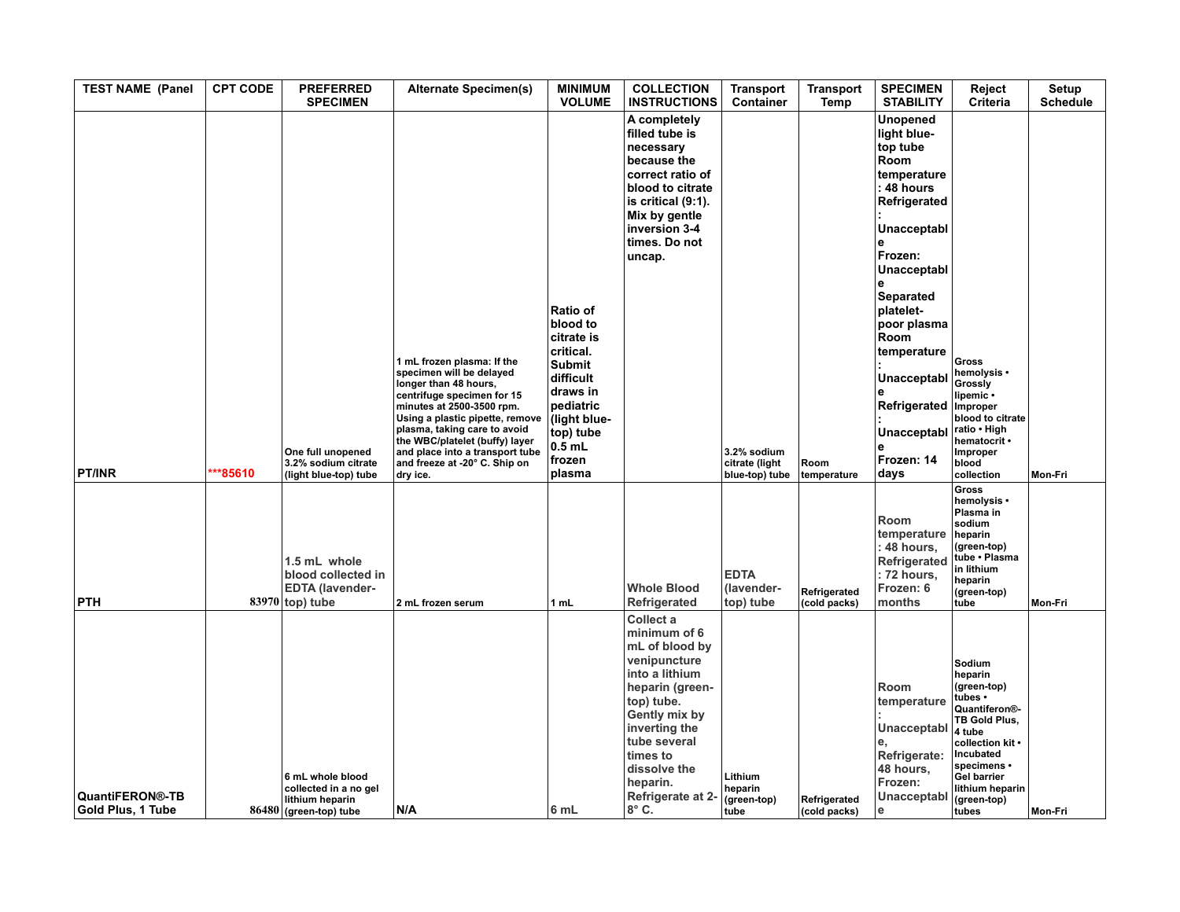| TEST NAME (Panel | CPT CODE | PREFERRED SPECIMEN | Alternate Specimen(s) | MINIMUM VOLUME | COLLECTION INSTRUCTIONS | Transport Container | Transport Temp | SPECIMEN STABILITY | Reject Criteria | Setup Schedule |
|---|---|---|---|---|---|---|---|---|---|---|
| PT/INR | ***85610 | One full unopened 3.2% sodium citrate (light blue-top) tube | 1 mL frozen plasma: If the specimen will be delayed longer than 48 hours, centrifuge specimen for 15 minutes at 2500-3500 rpm. Using a plastic pipette, remove plasma, taking care to avoid the WBC/platelet (buffy) layer and place into a transport tube and freeze at -20° C. Ship on dry ice. | Ratio of blood to citrate is critical. Submit difficult draws in pediatric (light blue-top) tube 0.5 mL frozen plasma | A completely filled tube is necessary because the correct ratio of blood to citrate is critical (9:1). Mix by gentle inversion 3-4 times. Do not uncap. | 3.2% sodium citrate (light blue-top) tube | Room temperature | Unopened light blue-top tube Room temperature: 48 hours Refrigerated: Unacceptable Frozen: Unacceptable Separated platelet-poor plasma Room temperature: Unacceptable Refrigerated: Unacceptable Frozen: 14 days | Gross hemolysis • Grossly lipemic • Improper blood to citrate ratio • High hematocrit • Improper blood collection | Mon-Fri |
| PTH | 83970 | 1.5 mL whole blood collected in EDTA (lavender-top) tube | 2 mL frozen serum | 1 mL | Whole Blood Refrigerated | EDTA (lavender-top) tube | Refrigerated (cold packs) | Room temperature: 48 hours, Refrigerated: 72 hours, Frozen: 6 months | Gross hemolysis • Plasma in sodium heparin (green-top) tube • Plasma in lithium heparin (green-top) tube | Mon-Fri |
| QuantiFERON®-TB Gold Plus, 1 Tube | 86480 | 6 mL whole blood collected in a no gel lithium heparin (green-top) tube | N/A | 6 mL | Collect a minimum of 6 mL of blood by venipuncture into a lithium heparin (green-top) tube. Gently mix by inverting the tube several times to dissolve the heparin. Refrigerate at 2-8° C. | Lithium heparin (green-top) tube | Refrigerated (cold packs) | Room temperature: Unacceptable, Refrigerate: 48 hours, Frozen: Unacceptable | Sodium heparin (green-top) tubes • Quantiferon®-TB Gold Plus, 4 tube collection kit • Incubated specimens • Gel barrier lithium heparin (green-top) tubes | Mon-Fri |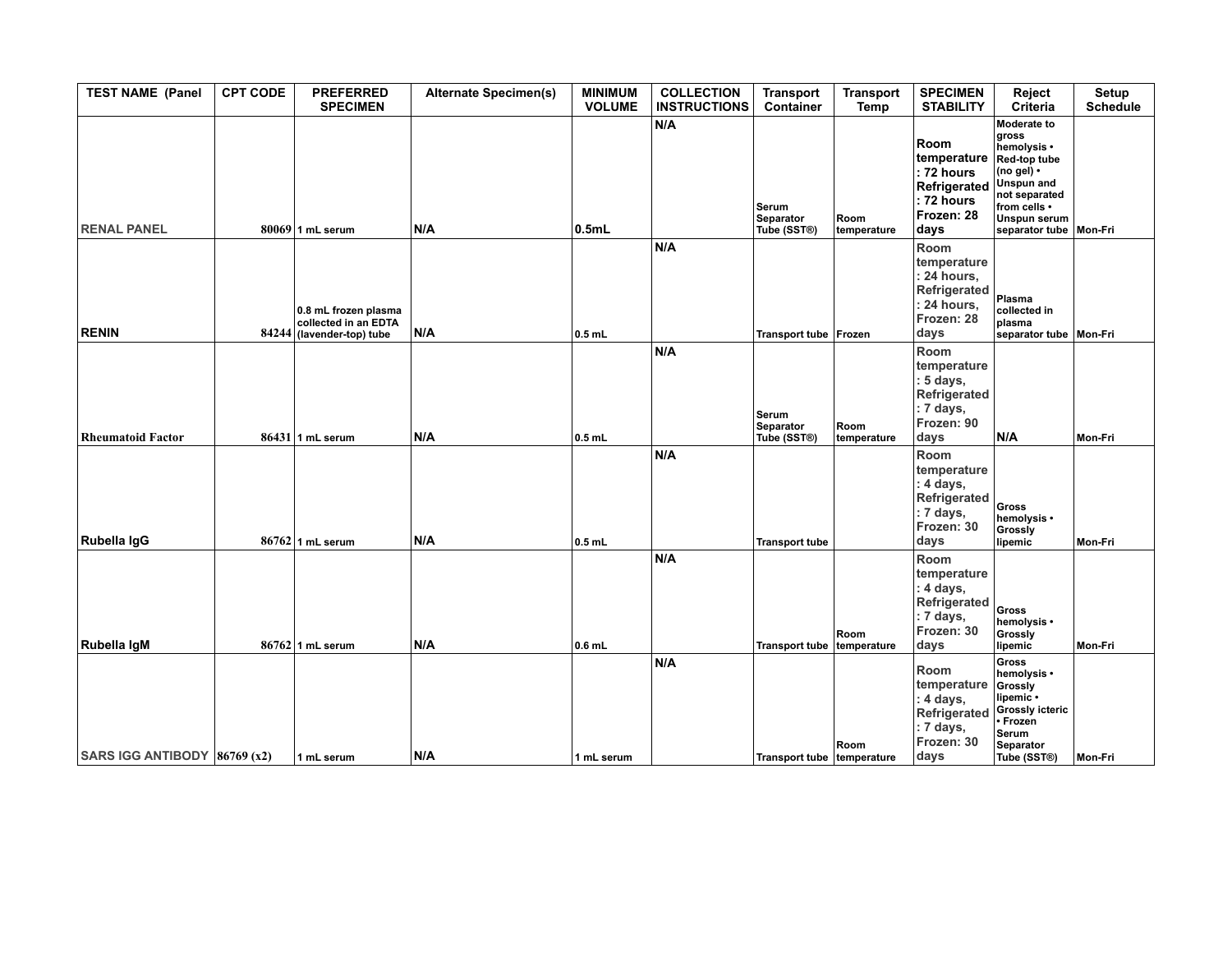| TEST NAME (Panel | CPT CODE | PREFERRED SPECIMEN | Alternate Specimen(s) | MINIMUM VOLUME | COLLECTION INSTRUCTIONS | Transport Container | Transport Temp | SPECIMEN STABILITY | Reject Criteria | Setup Schedule |
|---|---|---|---|---|---|---|---|---|---|---|
| RENAL PANEL | 80069 | 1 mL serum | N/A | 0.5mL | N/A | Serum Separator Tube (SST®) | Room temperature | Room temperature : 72 hours Refrigerated : 72 hours Frozen: 28 days | Moderate to gross hemolysis • Red-top tube (no gel) • Unspun and not separated from cells • Unspun serum separator tube | Mon-Fri |
| RENIN | 84244 | 0.8 mL frozen plasma collected in an EDTA (lavender-top) tube | N/A | 0.5 mL | N/A | Transport tube | Frozen | Room temperature : 24 hours, Refrigerated : 24 hours, Frozen: 28 days | Plasma collected in plasma separator tube | Mon-Fri |
| Rheumatoid Factor | 86431 | 1 mL serum | N/A | 0.5 mL | N/A | Serum Separator Tube (SST®) | Room temperature | Room temperature : 5 days, Refrigerated : 7 days, Frozen: 90 days | N/A | Mon-Fri |
| Rubella IgG | 86762 | 1 mL serum | N/A | 0.5 mL | N/A | Transport tube | | Room temperature : 4 days, Refrigerated : 7 days, Frozen: 30 days | Gross hemolysis • Grossly lipemic | Mon-Fri |
| Rubella IgM | 86762 | 1 mL serum | N/A | 0.6 mL | N/A | Transport tube | Room temperature | Room temperature : 4 days, Refrigerated : 7 days, Frozen: 30 days | Gross hemolysis • Grossly lipemic | Mon-Fri |
| SARS IGG ANTIBODY | 86769 (x2) | 1 mL serum | N/A | 1 mL serum | N/A | Transport tube | Room temperature | Room temperature : 4 days, Refrigerated : 7 days, Frozen: 30 days | Gross hemolysis • Grossly lipemic • Grossly icteric • Frozen Serum Separator Tube (SST®) | Mon-Fri |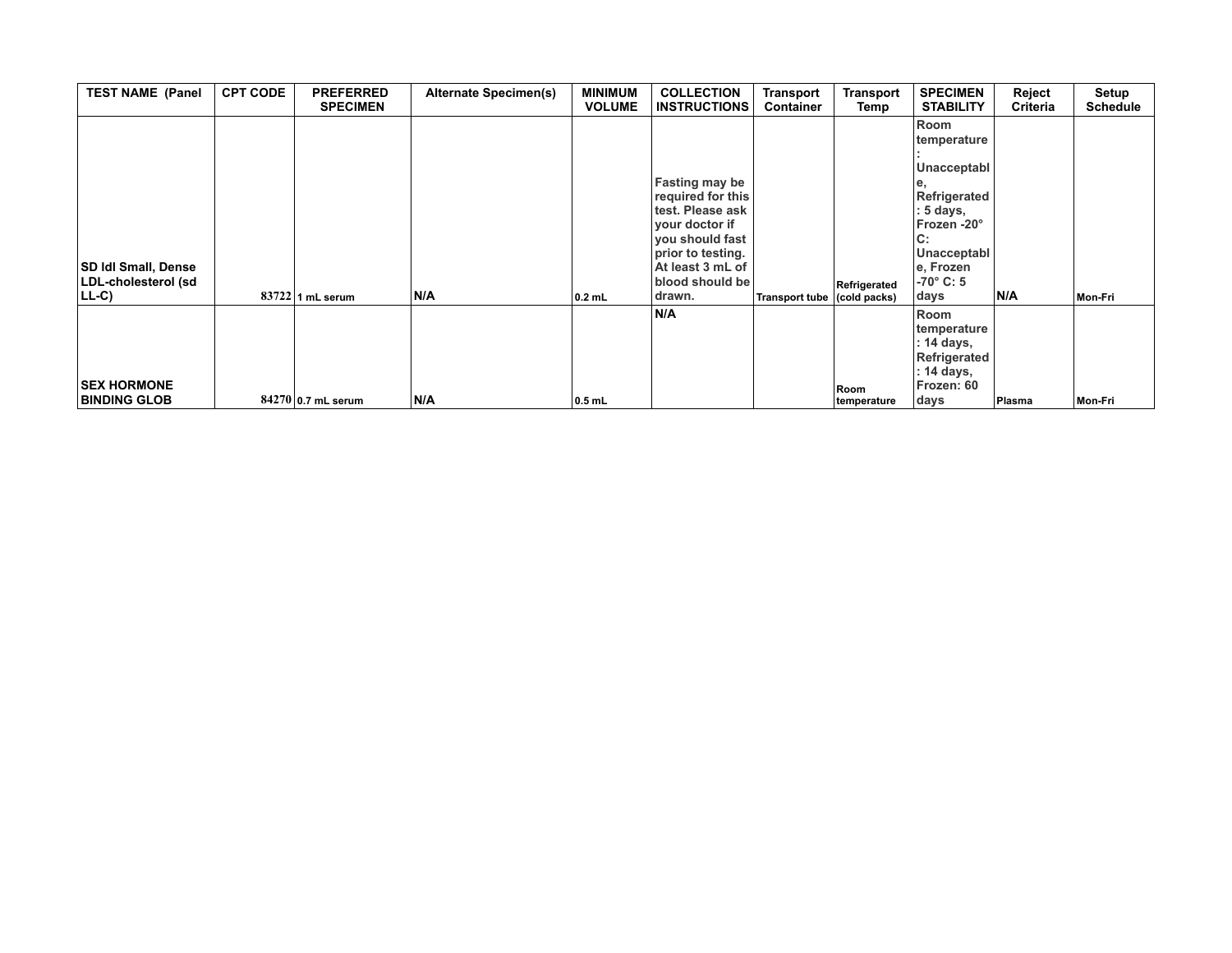| TEST NAME (Panel | CPT CODE | PREFERRED SPECIMEN | Alternate Specimen(s) | MINIMUM VOLUME | COLLECTION INSTRUCTIONS | Transport Container | Transport Temp | SPECIMEN STABILITY | Reject Criteria | Setup Schedule |
|---|---|---|---|---|---|---|---|---|---|---|
| SD ldl Small, Dense LDL-cholesterol (sd LL-C) | 83722 | 1 mL serum | N/A | 0.2 mL | Fasting may be required for this test. Please ask your doctor if you should fast prior to testing. At least 3 mL of blood should be drawn. | Transport tube | Refrigerated (cold packs) | Room temperature: Unacceptable, Refrigerated: 5 days, Frozen -20° C: Unacceptable, Frozen -70° C: 5 days | N/A | Mon-Fri |
| SEX HORMONE BINDING GLOB | 84270 | 0.7 mL serum | N/A | 0.5 mL | N/A | | Room temperature | Room temperature: 14 days, Refrigerated: 14 days, Frozen: 60 days | Plasma | Mon-Fri |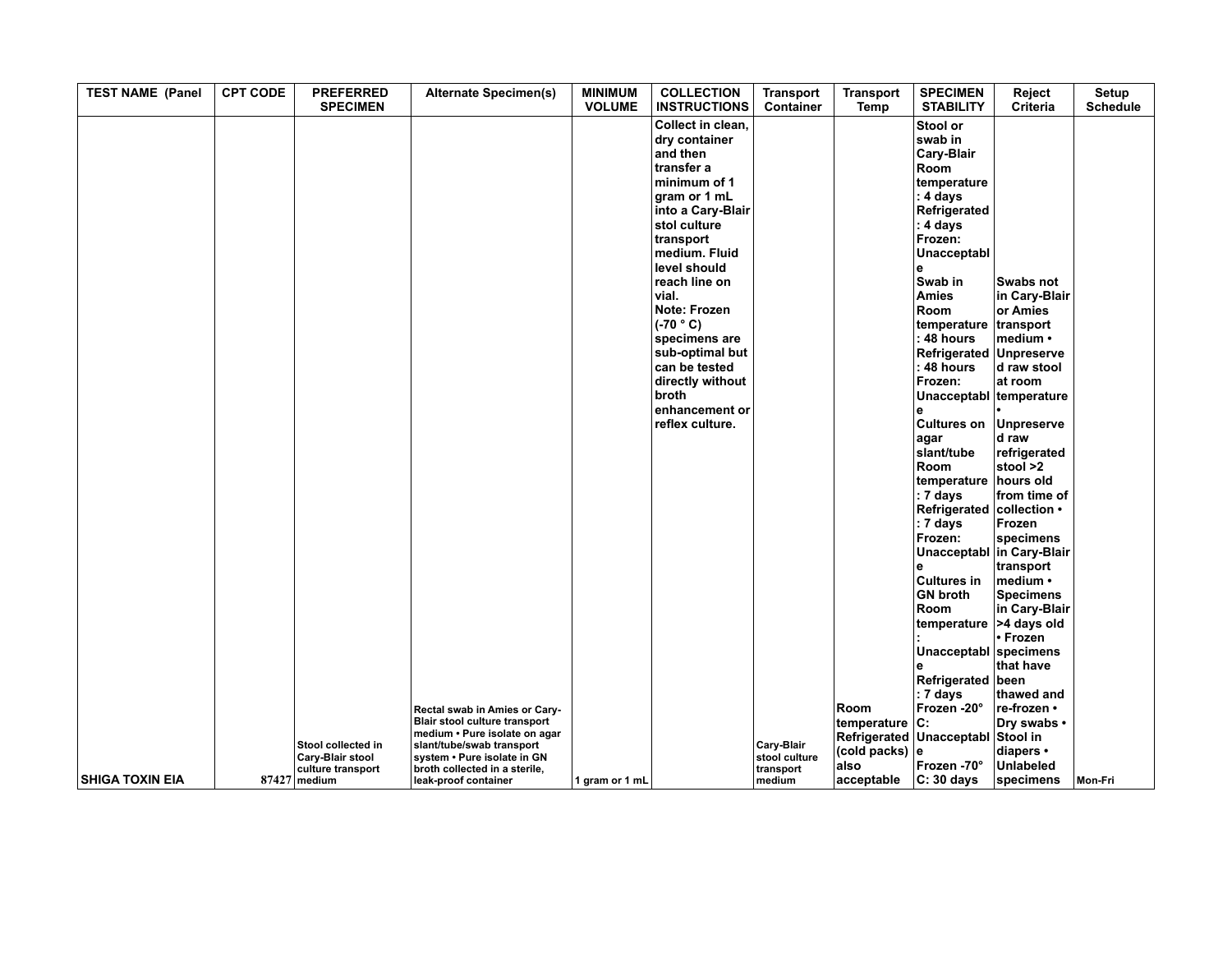| TEST NAME (Panel | CPT CODE | PREFERRED SPECIMEN | Alternate Specimen(s) | MINIMUM VOLUME | COLLECTION INSTRUCTIONS | Transport Container | Transport Temp | SPECIMEN STABILITY | Reject Criteria | Setup Schedule |
|---|---|---|---|---|---|---|---|---|---|---|
| SHIGA TOXIN EIA | 87427 | Stool collected in Cary-Blair stool culture transport medium | Rectal swab in Amies or Cary-Blair stool culture transport medium • Pure isolate on agar slant/tube/swab transport system • Pure isolate in GN broth collected in a sterile, leak-proof container | 1 gram or 1 mL | Collect in clean, dry container and then transfer a minimum of 1 gram or 1 mL into a Cary-Blair stol culture transport medium. Fluid level should reach line on vial. Note: Frozen (-70 ° C) specimens are sub-optimal but can be tested directly without broth enhancement or reflex culture. | Cary-Blair stool culture transport medium | Room temperature Refrigerated (cold packs) also acceptable | Stool or swab in Cary-Blair Room temperature: 4 days Refrigerated: 4 days Frozen: Unacceptable Swab in Amies Room temperature: 48 hours Refrigerated: 48 hours Frozen: Unacceptable Cultures on agar slant/tube Room temperature: 7 days Refrigerated: 7 days Frozen: Unacceptable Cultures in GN broth Room temperature: Unacceptable Refrigerated: 7 days Frozen -20° C: Unacceptable Frozen -70° C: 30 days | Swabs not in Cary-Blair or Amies transport medium • Unpreserved raw stool at room temperature • Unpreserved raw refrigerated stool >2 hours old from time of collection • Frozen specimens in Cary-Blair transport medium • Specimens in Cary-Blair >4 days old • Frozen specimens that have been thawed and re-frozen • Dry swabs • Stool in diapers • Unlabeled specimens | Mon-Fri |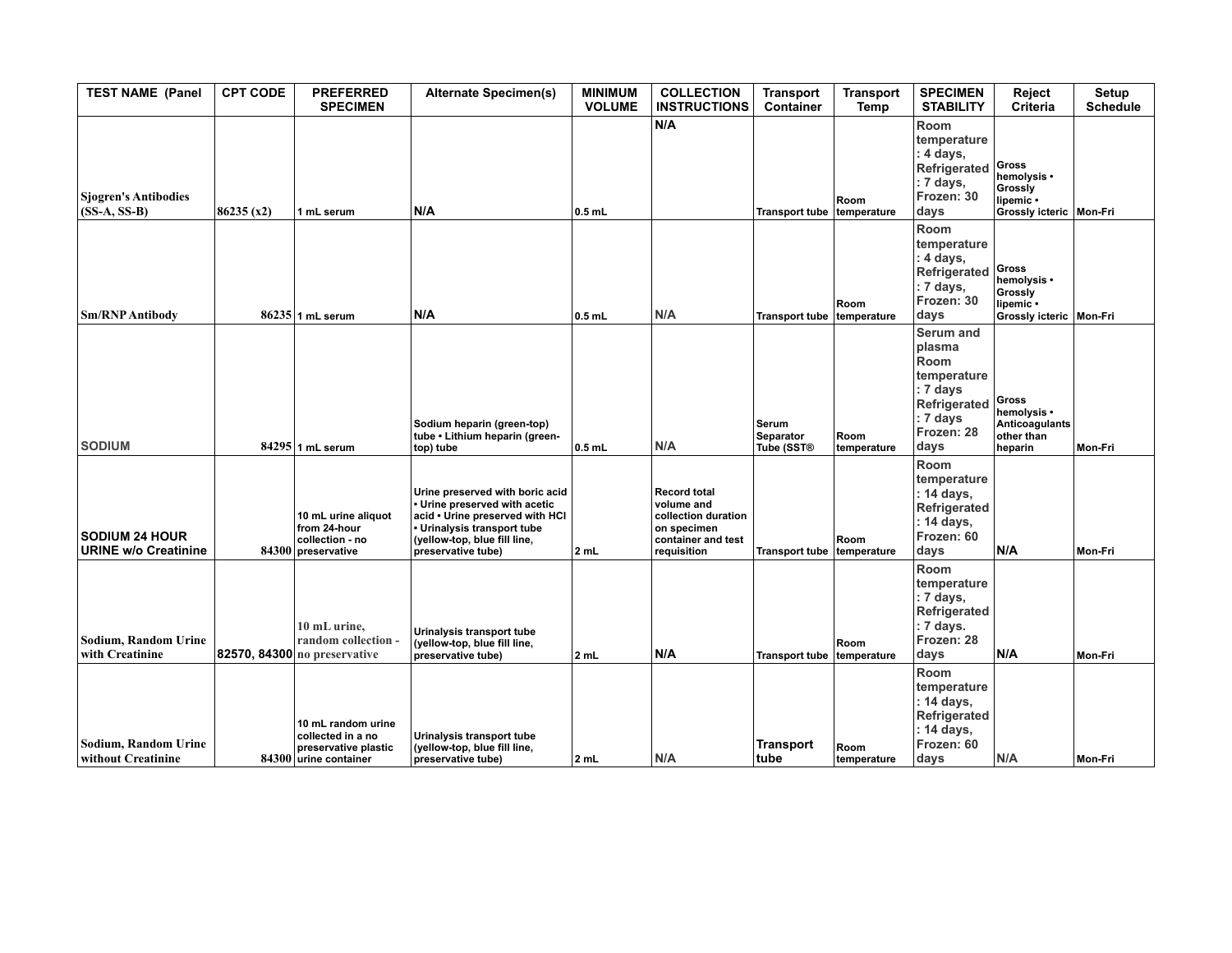| TEST NAME (Panel | CPT CODE | PREFERRED SPECIMEN | Alternate Specimen(s) | MINIMUM VOLUME | COLLECTION INSTRUCTIONS | Transport Container | Transport Temp | SPECIMEN STABILITY | Reject Criteria | Setup Schedule |
|---|---|---|---|---|---|---|---|---|---|---|
| Sjogren's Antibodies (SS-A, SS-B) | 86235 (x2) | 1 mL serum | N/A | 0.5 mL | N/A | Transport tube | Room temperature | Room temperature: 4 days, Refrigerated: 7 days, Frozen: 30 days | Gross hemolysis • Grossly lipemic • Grossly icteric | Mon-Fri |
| Sm/RNP Antibody | 86235 | 1 mL serum | N/A | 0.5 mL | N/A | Transport tube | Room temperature | Room temperature: 4 days, Refrigerated: 7 days, Frozen: 30 days | Gross hemolysis • Grossly lipemic • Grossly icteric | Mon-Fri |
| SODIUM | 84295 | 1 mL serum | Sodium heparin (green-top) tube • Lithium heparin (green-top) tube | 0.5 mL | N/A | Serum Separator Tube (SST® | Room temperature | Serum and plasma Room temperature: 7 days Refrigerated: 7 days Frozen: 28 days | Gross hemolysis • Anticoagulants other than heparin | Mon-Fri |
| SODIUM 24 HOUR URINE w/o Creatinine | 84300 | 10 mL urine aliquot from 24-hour collection - no preservative | Urine preserved with boric acid • Urine preserved with acetic acid • Urine preserved with HCl • Urinalysis transport tube (yellow-top, blue fill line, preservative tube) | 2 mL | Record total volume and collection duration on specimen container and test requisition | Transport tube | Room temperature | Room temperature: 14 days, Refrigerated: 14 days, Frozen: 60 days | N/A | Mon-Fri |
| Sodium, Random Urine with Creatinine | 82570, 84300 | 10 mL urine, random collection - no preservative | Urinalysis transport tube (yellow-top, blue fill line, preservative tube) | 2 mL | N/A | Transport tube | Room temperature | Room temperature: 7 days, Refrigerated: 7 days. Frozen: 28 days | N/A | Mon-Fri |
| Sodium, Random Urine without Creatinine | 84300 | 10 mL random urine collected in a no preservative plastic urine container | Urinalysis transport tube (yellow-top, blue fill line, preservative tube) | 2 mL | N/A | Transport tube | Room temperature | Room temperature: 14 days, Refrigerated: 14 days, Frozen: 60 days | N/A | Mon-Fri |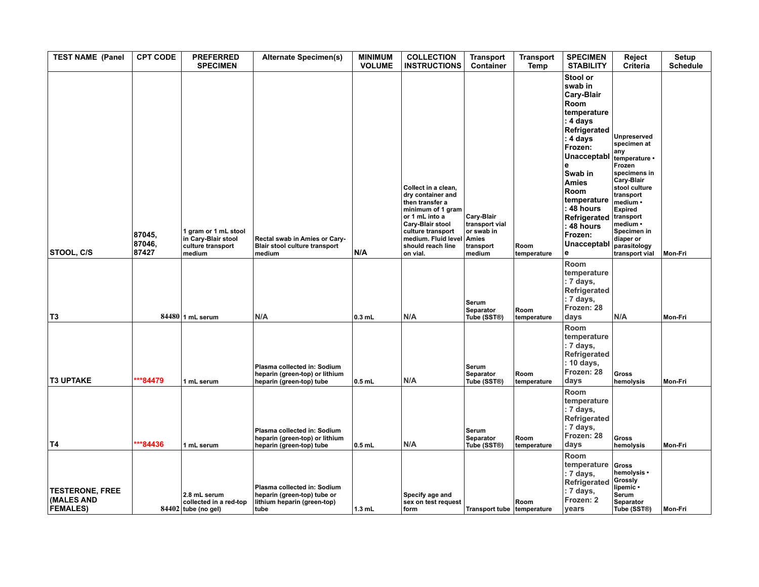| TEST NAME (Panel | CPT CODE | PREFERRED SPECIMEN | Alternate Specimen(s) | MINIMUM VOLUME | COLLECTION INSTRUCTIONS | Transport Container | Transport Temp | SPECIMEN STABILITY | Reject Criteria | Setup Schedule |
|---|---|---|---|---|---|---|---|---|---|---|
| STOOL, C/S | 87045, 87046, 87427 | 1 gram or 1 mL stool in Cary-Blair stool culture transport medium | Rectal swab in Amies or Cary-Blair stool culture transport medium | N/A | Collect in a clean, dry container and then transfer a minimum of 1 gram or 1 mL into a Cary-Blair stool culture transport medium. Fluid level should reach line on vial. | Cary-Blair transport vial or swab in Amies transport medium | Room temperature | Stool or swab in Cary-Blair Room temperature: 4 days Refrigerated: 4 days Frozen: Unacceptable Swab in Amies Room temperature: 48 hours Refrigerated: 48 hours Frozen: Unacceptable | Unpreserved specimen at any temperature • Frozen specimens in Cary-Blair stool culture transport medium • Expired transport medium • Specimen in diaper or parasitology transport vial | Mon-Fri |
| T3 | 84480 | 1 mL serum | N/A | 0.3 mL | N/A | Serum Separator Tube (SST®) | Room temperature | Room temperature: 7 days, Refrigerated: 7 days, Frozen: 28 days | N/A | Mon-Fri |
| T3 UPTAKE | ***84479 | 1 mL serum | Plasma collected in: Sodium heparin (green-top) or lithium heparin (green-top) tube | 0.5 mL | N/A | Serum Separator Tube (SST®) | Room temperature | Room temperature: 7 days, Refrigerated: 10 days, Frozen: 28 days | Gross hemolysis | Mon-Fri |
| T4 | ***84436 | 1 mL serum | Plasma collected in: Sodium heparin (green-top) or lithium heparin (green-top) tube | 0.5 mL | N/A | Serum Separator Tube (SST®) | Room temperature | Room temperature: 7 days, Refrigerated: 7 days, Frozen: 28 days | Gross hemolysis | Mon-Fri |
| TESTERONE, FREE (MALES AND FEMALES) | 84402 | 2.8 mL serum collected in a red-top tube (no gel) | Plasma collected in: Sodium heparin (green-top) tube or lithium heparin (green-top) tube | 1.3 mL | Specify age and sex on test request form | Transport tube | Room temperature | Room temperature: 7 days, Refrigerated: 7 days, Frozen: 2 years | Gross hemolysis • Grossly lipemic • Serum Separator Tube (SST®) | Mon-Fri |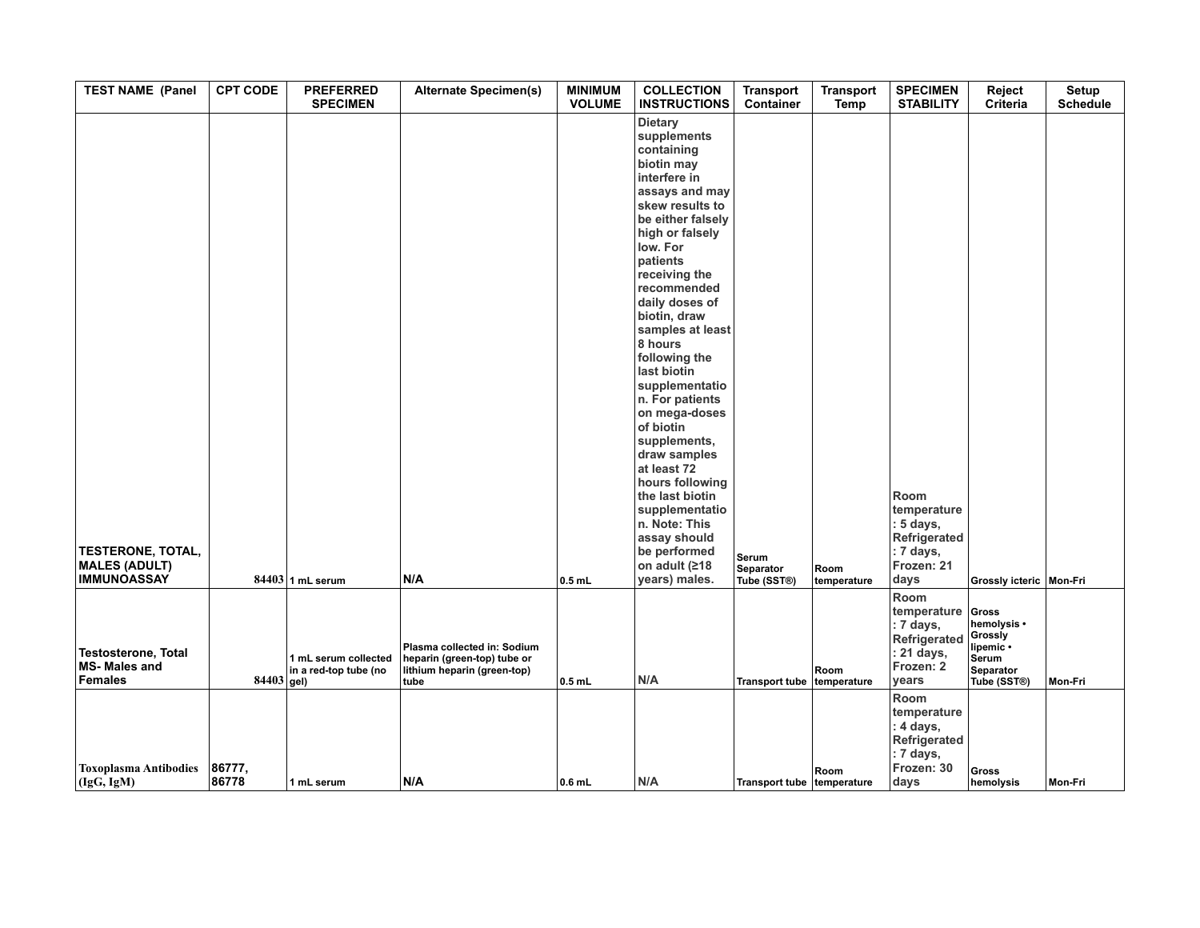| TEST NAME (Panel | CPT CODE | PREFERRED SPECIMEN | Alternate Specimen(s) | MINIMUM VOLUME | COLLECTION INSTRUCTIONS | Transport Container | Transport Temp | SPECIMEN STABILITY | Reject Criteria | Setup Schedule |
|---|---|---|---|---|---|---|---|---|---|---|
| TESTERONE, TOTAL, MALES (ADULT) IMMUNOASSAY | 84403 | 1 mL serum | N/A | 0.5 mL | Dietary supplements containing biotin may interfere in assays and may skew results to be either falsely high or falsely low. For patients receiving the recommended daily doses of biotin, draw samples at least 8 hours following the last biotin supplementation. For patients on mega-doses of biotin supplements, draw samples at least 72 hours following the last biotin supplementation. Note: This assay should be performed on adult (≥18 years) males. | Serum Separator Tube (SST®) | Room temperature | Room temperature : 5 days, Refrigerated : 7 days, Frozen: 21 days | Grossly icteric | Mon-Fri |
| Testosterone, Total MS- Males and Females | 84403 | 1 mL serum collected in a red-top tube (no gel) | Plasma collected in: Sodium heparin (green-top) tube or lithium heparin (green-top) tube | 0.5 mL | N/A | Transport tube | Room temperature | Room temperature : 7 days, Refrigerated : 21 days, Frozen: 2 years | Gross hemolysis • Grossly lipemic • Serum Separator Tube (SST®) | Mon-Fri |
| Toxoplasma Antibodies (IgG, IgM) | 86777, 86778 | 1 mL serum | N/A | 0.6 mL | N/A | Transport tube | Room temperature | Room temperature : 4 days, Refrigerated : 7 days, Frozen: 30 days | Gross hemolysis | Mon-Fri |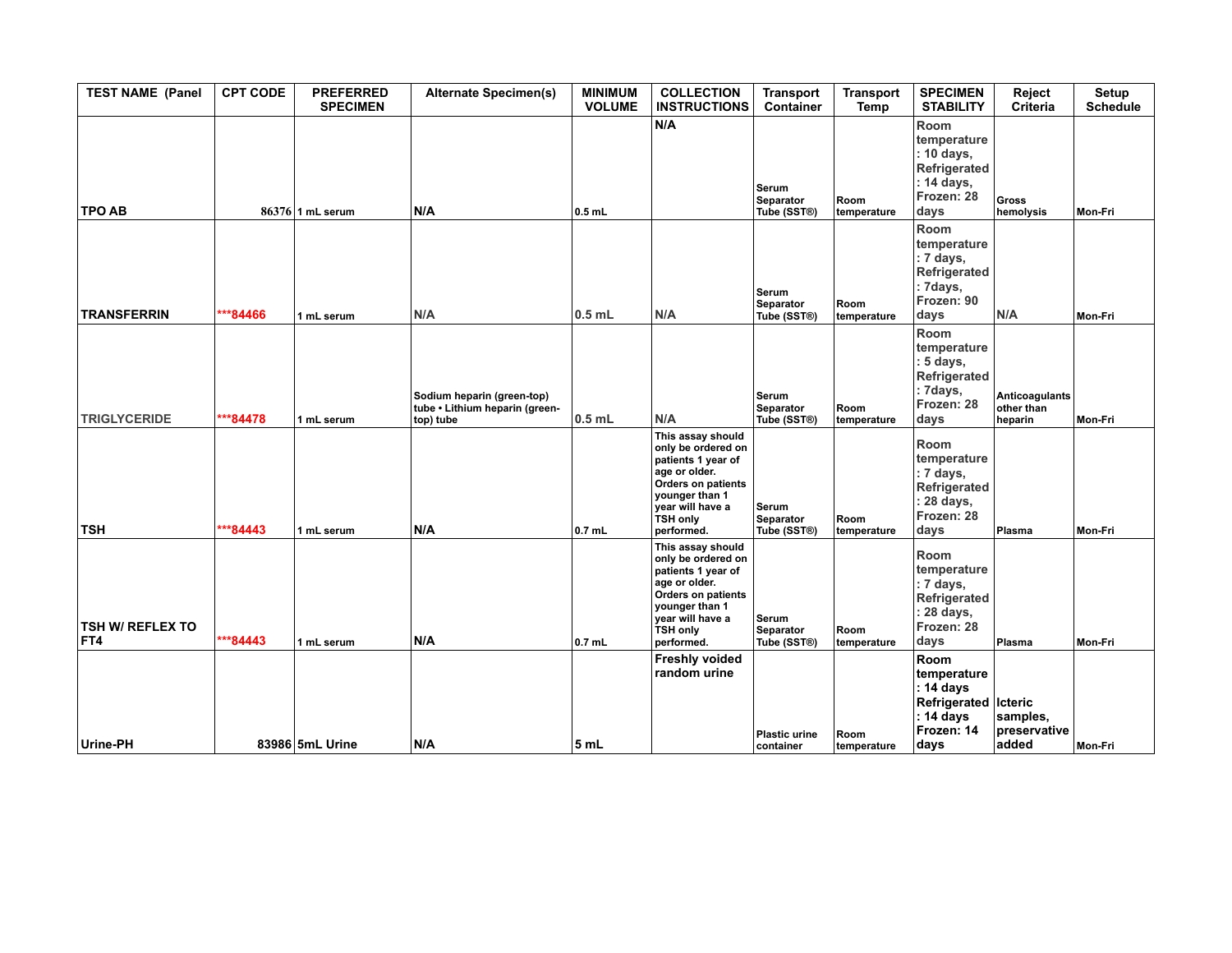| TEST NAME (Panel | CPT CODE | PREFERRED SPECIMEN | Alternate Specimen(s) | MINIMUM VOLUME | COLLECTION INSTRUCTIONS | Transport Container | Transport Temp | SPECIMEN STABILITY | Reject Criteria | Setup Schedule |
|---|---|---|---|---|---|---|---|---|---|---|
| TPO AB | 86376 | 1 mL serum | N/A | 0.5 mL | N/A | Serum Separator Tube (SST®) | Room temperature | Room temperature : 10 days, Refrigerated : 14 days, Frozen: 28 days | Gross hemolysis | Mon-Fri |
| TRANSFERRIN | ***84466 | 1 mL serum | N/A | 0.5 mL | N/A | Serum Separator Tube (SST®) | Room temperature | Room temperature : 7 days, Refrigerated : 7days, Frozen: 90 days | N/A | Mon-Fri |
| TRIGLYCERIDE | ***84478 | 1 mL serum | Sodium heparin (green-top) tube • Lithium heparin (green-top) tube | 0.5 mL | N/A | Serum Separator Tube (SST®) | Room temperature | Room temperature : 5 days, Refrigerated : 7days, Frozen: 28 days | Anticoagulants other than heparin | Mon-Fri |
| TSH | ***84443 | 1 mL serum | N/A | 0.7 mL | This assay should only be ordered on patients 1 year of age or older. Orders on patients younger than 1 year will have a TSH only performed. | Serum Separator Tube (SST®) | Room temperature | Room temperature : 7 days, Refrigerated : 28 days, Frozen: 28 days | Plasma | Mon-Fri |
| TSH W/ REFLEX TO FT4 | ***84443 | 1 mL serum | N/A | 0.7 mL | This assay should only be ordered on patients 1 year of age or older. Orders on patients younger than 1 year will have a TSH only performed. | Serum Separator Tube (SST®) | Room temperature | Room temperature : 7 days, Refrigerated : 28 days, Frozen: 28 days | Plasma | Mon-Fri |
| Urine-PH | 83986 | 5mL Urine | N/A | 5 mL | Freshly voided random urine | Plastic urine container | Room temperature | Room temperature : 14 days Refrigerated : 14 days Frozen: 14 days | Icteric samples, preservative added | Mon-Fri |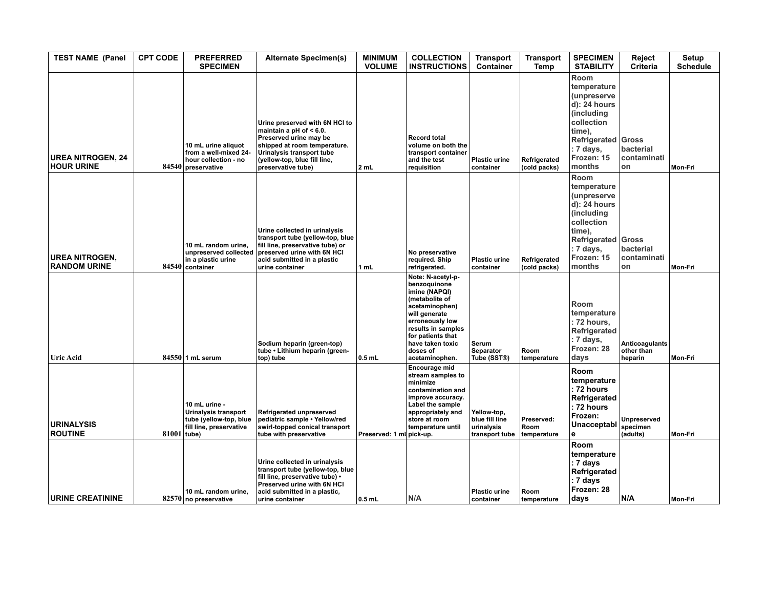| TEST NAME (Panel | CPT CODE | PREFERRED SPECIMEN | Alternate Specimen(s) | MINIMUM VOLUME | COLLECTION INSTRUCTIONS | Transport Container | Transport Temp | SPECIMEN STABILITY | Reject Criteria | Setup Schedule |
|---|---|---|---|---|---|---|---|---|---|---|
| UREA NITROGEN, 24 HOUR URINE | 84540 | 10 mL urine aliquot from a well-mixed 24-hour collection - no preservative | Urine preserved with 6N HCl to maintain a pH of < 6.0. Preserved urine may be shipped at room temperature. Urinalysis transport tube (yellow-top, blue fill line, preservative tube) | 2 mL | Record total volume on both the transport container and the test requisition | Plastic urine container | Refrigerated (cold packs) | Room temperature (unpreserved): 24 hours (including collection time), Refrigerated: 7 days, Frozen: 15 months | Gross bacterial contamination | Mon-Fri |
| UREA NITROGEN, RANDOM URINE | 84540 | 10 mL random urine, unpreserved collected in a plastic urine container | Urine collected in urinalysis transport tube (yellow-top, blue fill line, preservative tube) or preserved urine with 6N HCl acid submitted in a plastic urine container | 1 mL | No preservative required. Ship refrigerated. | Plastic urine container | Refrigerated (cold packs) | Room temperature (unpreserved): 24 hours (including collection time), Refrigerated: 7 days, Frozen: 15 months | Gross bacterial contamination | Mon-Fri |
| Uric Acid | 84550 | 1 mL serum | Sodium heparin (green-top) tube • Lithium heparin (green-top) tube | 0.5 mL | Note: N-acetyl-p-benzoquinone imine (NAPQI) (metabolite of acetaminophen) will generate erroneously low results in samples for patients that have taken toxic doses of acetaminophen. | Serum Separator Tube (SST®) | Room temperature | Room temperature: 72 hours, Refrigerated: 7 days, Frozen: 28 days | Anticoagulants other than heparin | Mon-Fri |
| URINALYSIS ROUTINE | 81001 | 10 mL urine - Urinalysis transport tube (yellow-top, blue fill line, preservative tube) | Refrigerated unpreserved pediatric sample • Yellow/red swirl-topped conical transport tube with preservative | Preserved: 1 ml | Encourage mid stream samples to minimize contamination and improve accuracy. Label the sample appropriately and store at room temperature until pick-up. | Yellow-top, blue fill line urinalysis transport tube | Preserved: Room temperature | Room temperature: 72 hours Refrigerated: 72 hours Frozen: Unacceptable | Unpreserved specimen (adults) | Mon-Fri |
| URINE CREATININE | 82570 | 10 mL random urine, no preservative | Urine collected in urinalysis transport tube (yellow-top, blue fill line, preservative tube) • Preserved urine with 6N HCl acid submitted in a plastic, urine container | 0.5 mL | N/A | Plastic urine container | Room temperature | Room temperature: 7 days Refrigerated: 7 days Frozen: 28 days | N/A | Mon-Fri |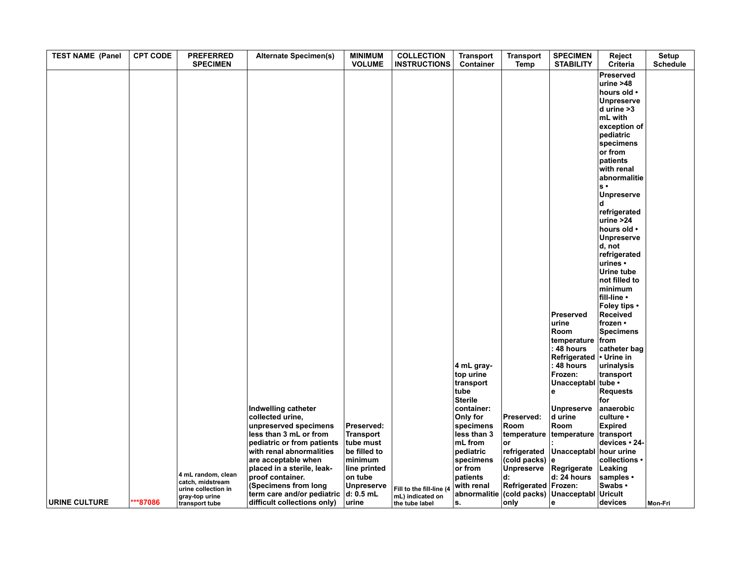| TEST NAME (Panel | CPT CODE | PREFERRED SPECIMEN | Alternate Specimen(s) | MINIMUM VOLUME | COLLECTION INSTRUCTIONS | Transport Container | Transport Temp | SPECIMEN STABILITY | Reject Criteria | Setup Schedule |
|---|---|---|---|---|---|---|---|---|---|---|
| URINE CULTURE | ***87086 | 4 mL random, clean catch, midstream urine collection in gray-top urine transport tube | Indwelling catheter collected urine, unpreserved specimens less than 3 mL or from pediatric or from patients with renal abnormalities are acceptable when placed in a sterile, leak-proof container. (Specimens from long term care and/or pediatric difficult collections only) | Preserved: Transport tube must be filled to minimum line printed on tube Unpreserved: 0.5 mL urine | Fill to the fill-line (4 mL) indicated on the tube label | 4 mL gray-top urine transport tube Sterile container: Only for specimens less than 3 mL from pediatric specimens or from patients with renal abnormalities. | Preserved: Room temperature or refrigerated (cold packs) Unpreserved: Refrigerated (cold packs) only | Preserved urine Room temperature: 48 hours Refrigerated: 48 hours Frozen: Unacceptable Unpreserved urine Room temperature: Unacceptable Regrigerated: 24 hours Frozen: Unacceptable | Preserved urine >48 hours old • Unpreserved urine >3 mL with exception of pediatric specimens or from patients with renal abnormalities • Unpreserved refrigerated urine >24 hours old • Unpreserved, not refrigerated urines • Urine tube not filled to minimum fill-line • Foley tips • Received frozen • Specimens from catheter bag • Urine in urinalysis transport tube • Requests for anaerobic culture • Expired transport devices • 24-hour urine collections • Leaking samples • Swabs • Uricult devices | Mon-Fri |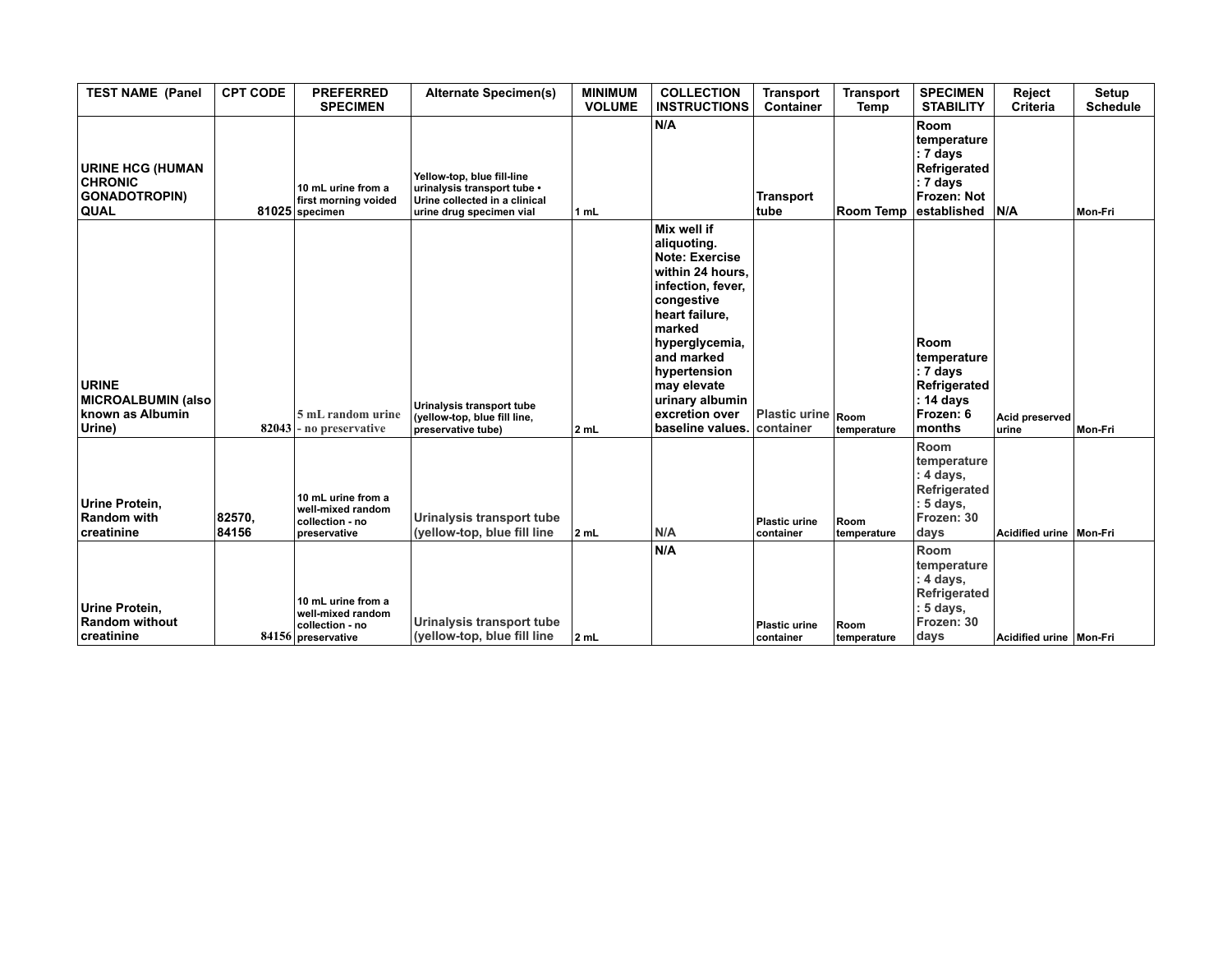| TEST NAME (Panel | CPT CODE | PREFERRED SPECIMEN | Alternate Specimen(s) | MINIMUM VOLUME | COLLECTION INSTRUCTIONS | Transport Container | Transport Temp | SPECIMEN STABILITY | Reject Criteria | Setup Schedule |
|---|---|---|---|---|---|---|---|---|---|---|
| URINE HCG (HUMAN CHRONIC GONADOTROPIN) QUAL | 81025 | 10 mL urine from a first morning voided specimen | Yellow-top, blue fill-line urinalysis transport tube • Urine collected in a clinical urine drug specimen vial | 1 mL | N/A | Transport tube | Room Temp | Room temperature: 7 days Refrigerated: 7 days Frozen: Not established | N/A | Mon-Fri |
| URINE MICROALBUMIN (also known as Albumin Urine) | 82043 | 5 mL random urine - no preservative | Urinalysis transport tube (yellow-top, blue fill line, preservative tube) | 2 mL | Mix well if aliquoting. Note: Exercise within 24 hours, infection, fever, congestive heart failure, marked hyperglycemia, and marked hypertension may elevate urinary albumin excretion over baseline values. | Plastic urine container | Room temperature | Room temperature: 7 days Refrigerated: 14 days Frozen: 6 months | Acid preserved urine | Mon-Fri |
| Urine Protein, Random with creatinine | 82570, 84156 | 10 mL urine from a well-mixed random collection - no preservative | Urinalysis transport tube (yellow-top, blue fill line | 2 mL | N/A | Plastic urine container | Room temperature | Room temperature: 4 days, Refrigerated: 5 days, Frozen: 30 days | Acidified urine | Mon-Fri |
| Urine Protein, Random without creatinine | 84156 | 10 mL urine from a well-mixed random collection - no preservative | Urinalysis transport tube (yellow-top, blue fill line | 2 mL | N/A | Plastic urine container | Room temperature | Room temperature: 4 days, Refrigerated: 5 days, Frozen: 30 days | Acidified urine | Mon-Fri |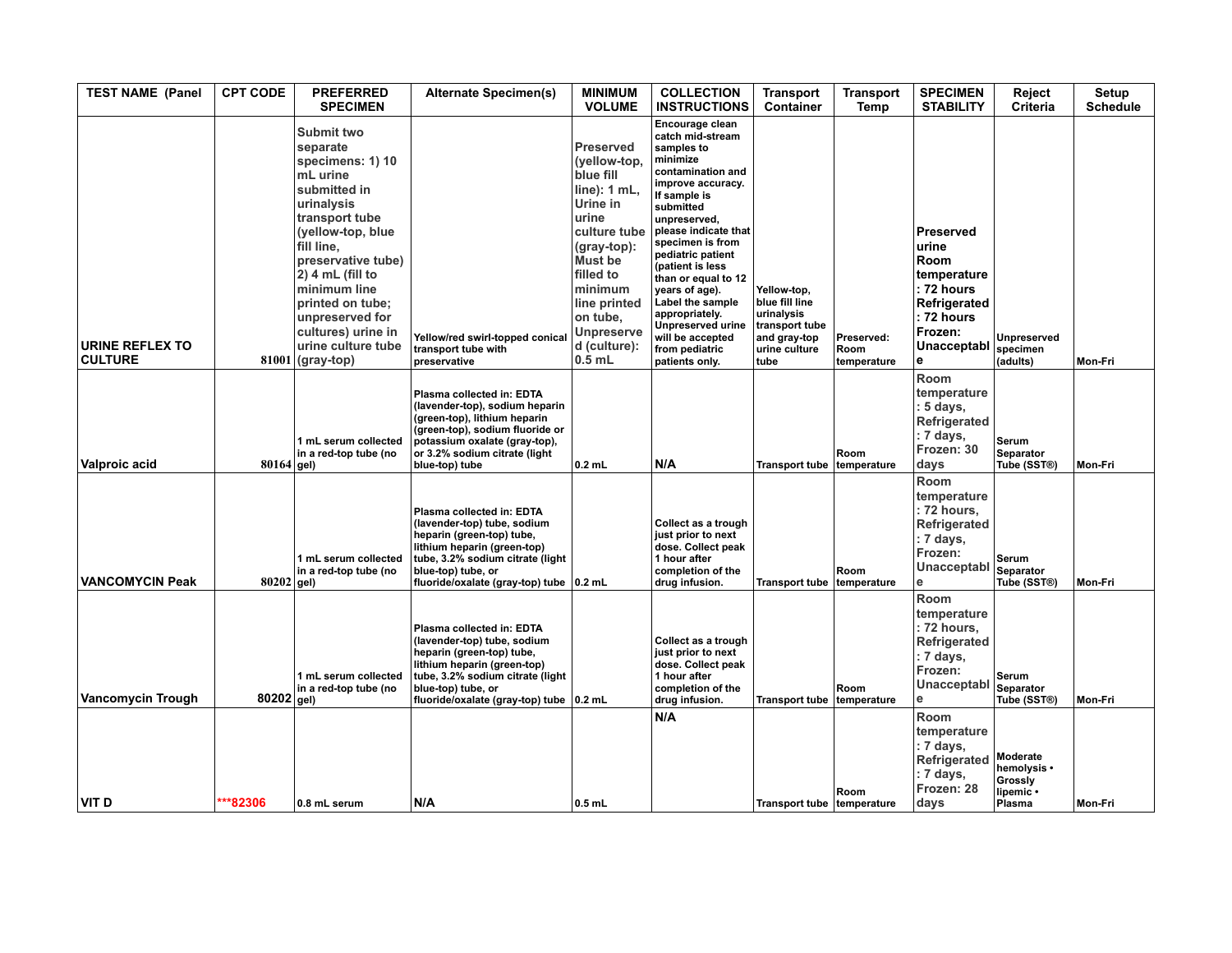| TEST NAME (Panel | CPT CODE | PREFERRED SPECIMEN | Alternate Specimen(s) | MINIMUM VOLUME | COLLECTION INSTRUCTIONS | Transport Container | Transport Temp | SPECIMEN STABILITY | Reject Criteria | Setup Schedule |
|---|---|---|---|---|---|---|---|---|---|---|
| URINE REFLEX TO CULTURE | 81001 | Submit two separate specimens: 1) 10 mL urine submitted in urinalysis transport tube (yellow-top, blue fill line, preservative tube) 2) 4 mL (fill to minimum line printed on tube; unpreserved for cultures) urine in urine culture tube (gray-top) | Yellow/red swirl-topped conical transport tube with preservative | Preserved (yellow-top, blue fill line): 1 mL, Urine in urine culture tube (gray-top): Must be filled to minimum line printed on tube, Unpreserved (culture): 0.5 mL | Encourage clean catch mid-stream samples to minimize contamination and improve accuracy. If sample is submitted unpreserved, please indicate that specimen is from pediatric patient (patient is less than or equal to 12 years of age). Label the sample appropriately. Unpreserved urine will be accepted from pediatric patients only. | Yellow-top, blue fill line urinalysis transport tube and gray-top urine culture tube | Preserved: Room temperature | Preserved urine Room temperature : 72 hours Refrigerated : 72 hours Frozen: Unacceptable | Unpreserved specimen (adults) | Mon-Fri |
| Valproic acid | 80164 | 1 mL serum collected in a red-top tube (no gel) | Plasma collected in: EDTA (lavender-top), sodium heparin (green-top), lithium heparin (green-top), sodium fluoride or potassium oxalate (gray-top), or 3.2% sodium citrate (light blue-top) tube | 0.2 mL | N/A | Transport tube | Room temperature | Room temperature : 5 days, Refrigerated : 7 days, Frozen: 30 days | Serum Separator Tube (SST®) | Mon-Fri |
| VANCOMYCIN Peak | 80202 | 1 mL serum collected in a red-top tube (no gel) | Plasma collected in: EDTA (lavender-top) tube, sodium heparin (green-top) tube, lithium heparin (green-top) tube, 3.2% sodium citrate (light blue-top) tube, or fluoride/oxalate (gray-top) tube | 0.2 mL | Collect as a trough just prior to next dose. Collect peak 1 hour after completion of the drug infusion. | Transport tube | Room temperature | Room temperature : 72 hours, Refrigerated : 7 days, Frozen: Unacceptable | Serum Separator Tube (SST®) | Mon-Fri |
| Vancomycin Trough | 80202 | 1 mL serum collected in a red-top tube (no gel) | Plasma collected in: EDTA (lavender-top) tube, sodium heparin (green-top) tube, lithium heparin (green-top) tube, 3.2% sodium citrate (light blue-top) tube, or fluoride/oxalate (gray-top) tube | 0.2 mL | Collect as a trough just prior to next dose. Collect peak 1 hour after completion of the drug infusion. | Transport tube | Room temperature | Room temperature : 72 hours, Refrigerated : 7 days, Frozen: Unacceptable | Serum Separator Tube (SST®) | Mon-Fri |
| VIT D | ***82306 | 0.8 mL serum | N/A | 0.5 mL | N/A | Transport tube | Room temperature | Room temperature : 7 days, Refrigerated : 7 days, Frozen: 28 days | Moderate hemolysis • Grossly lipemic • Plasma | Mon-Fri |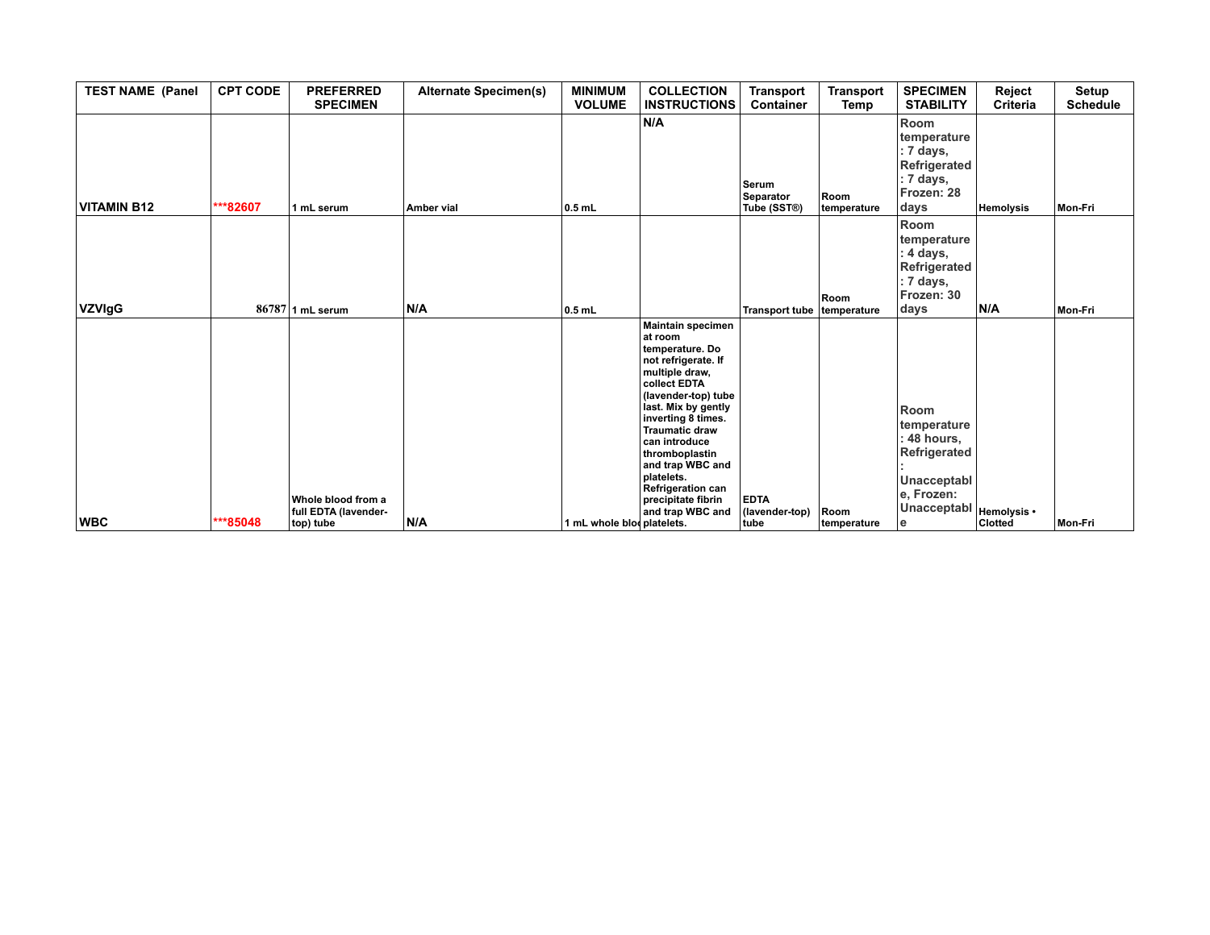| TEST NAME (Panel | CPT CODE | PREFERRED SPECIMEN | Alternate Specimen(s) | MINIMUM VOLUME | COLLECTION INSTRUCTIONS | Transport Container | Transport Temp | SPECIMEN STABILITY | Reject Criteria | Setup Schedule |
|---|---|---|---|---|---|---|---|---|---|---|
| VITAMIN B12 | ***82607 | 1 mL serum | Amber vial | 0.5 mL | N/A | Serum Separator Tube (SST®) | Room temperature | Room temperature : 7 days, Refrigerated : 7 days, Frozen: 28 days | Hemolysis | Mon-Fri |
| VZVIgG | 86787 | 1 mL serum | N/A | 0.5 mL | | Transport tube | Room temperature | Room temperature : 4 days, Refrigerated : 7 days, Frozen: 30 days | N/A | Mon-Fri |
| WBC | ***85048 | Whole blood from a full EDTA (lavender-top) tube | N/A | 1 mL whole blo | Maintain specimen at room temperature. Do not refrigerate. If multiple draw, collect EDTA (lavender-top) tube last. Mix by gently inverting 8 times. Traumatic draw can introduce thromboplastin and trap WBC and platelets. Refrigeration can precipitate fibrin and trap WBC and platelets. | EDTA (lavender-top) tube | Room temperature | Room temperature : 48 hours, Refrigerated : Unacceptable, Frozen: Unacceptable | Hemolysis • Clotted | Mon-Fri |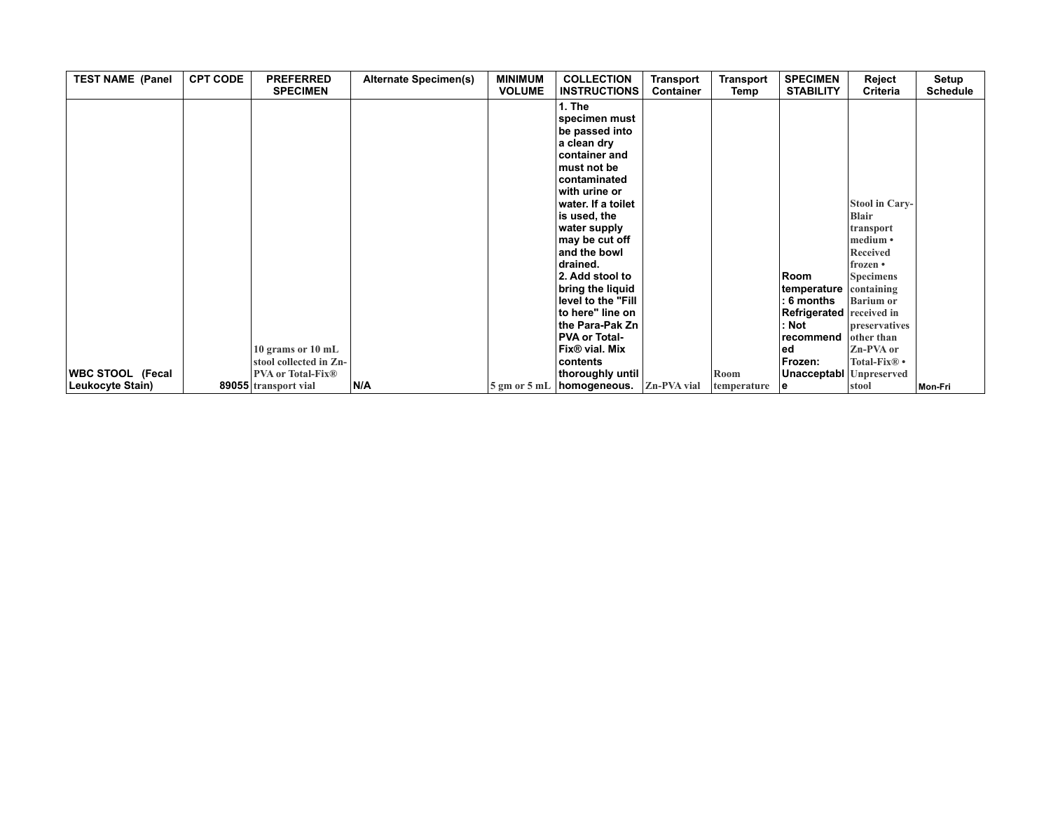| TEST NAME (Panel | CPT CODE | PREFERRED SPECIMEN | Alternate Specimen(s) | MINIMUM VOLUME | COLLECTION INSTRUCTIONS | Transport Container | Transport Temp | SPECIMEN STABILITY | Reject Criteria | Setup Schedule |
|---|---|---|---|---|---|---|---|---|---|---|
| WBC STOOL (Fecal Leukocyte Stain) | 89055 | 10 grams or 10 mL stool collected in Zn-PVA or Total-Fix® transport vial | N/A | 5 gm or 5 mL | 1. The specimen must be passed into a clean dry container and must not be contaminated with urine or water. If a toilet is used, the water supply may be cut off and the bowl drained. 2. Add stool to bring the liquid level to the "Fill to here" line on the Para-Pak Zn PVA or Total-Fix® vial. Mix contents thoroughly until homogeneous. | Zn-PVA vial | Room temperature | Room temperature: 6 months Refrigerated: Not recommended Frozen: Unacceptable | Stool in Cary-Blair transport medium • Received frozen • Specimens containing Barium or received in preservatives other than Zn-PVA or Total-Fix® • Unpreserved stool | Mon-Fri |